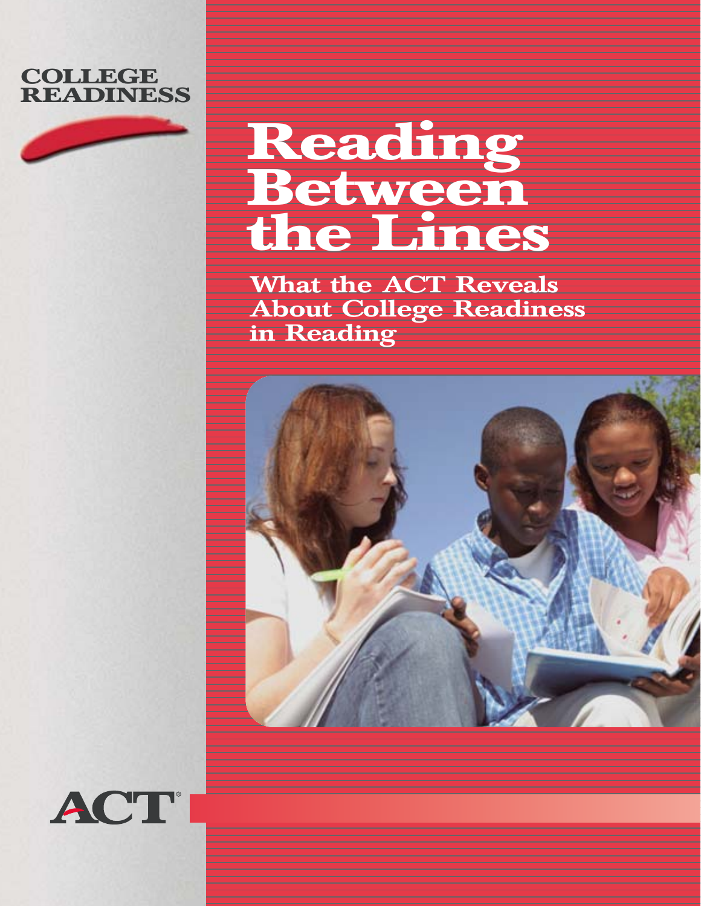COLLEGE READINESS

# Reading Between the Lines

## What the ACT Reveals About College Readiness in Reading

ACT®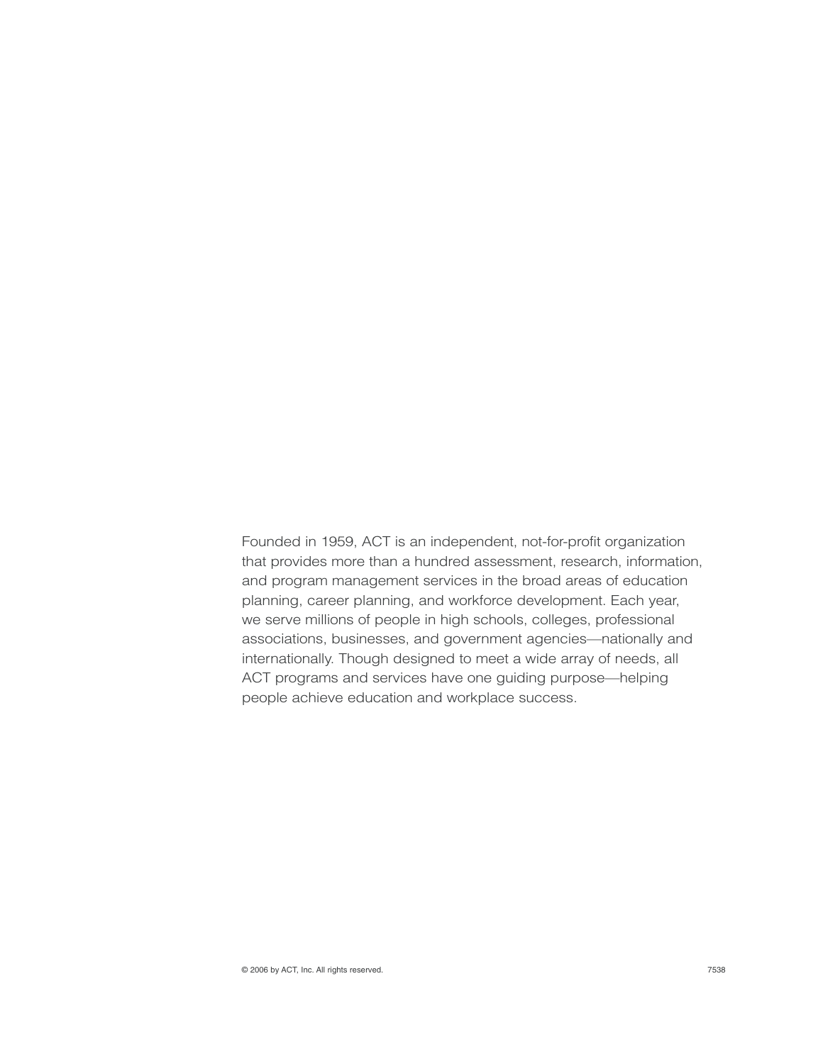Founded in 1959, ACT is an independent, not-for-profit organization that provides more than a hundred assessment, research, information, and program management services in the broad areas of education planning, career planning, and workforce development. Each year, we serve millions of people in high schools, colleges, professional associations, businesses, and government agencies—nationally and internationally. Though designed to meet a wide array of needs, all ACT programs and services have one guiding purpose—helping people achieve education and workplace success.

© 2006 by ACT, Inc. All rights reserved. 7538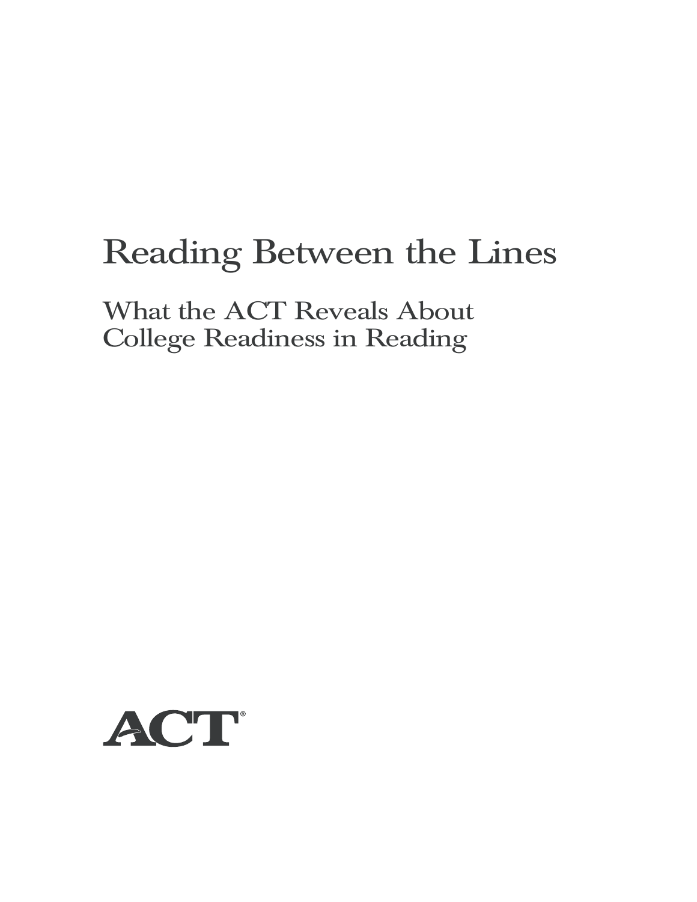# Reading Between the Lines

## What the ACT Reveals About College Readiness in Reading

ACT®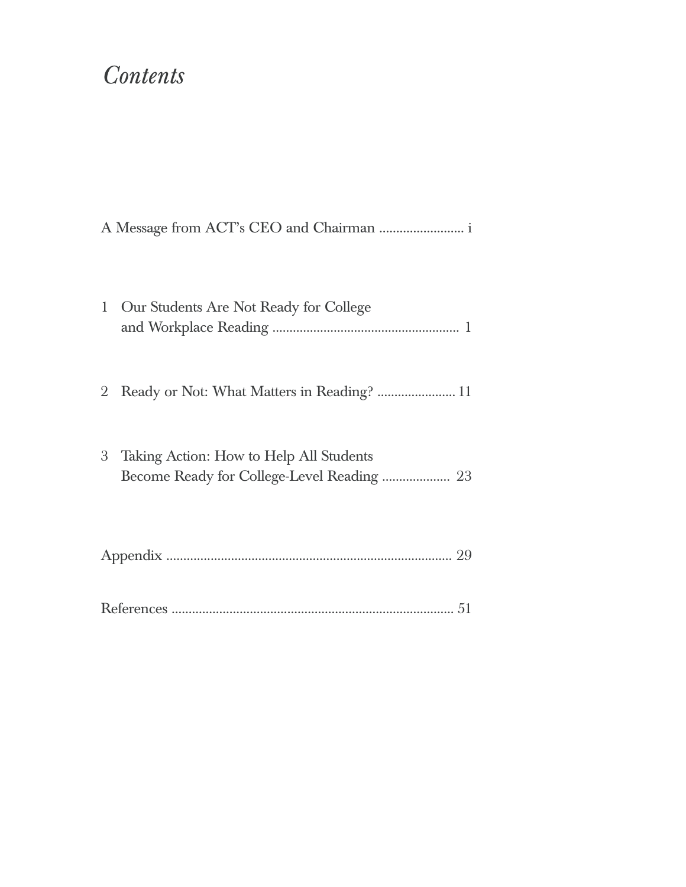# *Contents*

A Message from ACT's CEO and Chairman ......................... i

1 Our Students Are Not Ready for College and Workplace Reading ...................................................... 1

2 Ready or Not: What Matters in Reading? ....................... 11

3 Taking Action: How to Help All Students Become Ready for College-Level Reading .................... 23

Appendix .................................................................................. 29

References .................................................................................. 51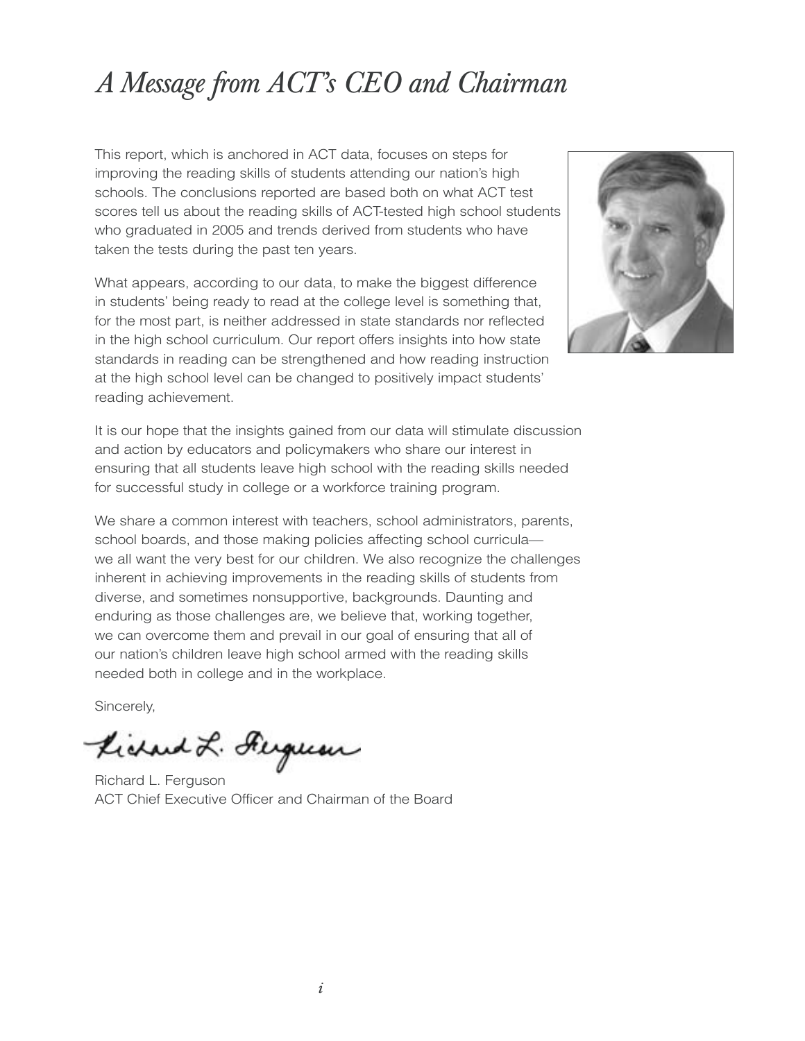# *A Message from ACT's CEO and Chairman*

This report, which is anchored in ACT data, focuses on steps for improving the reading skills of students attending our nation's high schools. The conclusions reported are based both on what ACT test scores tell us about the reading skills of ACT-tested high school students who graduated in 2005 and trends derived from students who have taken the tests during the past ten years.

What appears, according to our data, to make the biggest difference in students' being ready to read at the college level is something that, for the most part, is neither addressed in state standards nor reflected in the high school curriculum. Our report offers insights into how state standards in reading can be strengthened and how reading instruction at the high school level can be changed to positively impact students' reading achievement.

It is our hope that the insights gained from our data will stimulate discussion and action by educators and policymakers who share our interest in ensuring that all students leave high school with the reading skills needed for successful study in college or a workforce training program.

We share a common interest with teachers, school administrators, parents, school boards, and those making policies affecting school curricula—we all want the very best for our children. We also recognize the challenges inherent in achieving improvements in the reading skills of students from diverse, and sometimes nonsupportive, backgrounds. Daunting and enduring as those challenges are, we believe that, working together, we can overcome them and prevail in our goal of ensuring that all of our nation's children leave high school armed with the reading skills needed both in college and in the workplace.

Sincerely,

Richard L. Ferguson

Richard L. Ferguson
ACT Chief Executive Officer and Chairman of the Board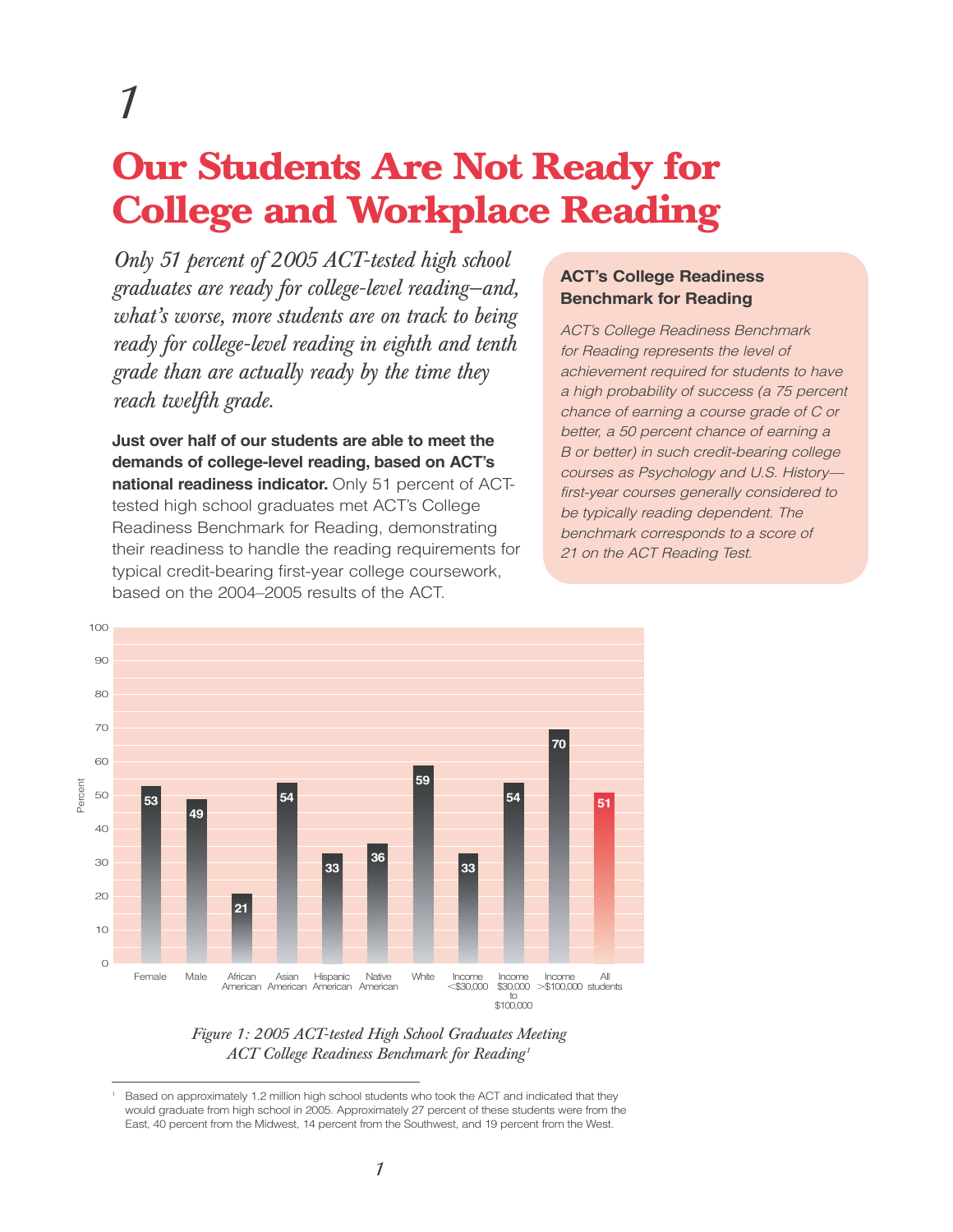# 1

# Our Students Are Not Ready for College and Workplace Reading

*Only 51 percent of 2005 ACT-tested high school graduates are ready for college-level reading—and, what's worse, more students are on track to being ready for college-level reading in eighth and tenth grade than are actually ready by the time they reach twelfth grade.*

**Just over half of our students are able to meet the demands of college-level reading, based on ACT's national readiness indicator.** Only 51 percent of ACT-tested high school graduates met ACT's College Readiness Benchmark for Reading, demonstrating their readiness to handle the reading requirements for typical credit-bearing first-year college coursework, based on the 2004–2005 results of the ACT.

### ACT's College Readiness Benchmark for Reading

*ACT's College Readiness Benchmark for Reading represents the level of achievement required for students to have a high probability of success (a 75 percent chance of earning a course grade of C or better, a 50 percent chance of earning a B or better) in such credit-bearing college courses as Psychology and U.S. History—first-year courses generally considered to be typically reading dependent. The benchmark corresponds to a score of 21 on the ACT Reading Test.*

| Group | Percent |
|---|---|
| Female | 53 |
| Male | 49 |
| African American | 21 |
| Asian American | 54 |
| Hispanic American | 33 |
| Native American | 36 |
| White | 59 |
| Income <$30,000 | 33 |
| Income $30,000 to $100,000 | 54 |
| Income >$100,000 | 70 |
| All students | 51 |

*Figure 1: 2005 ACT-tested High School Graduates Meeting ACT College Readiness Benchmark for Reading*[1]

[1] Based on approximately 1.2 million high school students who took the ACT and indicated that they would graduate from high school in 2005. Approximately 27 percent of these students were from the East, 40 percent from the Midwest, 14 percent from the Southwest, and 19 percent from the West.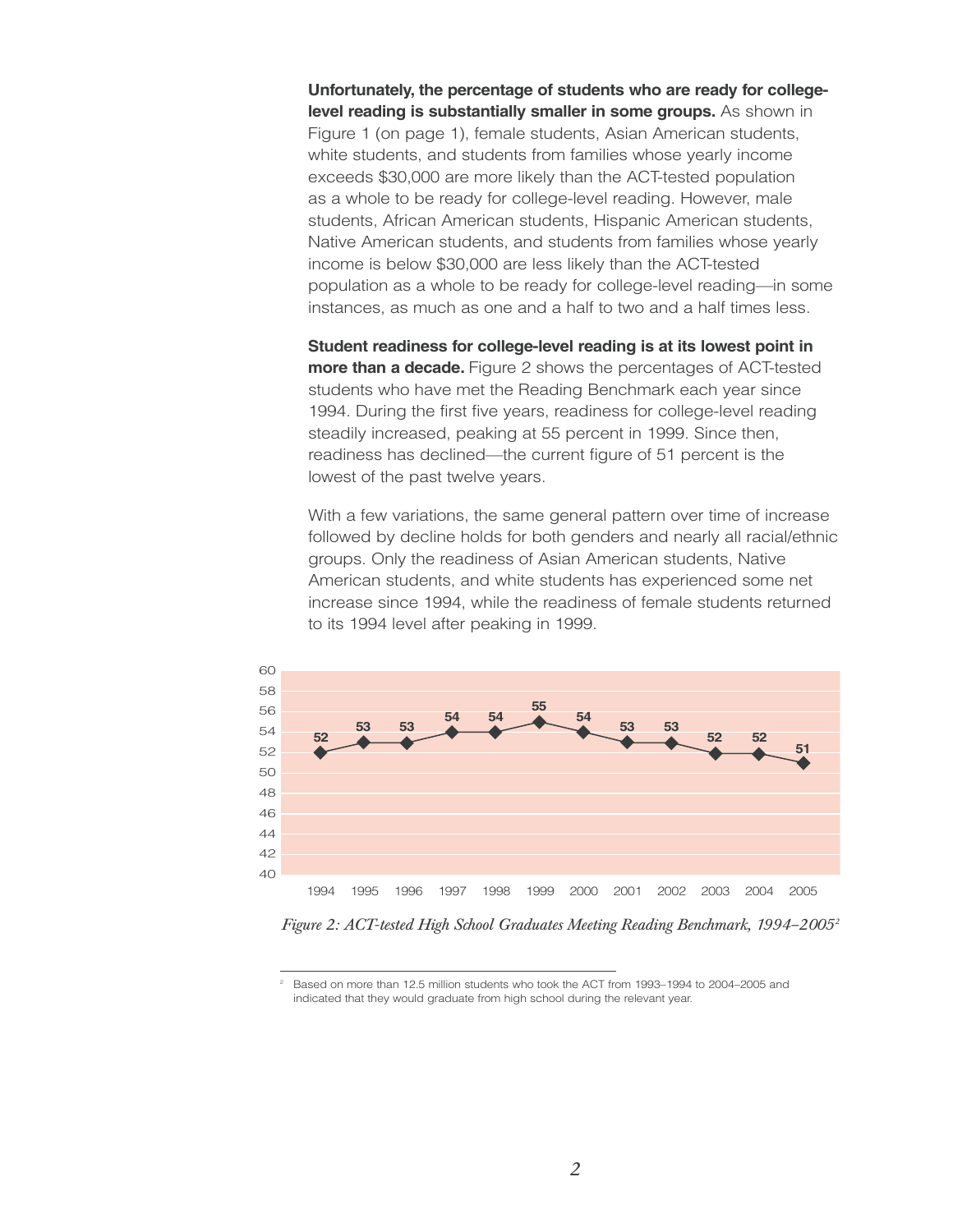**Unfortunately, the percentage of students who are ready for college-level reading is substantially smaller in some groups.** As shown in Figure 1 (on page 1), female students, Asian American students, white students, and students from families whose yearly income exceeds $30,000 are more likely than the ACT-tested population as a whole to be ready for college-level reading. However, male students, African American students, Hispanic American students, Native American students, and students from families whose yearly income is below $30,000 are less likely than the ACT-tested population as a whole to be ready for college-level reading—in some instances, as much as one and a half to two and a half times less.

**Student readiness for college-level reading is at its lowest point in more than a decade.** Figure 2 shows the percentages of ACT-tested students who have met the Reading Benchmark each year since 1994. During the first five years, readiness for college-level reading steadily increased, peaking at 55 percent in 1999. Since then, readiness has declined—the current figure of 51 percent is the lowest of the past twelve years.

With a few variations, the same general pattern over time of increase followed by decline holds for both genders and nearly all racial/ethnic groups. Only the readiness of Asian American students, Native American students, and white students has experienced some net increase since 1994, while the readiness of female students returned to its 1994 level after peaking in 1999.

| 1994 | 1995 | 1996 | 1997 | 1998 | 1999 | 2000 | 2001 | 2002 | 2003 | 2004 | 2005 |
|---|---|---|---|---|---|---|---|---|---|---|---|
| 52 | 53 | 53 | 54 | 54 | 55 | 54 | 53 | 53 | 52 | 52 | 51 |

*Figure 2: ACT-tested High School Graduates Meeting Reading Benchmark, 1994–2005*[2]

[2] Based on more than 12.5 million students who took the ACT from 1993–1994 to 2004–2005 and indicated that they would graduate from high school during the relevant year.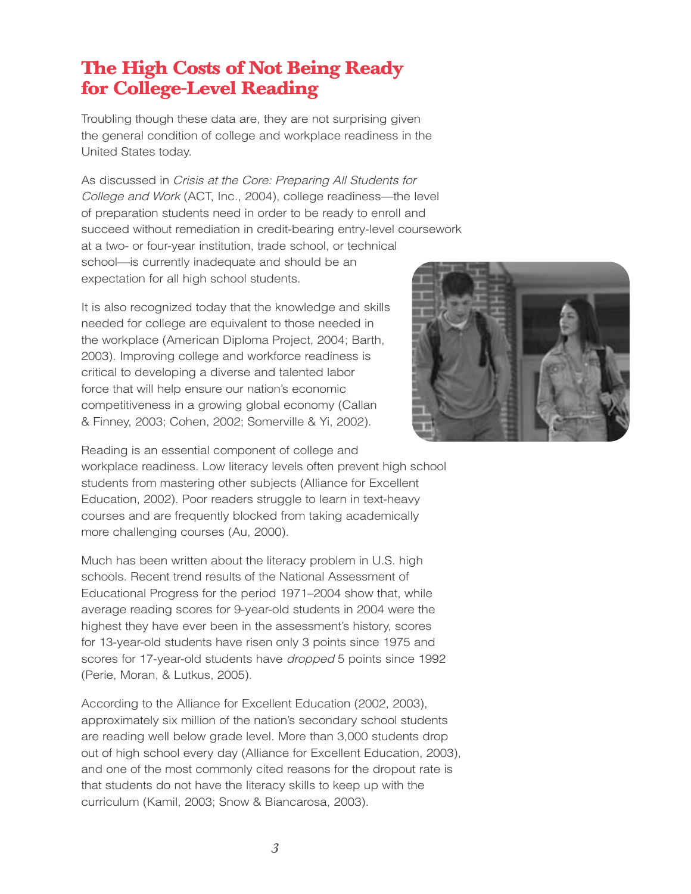# The High Costs of Not Being Ready for College-Level Reading

Troubling though these data are, they are not surprising given the general condition of college and workplace readiness in the United States today.

As discussed in *Crisis at the Core: Preparing All Students for College and Work* (ACT, Inc., 2004), college readiness—the level of preparation students need in order to be ready to enroll and succeed without remediation in credit-bearing entry-level coursework at a two- or four-year institution, trade school, or technical school—is currently inadequate and should be an expectation for all high school students.

It is also recognized today that the knowledge and skills needed for college are equivalent to those needed in the workplace (American Diploma Project, 2004; Barth, 2003). Improving college and workforce readiness is critical to developing a diverse and talented labor force that will help ensure our nation's economic competitiveness in a growing global economy (Callan & Finney, 2003; Cohen, 2002; Somerville & Yi, 2002).

Reading is an essential component of college and workplace readiness. Low literacy levels often prevent high school students from mastering other subjects (Alliance for Excellent Education, 2002). Poor readers struggle to learn in text-heavy courses and are frequently blocked from taking academically more challenging courses (Au, 2000).

Much has been written about the literacy problem in U.S. high schools. Recent trend results of the National Assessment of Educational Progress for the period 1971–2004 show that, while average reading scores for 9-year-old students in 2004 were the highest they have ever been in the assessment's history, scores for 13-year-old students have risen only 3 points since 1975 and scores for 17-year-old students have *dropped* 5 points since 1992 (Perie, Moran, & Lutkus, 2005).

According to the Alliance for Excellent Education (2002, 2003), approximately six million of the nation's secondary school students are reading well below grade level. More than 3,000 students drop out of high school every day (Alliance for Excellent Education, 2003), and one of the most commonly cited reasons for the dropout rate is that students do not have the literacy skills to keep up with the curriculum (Kamil, 2003; Snow & Biancarosa, 2003).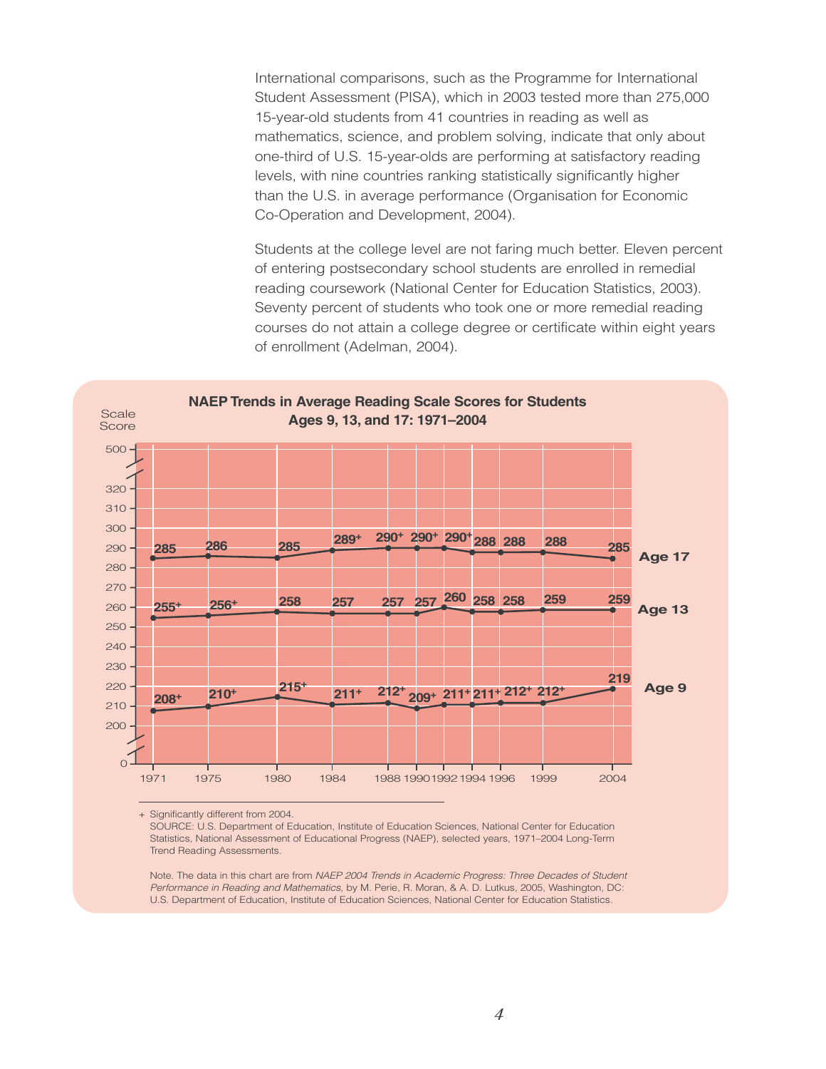International comparisons, such as the Programme for International Student Assessment (PISA), which in 2003 tested more than 275,000 15-year-old students from 41 countries in reading as well as mathematics, science, and problem solving, indicate that only about one-third of U.S. 15-year-olds are performing at satisfactory reading levels, with nine countries ranking statistically significantly higher than the U.S. in average performance (Organisation for Economic Co-Operation and Development, 2004).

Students at the college level are not faring much better. Eleven percent of entering postsecondary school students are enrolled in remedial reading coursework (National Center for Education Statistics, 2003). Seventy percent of students who took one or more remedial reading courses do not attain a college degree or certificate within eight years of enrollment (Adelman, 2004).

**NAEP Trends in Average Reading Scale Scores for Students Ages 9, 13, and 17: 1971–2004**

| Scale Score | 1971 | 1975 | 1980 | 1984 | 1988 | 1990 | 1992 | 1994 | 1996 | 1999 | 2004 |
|---|---|---|---|---|---|---|---|---|---|---|---|
| Age 17 | 285 | 286 | 285 | 289+ | 290+ | 290+ | 290+ | 288 | 288 | 288 | 285 |
| Age 13 | 255+ | 256+ | 258 | 257 | 257 | 257 | 260 | 258 | 258 | 259 | 259 |
| Age 9 | 208+ | 210+ | 215+ | 211+ | 212+ | 209+ | 211+ | 211+ | 212+ | 212+ | 219 |

+ Significantly different from 2004.
SOURCE: U.S. Department of Education, Institute of Education Sciences, National Center for Education Statistics, National Assessment of Educational Progress (NAEP), selected years, 1971–2004 Long-Term Trend Reading Assessments.

Note. The data in this chart are from *NAEP 2004 Trends in Academic Progress: Three Decades of Student Performance in Reading and Mathematics*, by M. Perie, R. Moran, & A. D. Lutkus, 2005, Washington, DC: U.S. Department of Education, Institute of Education Sciences, National Center for Education Statistics.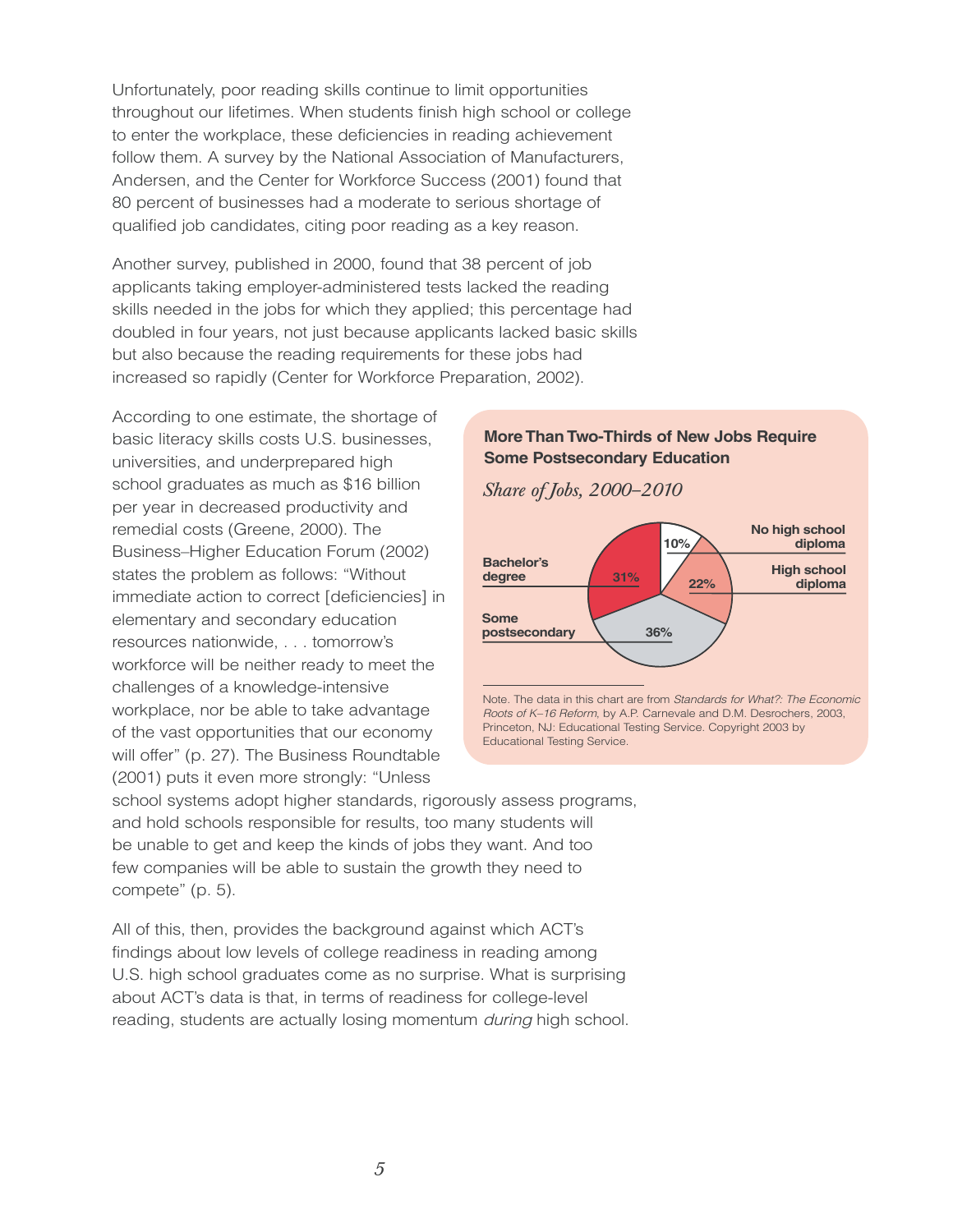Unfortunately, poor reading skills continue to limit opportunities throughout our lifetimes. When students finish high school or college to enter the workplace, these deficiencies in reading achievement follow them. A survey by the National Association of Manufacturers, Andersen, and the Center for Workforce Success (2001) found that 80 percent of businesses had a moderate to serious shortage of qualified job candidates, citing poor reading as a key reason.

Another survey, published in 2000, found that 38 percent of job applicants taking employer-administered tests lacked the reading skills needed in the jobs for which they applied; this percentage had doubled in four years, not just because applicants lacked basic skills but also because the reading requirements for these jobs had increased so rapidly (Center for Workforce Preparation, 2002).

According to one estimate, the shortage of basic literacy skills costs U.S. businesses, universities, and underprepared high school graduates as much as $16 billion per year in decreased productivity and remedial costs (Greene, 2000). The Business–Higher Education Forum (2002) states the problem as follows: "Without immediate action to correct [deficiencies] in elementary and secondary education resources nationwide, . . . tomorrow's workforce will be neither ready to meet the challenges of a knowledge-intensive workplace, nor be able to take advantage of the vast opportunities that our economy will offer" (p. 27). The Business Roundtable (2001) puts it even more strongly: "Unless school systems adopt higher standards, rigorously assess programs, and hold schools responsible for results, too many students will be unable to get and keep the kinds of jobs they want. And too few companies will be able to sustain the growth they need to compete" (p. 5).

**More Than Two-Thirds of New Jobs Require Some Postsecondary Education**

*Share of Jobs, 2000–2010*

| Education level | Share |
| --- | --- |
| No high school diploma | 10% |
| High school diploma | 22% |
| Some postsecondary | 36% |
| Bachelor's degree | 31% |

Note. The data in this chart are from *Standards for What?: The Economic Roots of K–16 Reform*, by A.P. Carnevale and D.M. Desrochers, 2003, Princeton, NJ: Educational Testing Service. Copyright 2003 by Educational Testing Service.

All of this, then, provides the background against which ACT's findings about low levels of college readiness in reading among U.S. high school graduates come as no surprise. What is surprising about ACT's data is that, in terms of readiness for college-level reading, students are actually losing momentum *during* high school.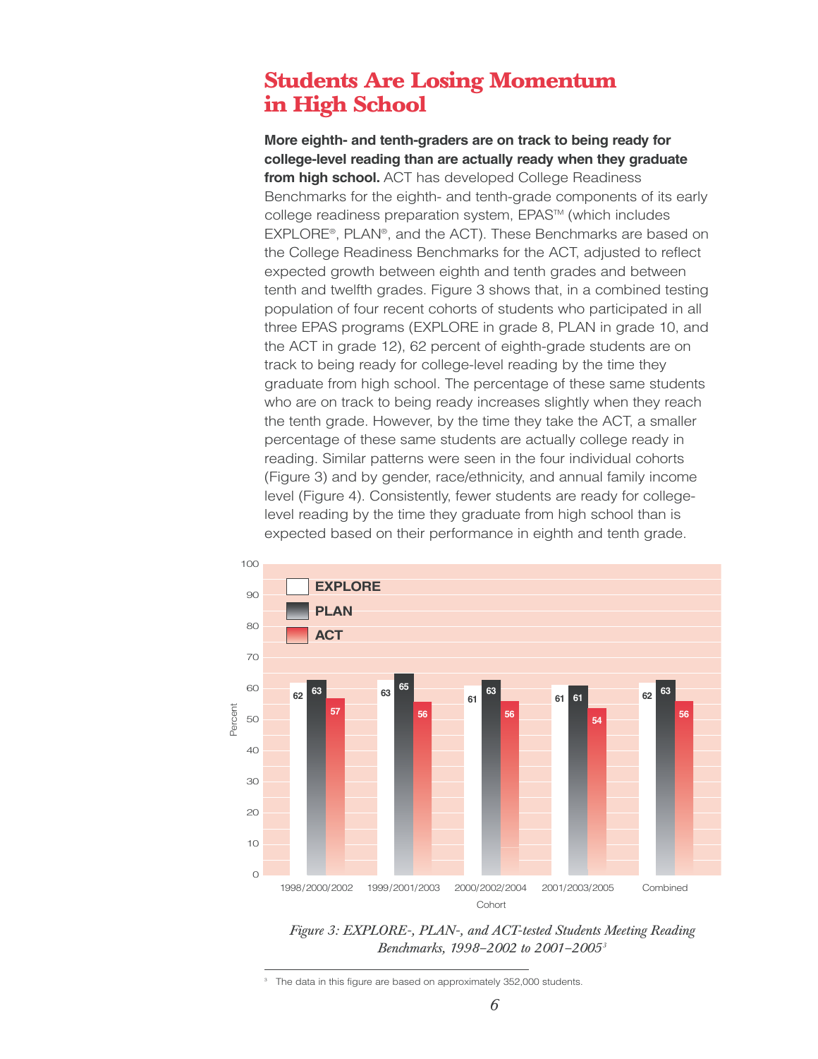# Students Are Losing Momentum in High School

**More eighth- and tenth-graders are on track to being ready for college-level reading than are actually ready when they graduate from high school.** ACT has developed College Readiness Benchmarks for the eighth- and tenth-grade components of its early college readiness preparation system, EPAS™ (which includes EXPLORE®, PLAN®, and the ACT). These Benchmarks are based on the College Readiness Benchmarks for the ACT, adjusted to reflect expected growth between eighth and tenth grades and between tenth and twelfth grades. Figure 3 shows that, in a combined testing population of four recent cohorts of students who participated in all three EPAS programs (EXPLORE in grade 8, PLAN in grade 10, and the ACT in grade 12), 62 percent of eighth-grade students are on track to being ready for college-level reading by the time they graduate from high school. The percentage of these same students who are on track to being ready increases slightly when they reach the tenth grade. However, by the time they take the ACT, a smaller percentage of these same students are actually college ready in reading. Similar patterns were seen in the four individual cohorts (Figure 3) and by gender, race/ethnicity, and annual family income level (Figure 4). Consistently, fewer students are ready for college-level reading by the time they graduate from high school than is expected based on their performance in eighth and tenth grade.

| Cohort | EXPLORE | PLAN | ACT |
|---|---|---|---|
| 1998/2000/2002 | 62 | 63 | 57 |
| 1999/2001/2003 | 63 | 65 | 56 |
| 2000/2002/2004 | 61 | 63 | 56 |
| 2001/2003/2005 | 61 | 61 | 54 |
| Combined | 62 | 63 | 56 |

*Figure 3: EXPLORE-, PLAN-, and ACT-tested Students Meeting Reading Benchmarks, 1998–2002 to 2001–2005*[3]

[3] The data in this figure are based on approximately 352,000 students.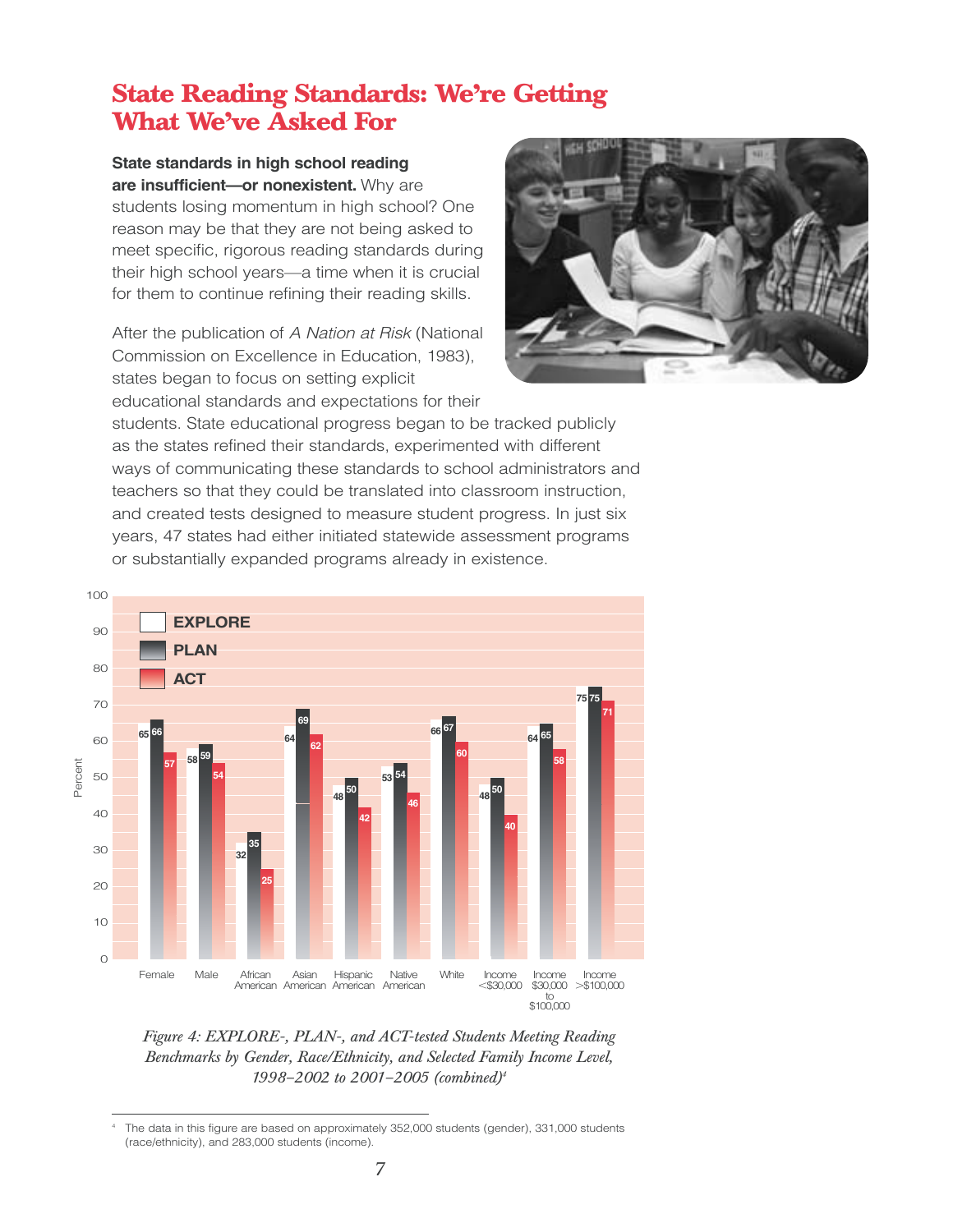# State Reading Standards: We're Getting What We've Asked For

**State standards in high school reading are insufficient—or nonexistent.** Why are students losing momentum in high school? One reason may be that they are not being asked to meet specific, rigorous reading standards during their high school years—a time when it is crucial for them to continue refining their reading skills.

After the publication of *A Nation at Risk* (National Commission on Excellence in Education, 1983), states began to focus on setting explicit educational standards and expectations for their students. State educational progress began to be tracked publicly as the states refined their standards, experimented with different ways of communicating these standards to school administrators and teachers so that they could be translated into classroom instruction, and created tests designed to measure student progress. In just six years, 47 states had either initiated statewide assessment programs or substantially expanded programs already in existence.

| Group | EXPLORE | PLAN | ACT |
|---|---|---|---|
| Female | 65 | 66 | 57 |
| Male | 58 | 59 | 54 |
| African American | 32 | 35 | 25 |
| Asian American | 64 | 69 | 62 |
| Hispanic American | 48 | 50 | 42 |
| Native American | 53 | 54 | 46 |
| White | 66 | 67 | 60 |
| Income <$30,000 | 48 | 50 | 40 |
| Income $30,000 to $100,000 | 64 | 65 | 58 |
| Income >$100,000 | 75 | 75 | 71 |

*Figure 4: EXPLORE-, PLAN-, and ACT-tested Students Meeting Reading Benchmarks by Gender, Race/Ethnicity, and Selected Family Income Level, 1998–2002 to 2001–2005 (combined)*[4]

[4] The data in this figure are based on approximately 352,000 students (gender), 331,000 students (race/ethnicity), and 283,000 students (income).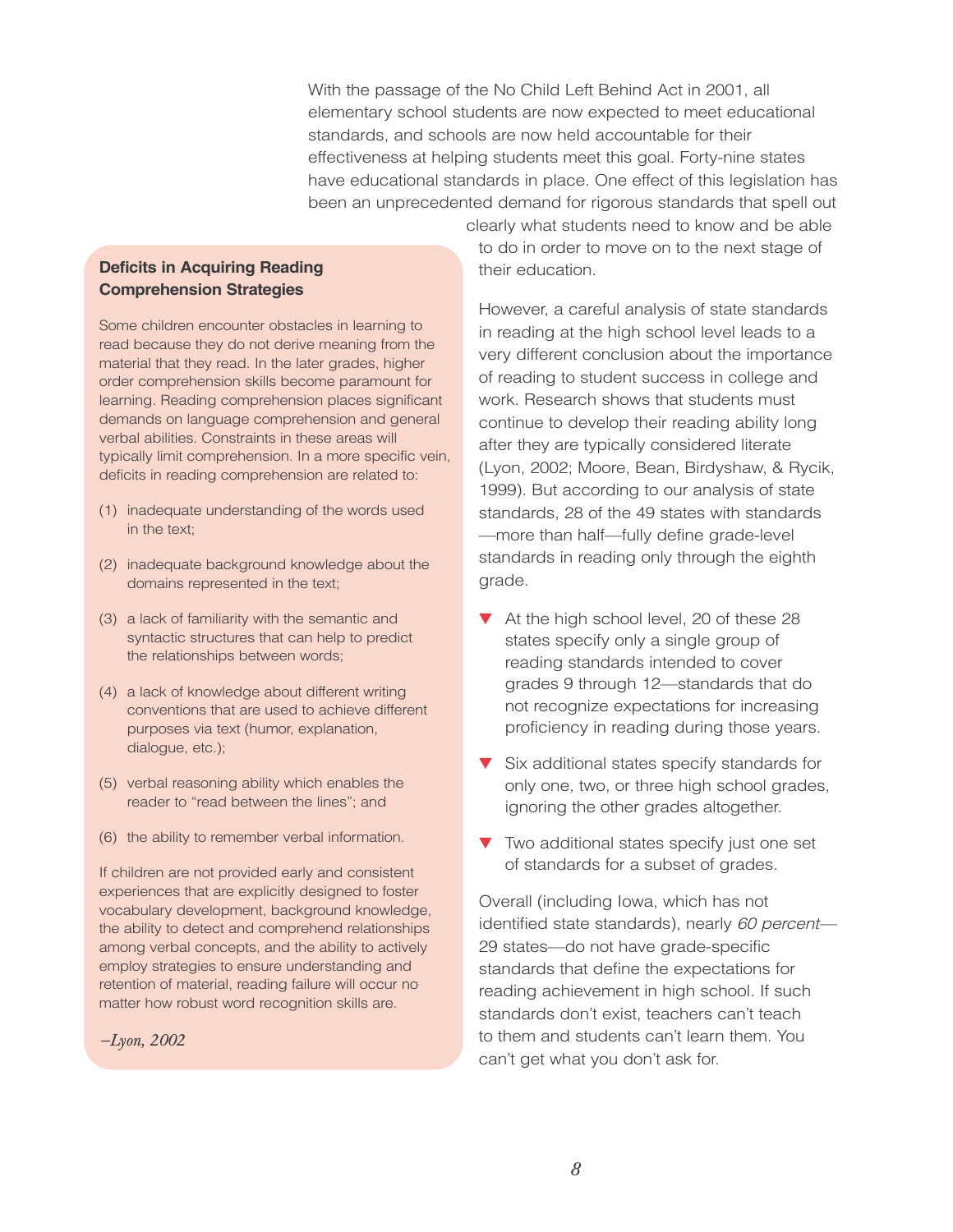With the passage of the No Child Left Behind Act in 2001, all elementary school students are now expected to meet educational standards, and schools are now held accountable for their effectiveness at helping students meet this goal. Forty-nine states have educational standards in place. One effect of this legislation has been an unprecedented demand for rigorous standards that spell out clearly what students need to know and be able to do in order to move on to the next stage of their education.

However, a careful analysis of state standards in reading at the high school level leads to a very different conclusion about the importance of reading to student success in college and work. Research shows that students must continue to develop their reading ability long after they are typically considered literate (Lyon, 2002; Moore, Bean, Birdyshaw, & Rycik, 1999). But according to our analysis of state standards, 28 of the 49 states with standards—more than half—fully define grade-level standards in reading only through the eighth grade.

- At the high school level, 20 of these 28 states specify only a single group of reading standards intended to cover grades 9 through 12—standards that do not recognize expectations for increasing proficiency in reading during those years.
- Six additional states specify standards for only one, two, or three high school grades, ignoring the other grades altogether.
- Two additional states specify just one set of standards for a subset of grades.

Overall (including Iowa, which has not identified state standards), nearly *60 percent*—29 states—do not have grade-specific standards that define the expectations for reading achievement in high school. If such standards don't exist, teachers can't teach to them and students can't learn them. You can't get what you don't ask for.

**Deficits in Acquiring Reading Comprehension Strategies**

Some children encounter obstacles in learning to read because they do not derive meaning from the material that they read. In the later grades, higher order comprehension skills become paramount for learning. Reading comprehension places significant demands on language comprehension and general verbal abilities. Constraints in these areas will typically limit comprehension. In a more specific vein, deficits in reading comprehension are related to:

(1) inadequate understanding of the words used in the text;

(2) inadequate background knowledge about the domains represented in the text;

(3) a lack of familiarity with the semantic and syntactic structures that can help to predict the relationships between words;

(4) a lack of knowledge about different writing conventions that are used to achieve different purposes via text (humor, explanation, dialogue, etc.);

(5) verbal reasoning ability which enables the reader to "read between the lines"; and

(6) the ability to remember verbal information.

If children are not provided early and consistent experiences that are explicitly designed to foster vocabulary development, background knowledge, the ability to detect and comprehend relationships among verbal concepts, and the ability to actively employ strategies to ensure understanding and retention of material, reading failure will occur no matter how robust word recognition skills are.

*–Lyon, 2002*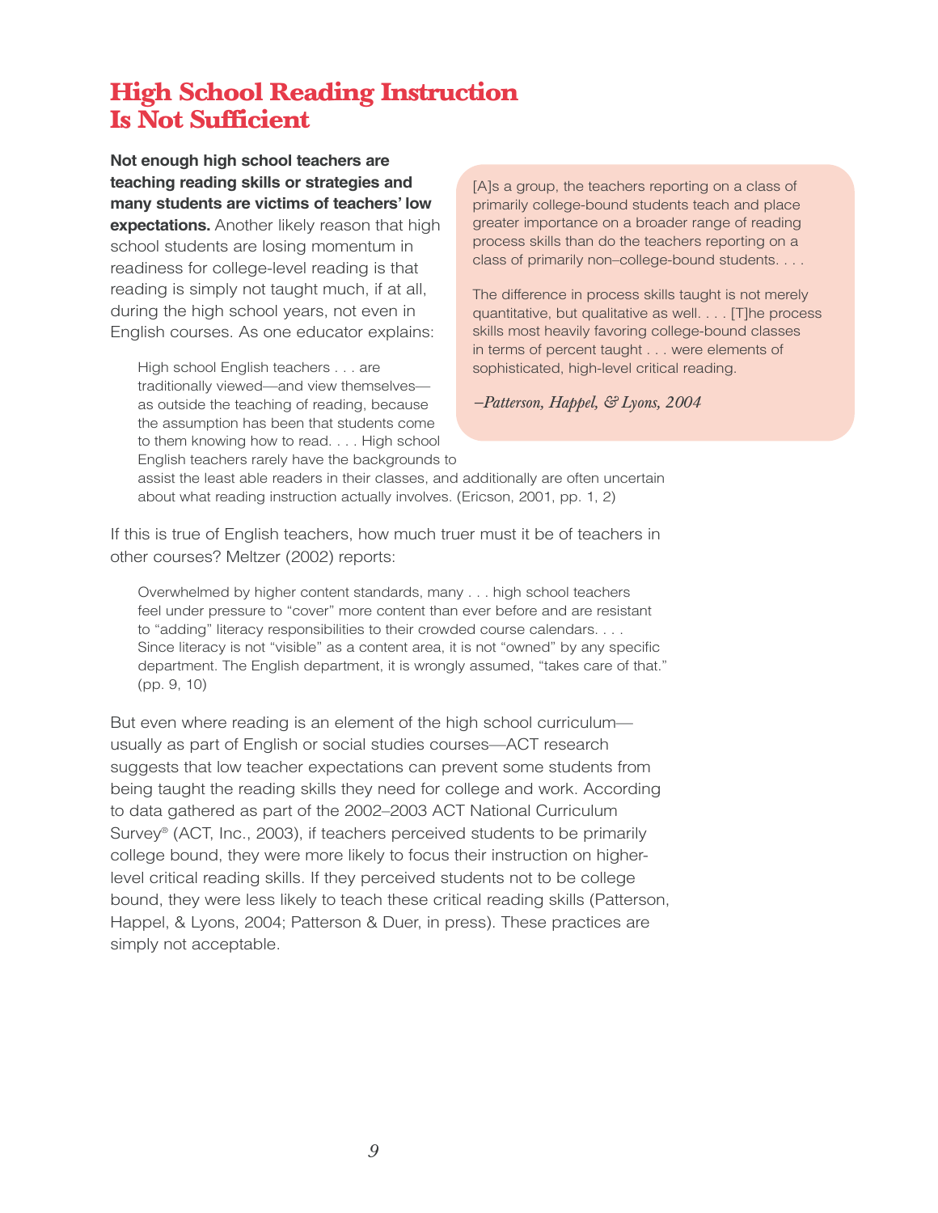# High School Reading Instruction Is Not Sufficient

**Not enough high school teachers are teaching reading skills or strategies and many students are victims of teachers' low expectations.** Another likely reason that high school students are losing momentum in readiness for college-level reading is that reading is simply not taught much, if at all, during the high school years, not even in English courses. As one educator explains:

> High school English teachers . . . are traditionally viewed—and view themselves—as outside the teaching of reading, because the assumption has been that students come to them knowing how to read. . . . High school English teachers rarely have the backgrounds to assist the least able readers in their classes, and additionally are often uncertain about what reading instruction actually involves. (Ericson, 2001, pp. 1, 2)

> [A]s a group, the teachers reporting on a class of primarily college-bound students teach and place greater importance on a broader range of reading process skills than do the teachers reporting on a class of primarily non–college-bound students. . . .
>
> The difference in process skills taught is not merely quantitative, but qualitative as well. . . . [T]he process skills most heavily favoring college-bound classes in terms of percent taught . . . were elements of sophisticated, high-level critical reading.
>
> *–Patterson, Happel, & Lyons, 2004*

If this is true of English teachers, how much truer must it be of teachers in other courses? Meltzer (2002) reports:

> Overwhelmed by higher content standards, many . . . high school teachers feel under pressure to "cover" more content than ever before and are resistant to "adding" literacy responsibilities to their crowded course calendars. . . . Since literacy is not "visible" as a content area, it is not "owned" by any specific department. The English department, it is wrongly assumed, "takes care of that." (pp. 9, 10)

But even where reading is an element of the high school curriculum—usually as part of English or social studies courses—ACT research suggests that low teacher expectations can prevent some students from being taught the reading skills they need for college and work. According to data gathered as part of the 2002–2003 ACT National Curriculum Survey® (ACT, Inc., 2003), if teachers perceived students to be primarily college bound, they were more likely to focus their instruction on higher-level critical reading skills. If they perceived students not to be college bound, they were less likely to teach these critical reading skills (Patterson, Happel, & Lyons, 2004; Patterson & Duer, in press). These practices are simply not acceptable.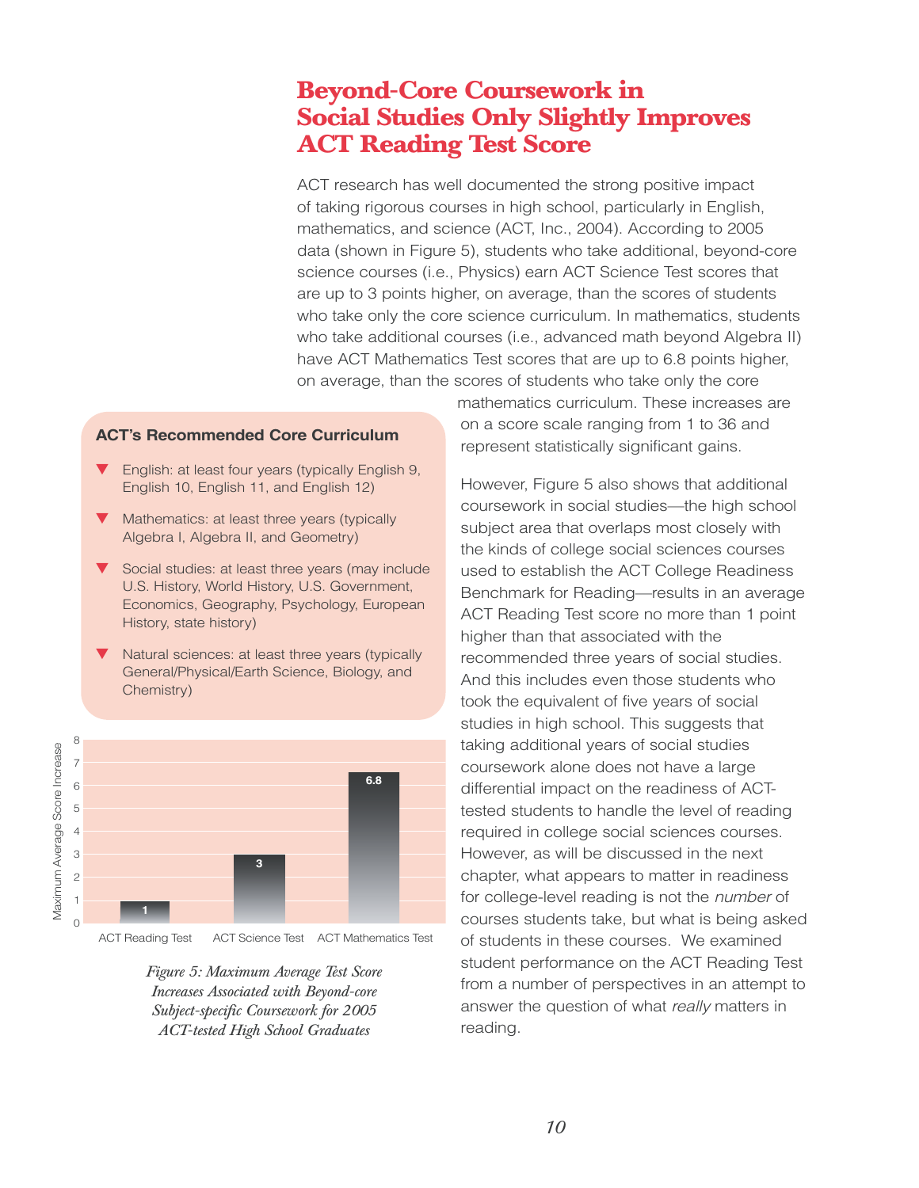# Beyond-Core Coursework in Social Studies Only Slightly Improves ACT Reading Test Score

ACT research has well documented the strong positive impact of taking rigorous courses in high school, particularly in English, mathematics, and science (ACT, Inc., 2004). According to 2005 data (shown in Figure 5), students who take additional, beyond-core science courses (i.e., Physics) earn ACT Science Test scores that are up to 3 points higher, on average, than the scores of students who take only the core science curriculum. In mathematics, students who take additional courses (i.e., advanced math beyond Algebra II) have ACT Mathematics Test scores that are up to 6.8 points higher, on average, than the scores of students who take only the core mathematics curriculum. These increases are on a score scale ranging from 1 to 36 and represent statistically significant gains.

However, Figure 5 also shows that additional coursework in social studies—the high school subject area that overlaps most closely with the kinds of college social sciences courses used to establish the ACT College Readiness Benchmark for Reading—results in an average ACT Reading Test score no more than 1 point higher than that associated with the recommended three years of social studies. And this includes even those students who took the equivalent of five years of social studies in high school. This suggests that taking additional years of social studies coursework alone does not have a large differential impact on the readiness of ACT-tested students to handle the level of reading required in college social sciences courses. However, as will be discussed in the next chapter, what appears to matter in readiness for college-level reading is not the *number* of courses students take, but what is being asked of students in these courses. We examined student performance on the ACT Reading Test from a number of perspectives in an attempt to answer the question of what *really* matters in reading.

**ACT's Recommended Core Curriculum**

- English: at least four years (typically English 9, English 10, English 11, and English 12)
- Mathematics: at least three years (typically Algebra I, Algebra II, and Geometry)
- Social studies: at least three years (may include U.S. History, World History, U.S. Government, Economics, Geography, Psychology, European History, state history)
- Natural sciences: at least three years (typically General/Physical/Earth Science, Biology, and Chemistry)

| Test | Maximum Average Score Increase |
|---|---|
| ACT Reading Test | 1 |
| ACT Science Test | 3 |
| ACT Mathematics Test | 6.8 |

*Figure 5: Maximum Average Test Score Increases Associated with Beyond-core Subject-specific Coursework for 2005 ACT-tested High School Graduates*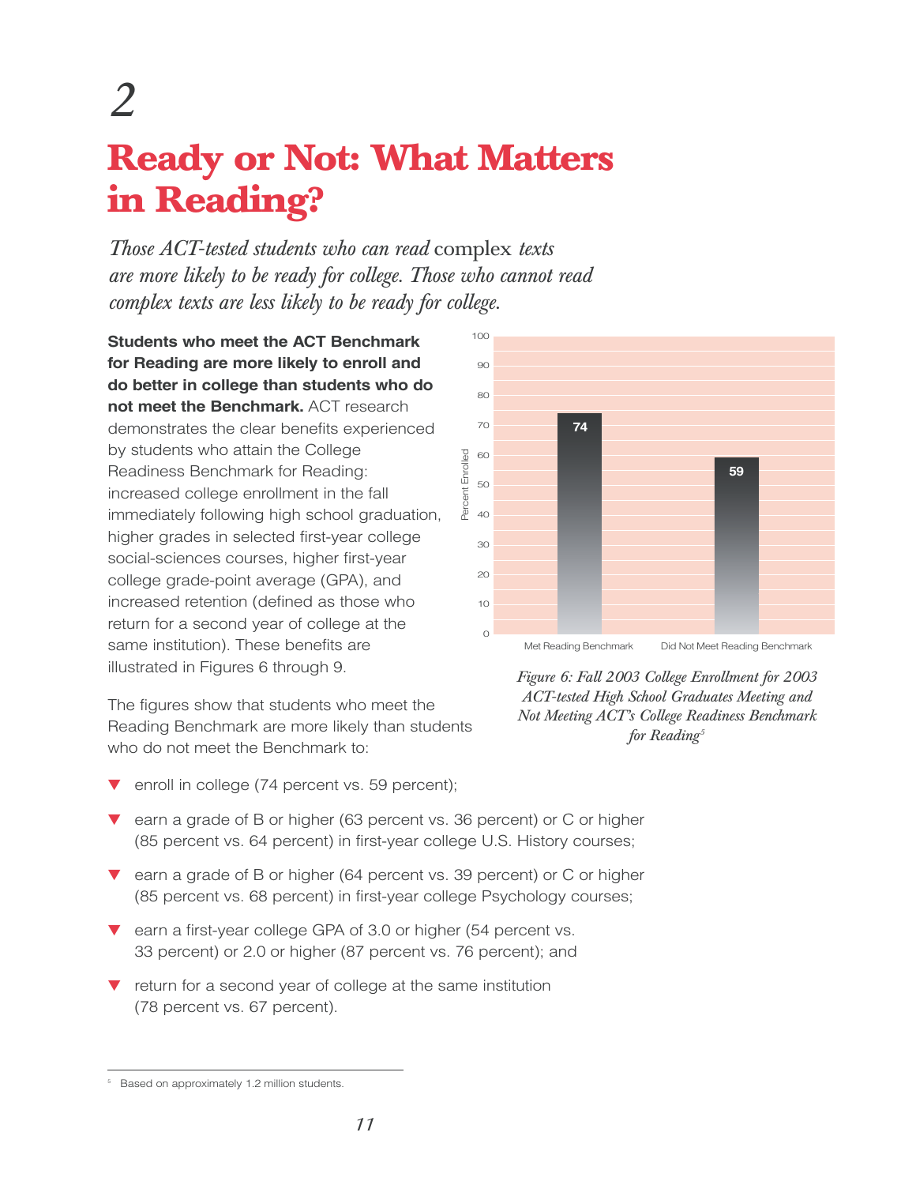# 2

# Ready or Not: What Matters in Reading?

*Those ACT-tested students who can read* complex *texts are more likely to be ready for college. Those who cannot read complex texts are less likely to be ready for college.*

**Students who meet the ACT Benchmark for Reading are more likely to enroll and do better in college than students who do not meet the Benchmark.** ACT research demonstrates the clear benefits experienced by students who attain the College Readiness Benchmark for Reading: increased college enrollment in the fall immediately following high school graduation, higher grades in selected first-year college social-sciences courses, higher first-year college grade-point average (GPA), and increased retention (defined as those who return for a second year of college at the same institution). These benefits are illustrated in Figures 6 through 9.

The figures show that students who meet the Reading Benchmark are more likely than students who do not meet the Benchmark to:

| | Percent Enrolled |
|---|---|
| Met Reading Benchmark | 74 |
| Did Not Meet Reading Benchmark | 59 |

*Figure 6: Fall 2003 College Enrollment for 2003 ACT-tested High School Graduates Meeting and Not Meeting ACT's College Readiness Benchmark for Reading*[5]

- enroll in college (74 percent vs. 59 percent);
- earn a grade of B or higher (63 percent vs. 36 percent) or C or higher (85 percent vs. 64 percent) in first-year college U.S. History courses;
- earn a grade of B or higher (64 percent vs. 39 percent) or C or higher (85 percent vs. 68 percent) in first-year college Psychology courses;
- earn a first-year college GPA of 3.0 or higher (54 percent vs. 33 percent) or 2.0 or higher (87 percent vs. 76 percent); and
- return for a second year of college at the same institution (78 percent vs. 67 percent).

---

[5] Based on approximately 1.2 million students.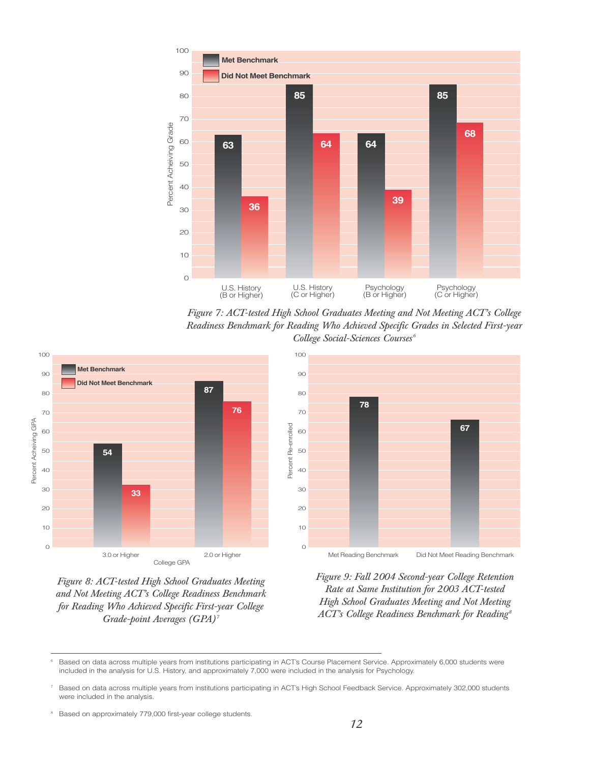*Figure 7: ACT-tested High School Graduates Meeting and Not Meeting ACT's College Readiness Benchmark for Reading Who Achieved Specific Grades in Selected First-year College Social-Sciences Courses*[6]

| | U.S. History (B or Higher) | U.S. History (C or Higher) | Psychology (B or Higher) | Psychology (C or Higher) |
|---|---|---|---|---|
| Met Benchmark | 63 | 85 | 64 | 85 |
| Did Not Meet Benchmark | 36 | 64 | 39 | 68 |

*Figure 8: ACT-tested High School Graduates Meeting and Not Meeting ACT's College Readiness Benchmark for Reading Who Achieved Specific First-year College Grade-point Averages (GPA)*[7]

| College GPA | 3.0 or Higher | 2.0 or Higher |
|---|---|---|
| Met Benchmark | 54 | 87 |
| Did Not Meet Benchmark | 33 | 76 |

*Figure 9: Fall 2004 Second-year College Retention Rate at Same Institution for 2003 ACT-tested High School Graduates Meeting and Not Meeting ACT's College Readiness Benchmark for Reading*[8]

| | Percent Re-enrolled |
|---|---|
| Met Reading Benchmark | 78 |
| Did Not Meet Reading Benchmark | 67 |

---

[6] Based on data across multiple years from institutions participating in ACT's Course Placement Service. Approximately 6,000 students were included in the analysis for U.S. History, and approximately 7,000 were included in the analysis for Psychology.

[7] Based on data across multiple years from institutions participating in ACT's High School Feedback Service. Approximately 302,000 students were included in the analysis.

[8] Based on approximately 779,000 first-year college students.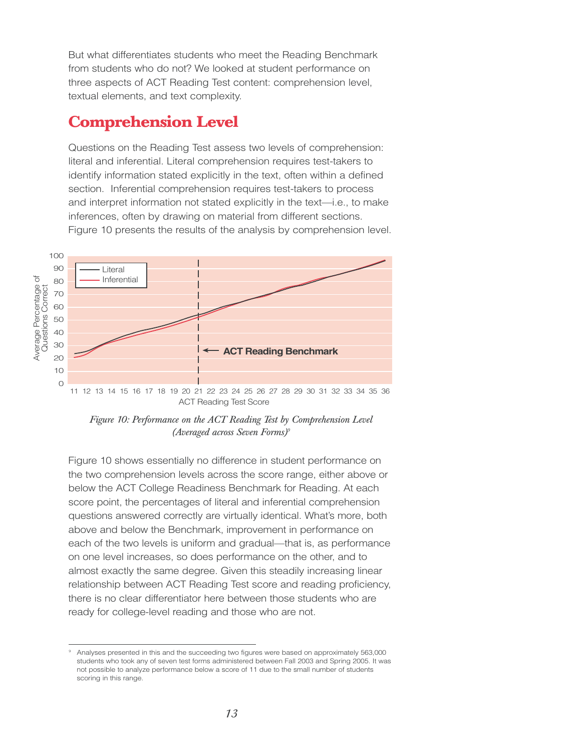But what differentiates students who meet the Reading Benchmark from students who do not? We looked at student performance on three aspects of ACT Reading Test content: comprehension level, textual elements, and text complexity.

## Comprehension Level

Questions on the Reading Test assess two levels of comprehension: literal and inferential. Literal comprehension requires test-takers to identify information stated explicitly in the text, often within a defined section. Inferential comprehension requires test-takers to process and interpret information not stated explicitly in the text—i.e., to make inferences, often by drawing on material from different sections. Figure 10 presents the results of the analysis by comprehension level.

*Figure 10: Performance on the ACT Reading Test by Comprehension Level (Averaged across Seven Forms)*[9]

Figure 10 shows essentially no difference in student performance on the two comprehension levels across the score range, either above or below the ACT College Readiness Benchmark for Reading. At each score point, the percentages of literal and inferential comprehension questions answered correctly are virtually identical. What's more, both above and below the Benchmark, improvement in performance on each of the two levels is uniform and gradual—that is, as performance on one level increases, so does performance on the other, and to almost exactly the same degree. Given this steadily increasing linear relationship between ACT Reading Test score and reading proficiency, there is no clear differentiator here between those students who are ready for college-level reading and those who are not.

---

[9] Analyses presented in this and the succeeding two figures were based on approximately 563,000 students who took any of seven test forms administered between Fall 2003 and Spring 2005. It was not possible to analyze performance below a score of 11 due to the small number of students scoring in this range.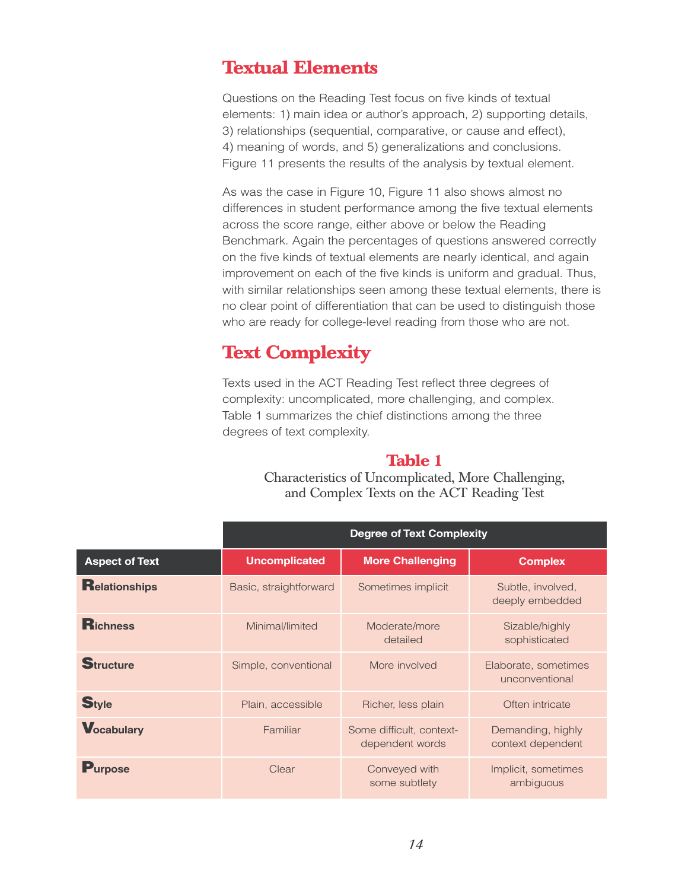## Textual Elements

Questions on the Reading Test focus on five kinds of textual elements: 1) main idea or author's approach, 2) supporting details, 3) relationships (sequential, comparative, or cause and effect), 4) meaning of words, and 5) generalizations and conclusions. Figure 11 presents the results of the analysis by textual element.

As was the case in Figure 10, Figure 11 also shows almost no differences in student performance among the five textual elements across the score range, either above or below the Reading Benchmark. Again the percentages of questions answered correctly on the five kinds of textual elements are nearly identical, and again improvement on each of the five kinds is uniform and gradual. Thus, with similar relationships seen among these textual elements, there is no clear point of differentiation that can be used to distinguish those who are ready for college-level reading from those who are not.

## Text Complexity

Texts used in the ACT Reading Test reflect three degrees of complexity: uncomplicated, more challenging, and complex. Table 1 summarizes the chief distinctions among the three degrees of text complexity.

**Table 1**

Characteristics of Uncomplicated, More Challenging, and Complex Texts on the ACT Reading Test

| | Degree of Text Complexity | | |
|---|---|---|---|
| **Aspect of Text** | **Uncomplicated** | **More Challenging** | **Complex** |
| **Relationships** | Basic, straightforward | Sometimes implicit | Subtle, involved, deeply embedded |
| **Richness** | Minimal/limited | Moderate/more detailed | Sizable/highly sophisticated |
| **Structure** | Simple, conventional | More involved | Elaborate, sometimes unconventional |
| **Style** | Plain, accessible | Richer, less plain | Often intricate |
| **Vocabulary** | Familiar | Some difficult, context-dependent words | Demanding, highly context dependent |
| **Purpose** | Clear | Conveyed with some subtlety | Implicit, sometimes ambiguous |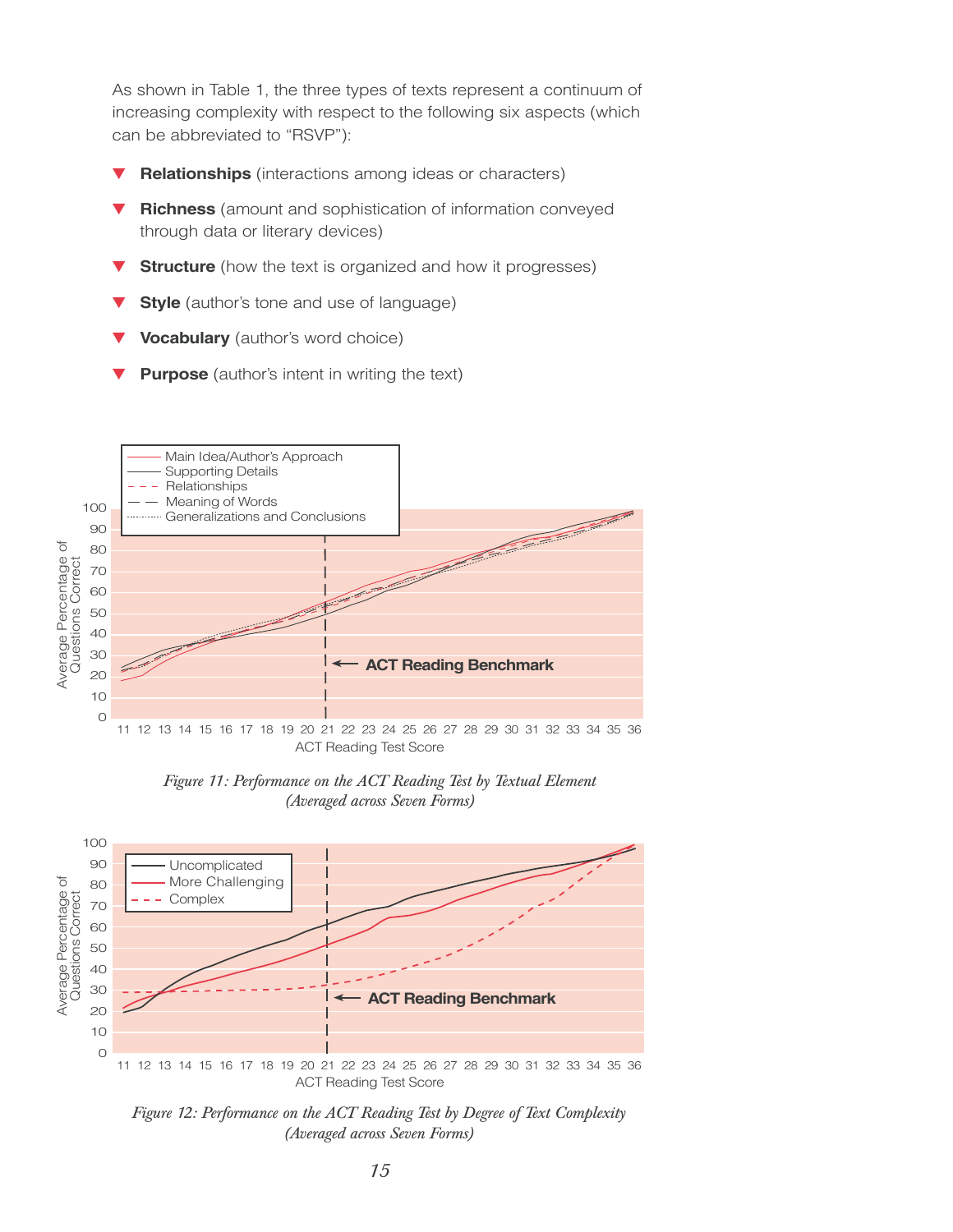As shown in Table 1, the three types of texts represent a continuum of increasing complexity with respect to the following six aspects (which can be abbreviated to "RSVP"):

- **Relationships** (interactions among ideas or characters)
- **Richness** (amount and sophistication of information conveyed through data or literary devices)
- **Structure** (how the text is organized and how it progresses)
- **Style** (author's tone and use of language)
- **Vocabulary** (author's word choice)
- **Purpose** (author's intent in writing the text)

*Figure 11: Performance on the ACT Reading Test by Textual Element (Averaged across Seven Forms)*

*Figure 12: Performance on the ACT Reading Test by Degree of Text Complexity (Averaged across Seven Forms)*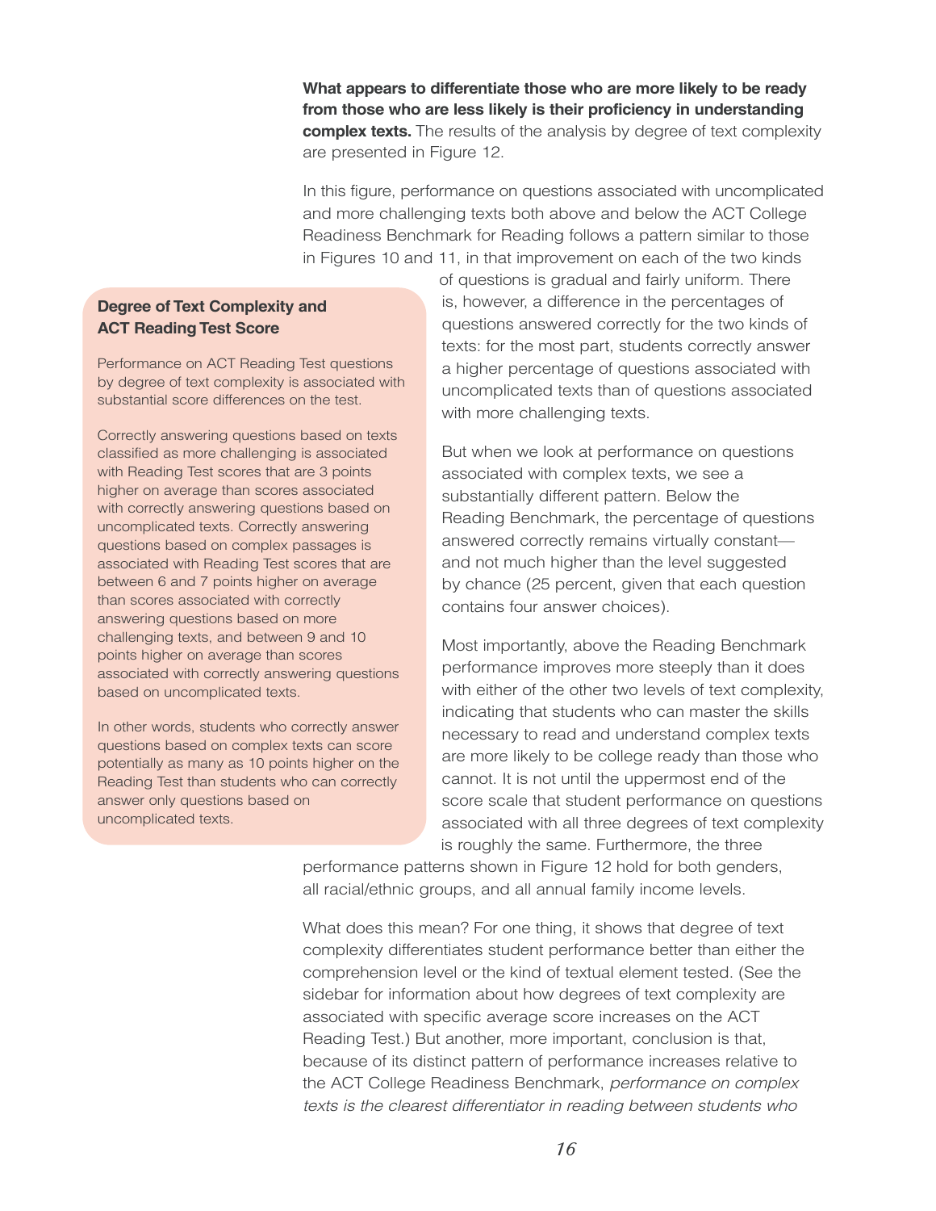**What appears to differentiate those who are more likely to be ready from those who are less likely is their proficiency in understanding complex texts.** The results of the analysis by degree of text complexity are presented in Figure 12.

In this figure, performance on questions associated with uncomplicated and more challenging texts both above and below the ACT College Readiness Benchmark for Reading follows a pattern similar to those in Figures 10 and 11, in that improvement on each of the two kinds of questions is gradual and fairly uniform. There is, however, a difference in the percentages of questions answered correctly for the two kinds of texts: for the most part, students correctly answer a higher percentage of questions associated with uncomplicated texts than of questions associated with more challenging texts.

But when we look at performance on questions associated with complex texts, we see a substantially different pattern. Below the Reading Benchmark, the percentage of questions answered correctly remains virtually constant—and not much higher than the level suggested by chance (25 percent, given that each question contains four answer choices).

Most importantly, above the Reading Benchmark performance improves more steeply than it does with either of the other two levels of text complexity, indicating that students who can master the skills necessary to read and understand complex texts are more likely to be college ready than those who cannot. It is not until the uppermost end of the score scale that student performance on questions associated with all three degrees of text complexity is roughly the same. Furthermore, the three performance patterns shown in Figure 12 hold for both genders, all racial/ethnic groups, and all annual family income levels.

What does this mean? For one thing, it shows that degree of text complexity differentiates student performance better than either the comprehension level or the kind of textual element tested. (See the sidebar for information about how degrees of text complexity are associated with specific average score increases on the ACT Reading Test.) But another, more important, conclusion is that, because of its distinct pattern of performance increases relative to the ACT College Readiness Benchmark, *performance on complex texts is the clearest differentiator in reading between students who*

### Degree of Text Complexity and ACT Reading Test Score

Performance on ACT Reading Test questions by degree of text complexity is associated with substantial score differences on the test.

Correctly answering questions based on texts classified as more challenging is associated with Reading Test scores that are 3 points higher on average than scores associated with correctly answering questions based on uncomplicated texts. Correctly answering questions based on complex passages is associated with Reading Test scores that are between 6 and 7 points higher on average than scores associated with correctly answering questions based on more challenging texts, and between 9 and 10 points higher on average than scores associated with correctly answering questions based on uncomplicated texts.

In other words, students who correctly answer questions based on complex texts can score potentially as many as 10 points higher on the Reading Test than students who can correctly answer only questions based on uncomplicated texts.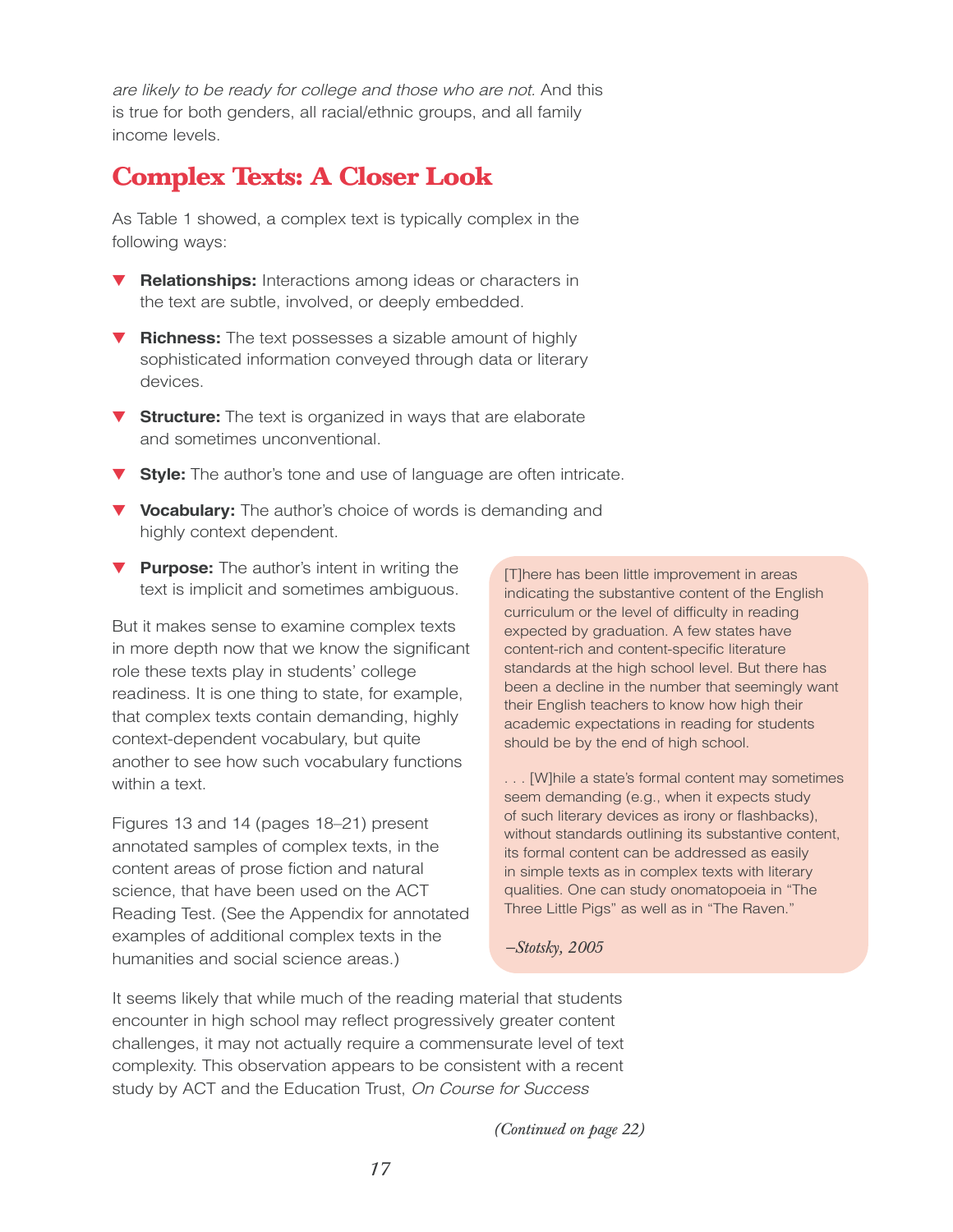*are likely to be ready for college and those who are not*. And this is true for both genders, all racial/ethnic groups, and all family income levels.

## Complex Texts: A Closer Look

As Table 1 showed, a complex text is typically complex in the following ways:

- **Relationships:** Interactions among ideas or characters in the text are subtle, involved, or deeply embedded.
- **Richness:** The text possesses a sizable amount of highly sophisticated information conveyed through data or literary devices.
- **Structure:** The text is organized in ways that are elaborate and sometimes unconventional.
- **Style:** The author's tone and use of language are often intricate.
- **Vocabulary:** The author's choice of words is demanding and highly context dependent.
- **Purpose:** The author's intent in writing the text is implicit and sometimes ambiguous.

But it makes sense to examine complex texts in more depth now that we know the significant role these texts play in students' college readiness. It is one thing to state, for example, that complex texts contain demanding, highly context-dependent vocabulary, but quite another to see how such vocabulary functions within a text.

Figures 13 and 14 (pages 18–21) present annotated samples of complex texts, in the content areas of prose fiction and natural science, that have been used on the ACT Reading Test. (See the Appendix for annotated examples of additional complex texts in the humanities and social science areas.)

> [T]here has been little improvement in areas indicating the substantive content of the English curriculum or the level of difficulty in reading expected by graduation. A few states have content-rich and content-specific literature standards at the high school level. But there has been a decline in the number that seemingly want their English teachers to know how high their academic expectations in reading for students should be by the end of high school.
>
> . . . [W]hile a state's formal content may sometimes seem demanding (e.g., when it expects study of such literary devices as irony or flashbacks), without standards outlining its substantive content, its formal content can be addressed as easily in simple texts as in complex texts with literary qualities. One can study onomatopoeia in "The Three Little Pigs" as well as in "The Raven."
>
> *–Stotsky, 2005*

It seems likely that while much of the reading material that students encounter in high school may reflect progressively greater content challenges, it may not actually require a commensurate level of text complexity. This observation appears to be consistent with a recent study by ACT and the Education Trust, *On Course for Success*

*(Continued on page 22)*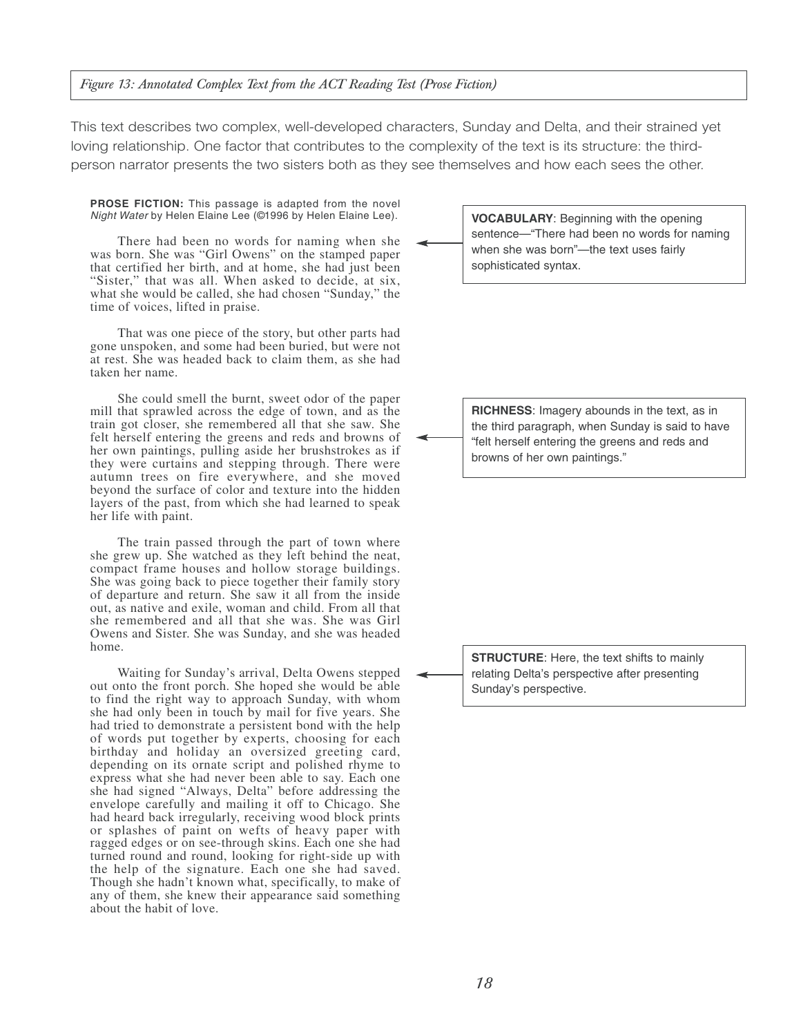*Figure 13: Annotated Complex Text from the ACT Reading Test (Prose Fiction)*

This text describes two complex, well-developed characters, Sunday and Delta, and their strained yet loving relationship. One factor that contributes to the complexity of the text is its structure: the third-person narrator presents the two sisters both as they see themselves and how each sees the other.

**PROSE FICTION:** This passage is adapted from the novel *Night Water* by Helen Elaine Lee (©1996 by Helen Elaine Lee).

There had been no words for naming when she was born. She was "Girl Owens" on the stamped paper that certified her birth, and at home, she had just been "Sister," that was all. When asked to decide, at six, what she would be called, she had chosen "Sunday," the time of voices, lifted in praise.

> **VOCABULARY**: Beginning with the opening sentence—"There had been no words for naming when she was born"—the text uses fairly sophisticated syntax.

That was one piece of the story, but other parts had gone unspoken, and some had been buried, but were not at rest. She was headed back to claim them, as she had taken her name.

She could smell the burnt, sweet odor of the paper mill that sprawled across the edge of town, and as the train got closer, she remembered all that she saw. She felt herself entering the greens and reds and browns of her own paintings, pulling aside her brushstrokes as if they were curtains and stepping through. There were autumn trees on fire everywhere, and she moved beyond the surface of color and texture into the hidden layers of the past, from which she had learned to speak her life with paint.

> **RICHNESS**: Imagery abounds in the text, as in the third paragraph, when Sunday is said to have "felt herself entering the greens and reds and browns of her own paintings."

The train passed through the part of town where she grew up. She watched as they left behind the neat, compact frame houses and hollow storage buildings. She was going back to piece together their family story of departure and return. She saw it all from the inside out, as native and exile, woman and child. From all that she remembered and all that she was. She was Girl Owens and Sister. She was Sunday, and she was headed home.

Waiting for Sunday's arrival, Delta Owens stepped out onto the front porch. She hoped she would be able to find the right way to approach Sunday, with whom she had only been in touch by mail for five years. She had tried to demonstrate a persistent bond with the help of words put together by experts, choosing for each birthday and holiday an oversized greeting card, depending on its ornate script and polished rhyme to express what she had never been able to say. Each one she had signed "Always, Delta" before addressing the envelope carefully and mailing it off to Chicago. She had heard back irregularly, receiving wood block prints or splashes of paint on wefts of heavy paper with ragged edges or on see-through skins. Each one she had turned round and round, looking for right-side up with the help of the signature. Each one she had saved. Though she hadn't known what, specifically, to make of any of them, she knew their appearance said something about the habit of love.

> **STRUCTURE**: Here, the text shifts to mainly relating Delta's perspective after presenting Sunday's perspective.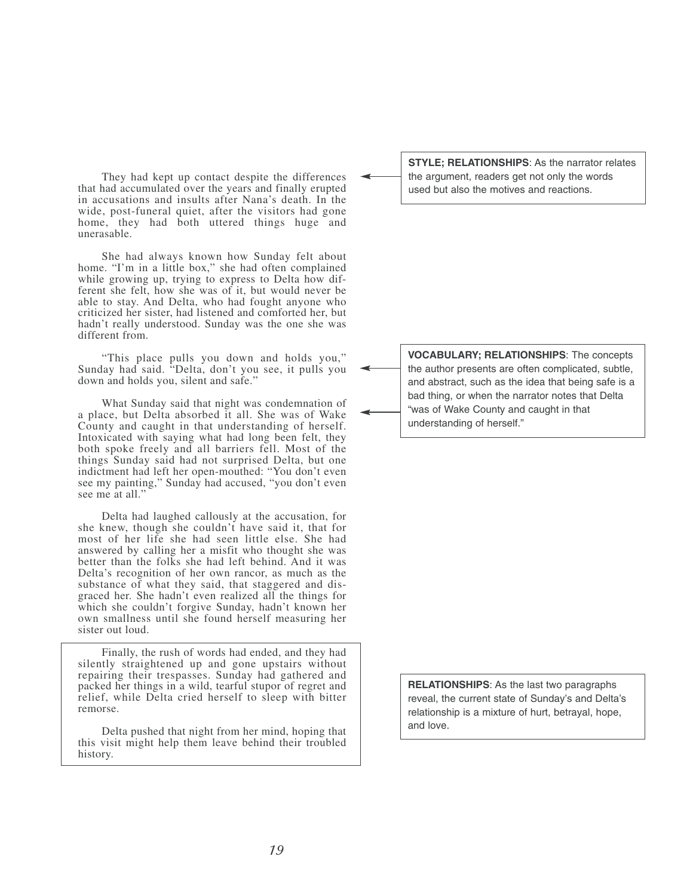They had kept up contact despite the differences that had accumulated over the years and finally erupted in accusations and insults after Nana's death. In the wide, post-funeral quiet, after the visitors had gone home, they had both uttered things huge and unerasable.

**STYLE; RELATIONSHIPS**: As the narrator relates the argument, readers get not only the words used but also the motives and reactions.

She had always known how Sunday felt about home. "I'm in a little box," she had often complained while growing up, trying to express to Delta how different she felt, how she was of it, but would never be able to stay. And Delta, who had fought anyone who criticized her sister, had listened and comforted her, but hadn't really understood. Sunday was the one she was different from.

"This place pulls you down and holds you," Sunday had said. "Delta, don't you see, it pulls you down and holds you, silent and safe."

What Sunday said that night was condemnation of a place, but Delta absorbed it all. She was of Wake County and caught in that understanding of herself. Intoxicated with saying what had long been felt, they both spoke freely and all barriers fell. Most of the things Sunday said had not surprised Delta, but one indictment had left her open-mouthed: "You don't even see my painting," Sunday had accused, "you don't even see me at all."

**VOCABULARY; RELATIONSHIPS**: The concepts the author presents are often complicated, subtle, and abstract, such as the idea that being safe is a bad thing, or when the narrator notes that Delta "was of Wake County and caught in that understanding of herself."

Delta had laughed callously at the accusation, for she knew, though she couldn't have said it, that for most of her life she had seen little else. She had answered by calling her a misfit who thought she was better than the folks she had left behind. And it was Delta's recognition of her own rancor, as much as the substance of what they said, that staggered and disgraced her. She hadn't even realized all the things for which she couldn't forgive Sunday, hadn't known her own smallness until she found herself measuring her sister out loud.

Finally, the rush of words had ended, and they had silently straightened up and gone upstairs without repairing their trespasses. Sunday had gathered and packed her things in a wild, tearful stupor of regret and relief, while Delta cried herself to sleep with bitter remorse.

Delta pushed that night from her mind, hoping that this visit might help them leave behind their troubled history.

**RELATIONSHIPS**: As the last two paragraphs reveal, the current state of Sunday's and Delta's relationship is a mixture of hurt, betrayal, hope, and love.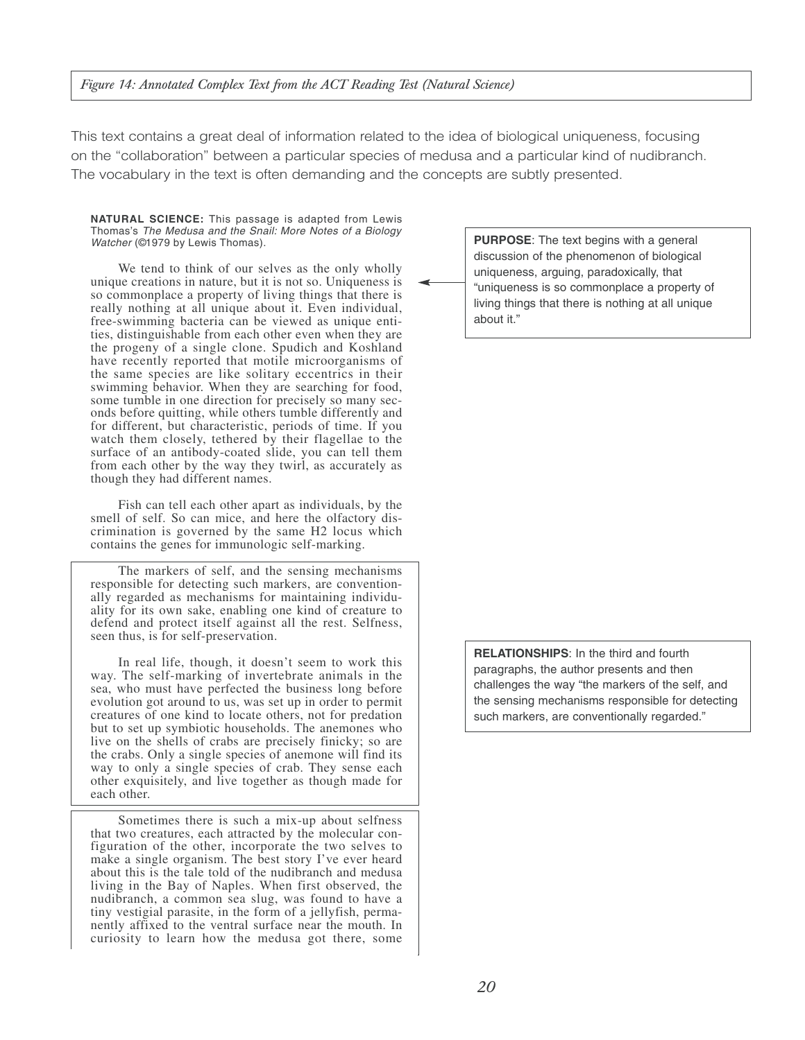*Figure 14: Annotated Complex Text from the ACT Reading Test (Natural Science)*

This text contains a great deal of information related to the idea of biological uniqueness, focusing on the "collaboration" between a particular species of medusa and a particular kind of nudibranch. The vocabulary in the text is often demanding and the concepts are subtly presented.

**NATURAL SCIENCE:** This passage is adapted from Lewis Thomas's *The Medusa and the Snail: More Notes of a Biology Watcher* (©1979 by Lewis Thomas).

We tend to think of our selves as the only wholly unique creations in nature, but it is not so. Uniqueness is so commonplace a property of living things that there is really nothing at all unique about it. Even individual, free-swimming bacteria can be viewed as unique entities, distinguishable from each other even when they are the progeny of a single clone. Spudich and Koshland have recently reported that motile microorganisms of the same species are like solitary eccentrics in their swimming behavior. When they are searching for food, some tumble in one direction for precisely so many seconds before quitting, while others tumble differently and for different, but characteristic, periods of time. If you watch them closely, tethered by their flagellae to the surface of an antibody-coated slide, you can tell them from each other by the way they twirl, as accurately as though they had different names.

> **PURPOSE**: The text begins with a general discussion of the phenomenon of biological uniqueness, arguing, paradoxically, that "uniqueness is so commonplace a property of living things that there is nothing at all unique about it."

Fish can tell each other apart as individuals, by the smell of self. So can mice, and here the olfactory discrimination is governed by the same H2 locus which contains the genes for immunologic self-marking.

The markers of self, and the sensing mechanisms responsible for detecting such markers, are conventionally regarded as mechanisms for maintaining individuality for its own sake, enabling one kind of creature to defend and protect itself against all the rest. Selfness, seen thus, is for self-preservation.

In real life, though, it doesn't seem to work this way. The self-marking of invertebrate animals in the sea, who must have perfected the business long before evolution got around to us, was set up in order to permit creatures of one kind to locate others, not for predation but to set up symbiotic households. The anemones who live on the shells of crabs are precisely finicky; so are the crabs. Only a single species of anemone will find its way to only a single species of crab. They sense each other exquisitely, and live together as though made for each other.

> **RELATIONSHIPS**: In the third and fourth paragraphs, the author presents and then challenges the way "the markers of the self, and the sensing mechanisms responsible for detecting such markers, are conventionally regarded."

Sometimes there is such a mix-up about selfness that two creatures, each attracted by the molecular configuration of the other, incorporate the two selves to make a single organism. The best story I've ever heard about this is the tale told of the nudibranch and medusa living in the Bay of Naples. When first observed, the nudibranch, a common sea slug, was found to have a tiny vestigial parasite, in the form of a jellyfish, permanently affixed to the ventral surface near the mouth. In curiosity to learn how the medusa got there, some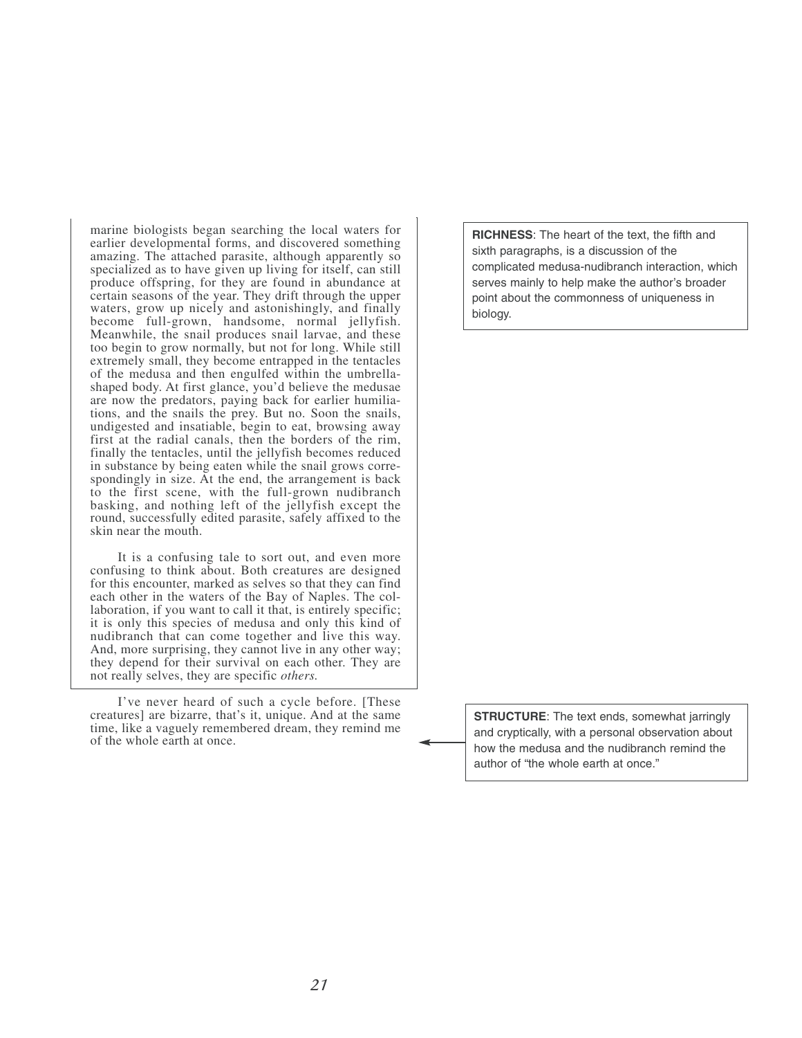marine biologists began searching the local waters for earlier developmental forms, and discovered something amazing. The attached parasite, although apparently so specialized as to have given up living for itself, can still produce offspring, for they are found in abundance at certain seasons of the year. They drift through the upper waters, grow up nicely and astonishingly, and finally become full-grown, handsome, normal jellyfish. Meanwhile, the snail produces snail larvae, and these too begin to grow normally, but not for long. While still extremely small, they become entrapped in the tentacles of the medusa and then engulfed within the umbrella-shaped body. At first glance, you'd believe the medusae are now the predators, paying back for earlier humiliations, and the snails the prey. But no. Soon the snails, undigested and insatiable, begin to eat, browsing away first at the radial canals, then the borders of the rim, finally the tentacles, until the jellyfish becomes reduced in substance by being eaten while the snail grows correspondingly in size. At the end, the arrangement is back to the first scene, with the full-grown nudibranch basking, and nothing left of the jellyfish except the round, successfully edited parasite, safely affixed to the skin near the mouth.

It is a confusing tale to sort out, and even more confusing to think about. Both creatures are designed for this encounter, marked as selves so that they can find each other in the waters of the Bay of Naples. The collaboration, if you want to call it that, is entirely specific; it is only this species of medusa and only this kind of nudibranch that can come together and live this way. And, more surprising, they cannot live in any other way; they depend for their survival on each other. They are not really selves, they are specific *others.*

**RICHNESS**: The heart of the text, the fifth and sixth paragraphs, is a discussion of the complicated medusa-nudibranch interaction, which serves mainly to help make the author's broader point about the commonness of uniqueness in biology.

I've never heard of such a cycle before. [These creatures] are bizarre, that's it, unique. And at the same time, like a vaguely remembered dream, they remind me of the whole earth at once.

**STRUCTURE**: The text ends, somewhat jarringly and cryptically, with a personal observation about how the medusa and the nudibranch remind the author of "the whole earth at once."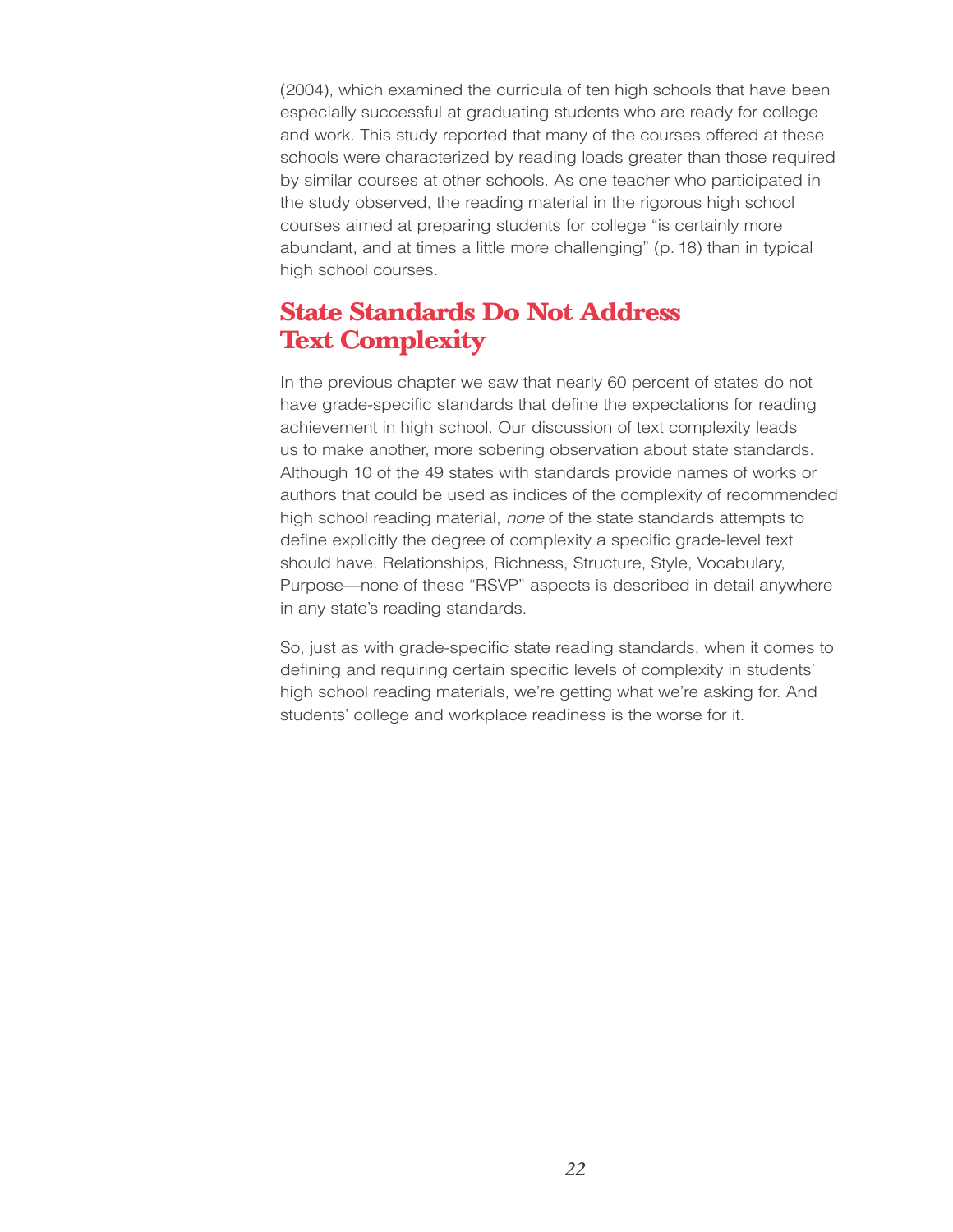(2004), which examined the curricula of ten high schools that have been especially successful at graduating students who are ready for college and work. This study reported that many of the courses offered at these schools were characterized by reading loads greater than those required by similar courses at other schools. As one teacher who participated in the study observed, the reading material in the rigorous high school courses aimed at preparing students for college "is certainly more abundant, and at times a little more challenging" (p. 18) than in typical high school courses.

## State Standards Do Not Address Text Complexity

In the previous chapter we saw that nearly 60 percent of states do not have grade-specific standards that define the expectations for reading achievement in high school. Our discussion of text complexity leads us to make another, more sobering observation about state standards. Although 10 of the 49 states with standards provide names of works or authors that could be used as indices of the complexity of recommended high school reading material, *none* of the state standards attempts to define explicitly the degree of complexity a specific grade-level text should have. Relationships, Richness, Structure, Style, Vocabulary, Purpose—none of these "RSVP" aspects is described in detail anywhere in any state's reading standards.

So, just as with grade-specific state reading standards, when it comes to defining and requiring certain specific levels of complexity in students' high school reading materials, we're getting what we're asking for. And students' college and workplace readiness is the worse for it.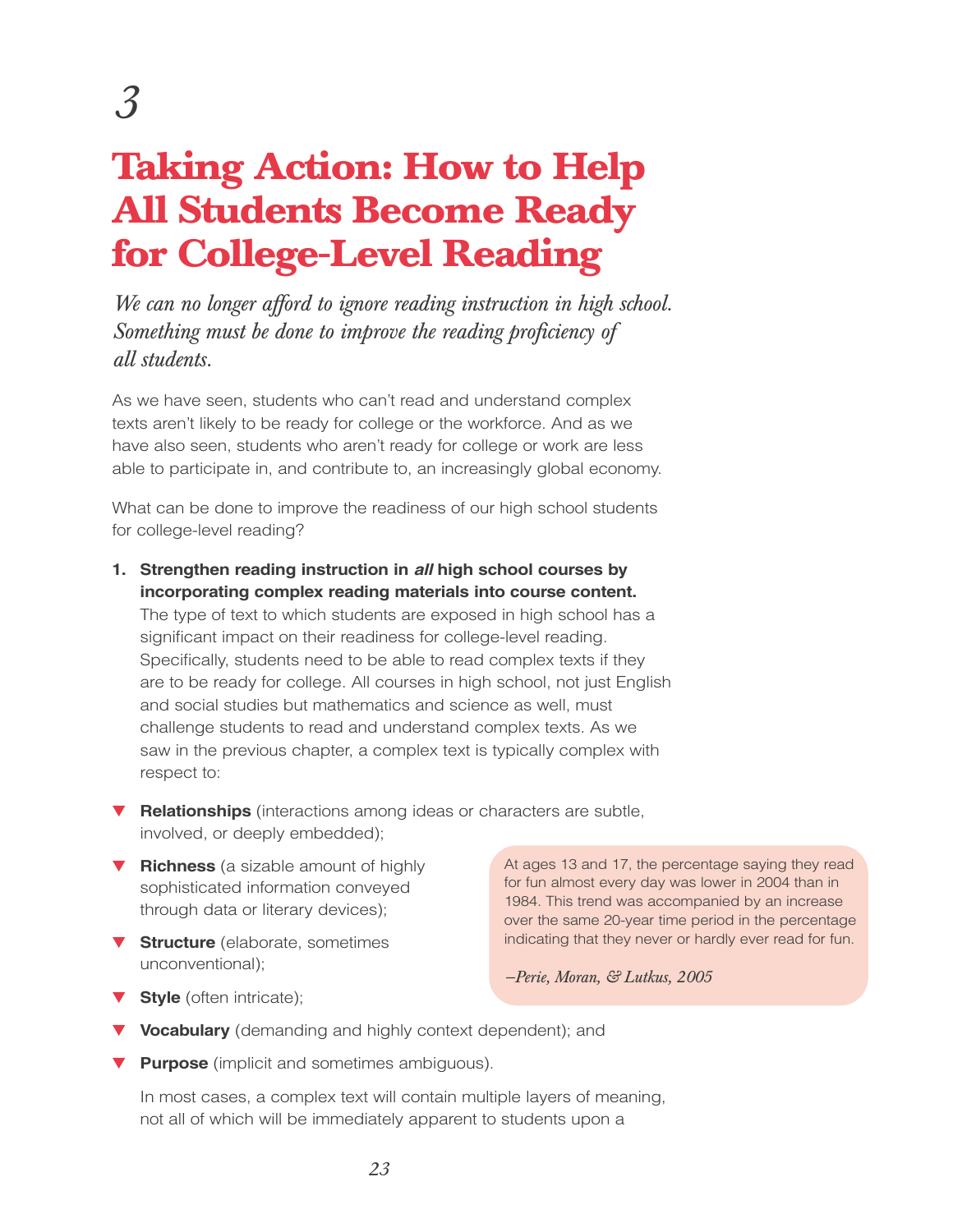3

# Taking Action: How to Help All Students Become Ready for College-Level Reading

*We can no longer afford to ignore reading instruction in high school. Something must be done to improve the reading proficiency of all students.*

As we have seen, students who can't read and understand complex texts aren't likely to be ready for college or the workforce. And as we have also seen, students who aren't ready for college or work are less able to participate in, and contribute to, an increasingly global economy.

What can be done to improve the readiness of our high school students for college-level reading?

1. **Strengthen reading instruction in *all* high school courses by incorporating complex reading materials into course content.** The type of text to which students are exposed in high school has a significant impact on their readiness for college-level reading. Specifically, students need to be able to read complex texts if they are to be ready for college. All courses in high school, not just English and social studies but mathematics and science as well, must challenge students to read and understand complex texts. As we saw in the previous chapter, a complex text is typically complex with respect to:

- **Relationships** (interactions among ideas or characters are subtle, involved, or deeply embedded);
- **Richness** (a sizable amount of highly sophisticated information conveyed through data or literary devices);
- **Structure** (elaborate, sometimes unconventional);
- **Style** (often intricate);
- **Vocabulary** (demanding and highly context dependent); and
- **Purpose** (implicit and sometimes ambiguous).

> At ages 13 and 17, the percentage saying they read for fun almost every day was lower in 2004 than in 1984. This trend was accompanied by an increase over the same 20-year time period in the percentage indicating that they never or hardly ever read for fun.
>
> *—Perie, Moran, & Lutkus, 2005*

In most cases, a complex text will contain multiple layers of meaning, not all of which will be immediately apparent to students upon a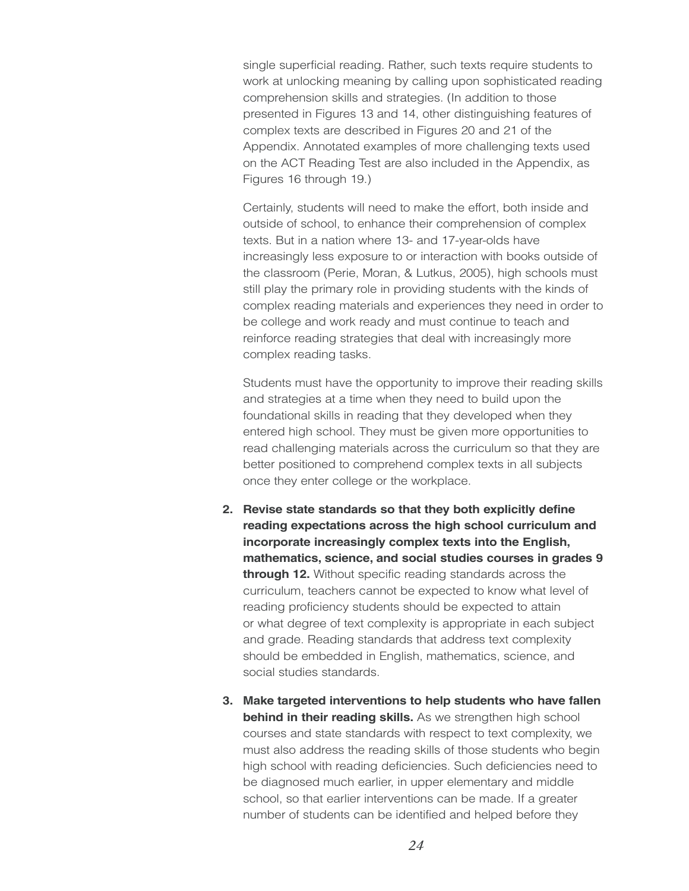single superficial reading. Rather, such texts require students to work at unlocking meaning by calling upon sophisticated reading comprehension skills and strategies. (In addition to those presented in Figures 13 and 14, other distinguishing features of complex texts are described in Figures 20 and 21 of the Appendix. Annotated examples of more challenging texts used on the ACT Reading Test are also included in the Appendix, as Figures 16 through 19.)

Certainly, students will need to make the effort, both inside and outside of school, to enhance their comprehension of complex texts. But in a nation where 13- and 17-year-olds have increasingly less exposure to or interaction with books outside of the classroom (Perie, Moran, & Lutkus, 2005), high schools must still play the primary role in providing students with the kinds of complex reading materials and experiences they need in order to be college and work ready and must continue to teach and reinforce reading strategies that deal with increasingly more complex reading tasks.

Students must have the opportunity to improve their reading skills and strategies at a time when they need to build upon the foundational skills in reading that they developed when they entered high school. They must be given more opportunities to read challenging materials across the curriculum so that they are better positioned to comprehend complex texts in all subjects once they enter college or the workplace.

2. **Revise state standards so that they both explicitly define reading expectations across the high school curriculum and incorporate increasingly complex texts into the English, mathematics, science, and social studies courses in grades 9 through 12.** Without specific reading standards across the curriculum, teachers cannot be expected to know what level of reading proficiency students should be expected to attain or what degree of text complexity is appropriate in each subject and grade. Reading standards that address text complexity should be embedded in English, mathematics, science, and social studies standards.

3. **Make targeted interventions to help students who have fallen behind in their reading skills.** As we strengthen high school courses and state standards with respect to text complexity, we must also address the reading skills of those students who begin high school with reading deficiencies. Such deficiencies need to be diagnosed much earlier, in upper elementary and middle school, so that earlier interventions can be made. If a greater number of students can be identified and helped before they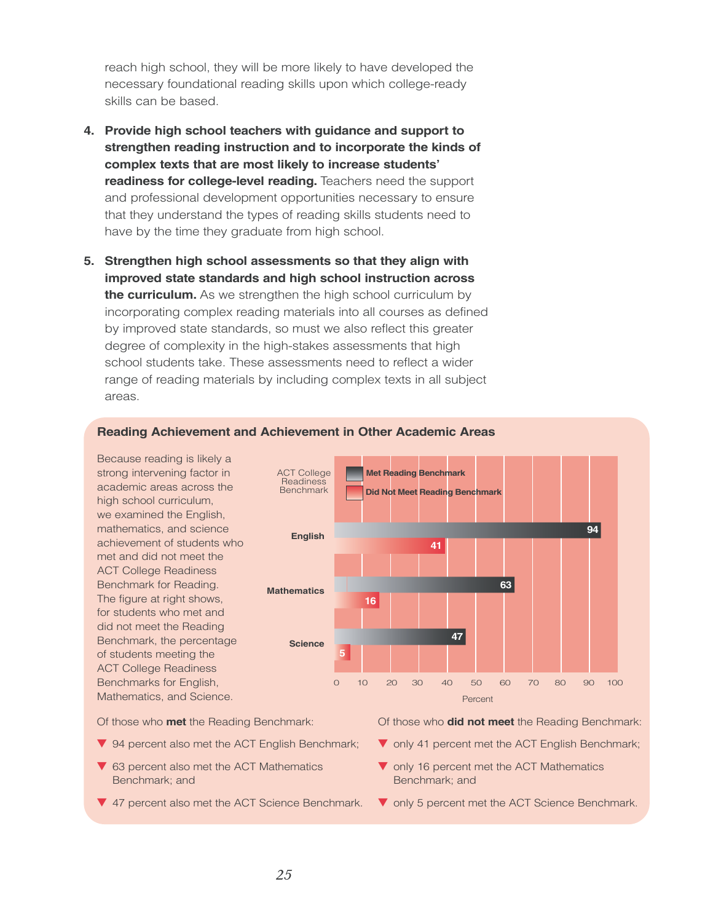reach high school, they will be more likely to have developed the necessary foundational reading skills upon which college-ready skills can be based.

4. **Provide high school teachers with guidance and support to strengthen reading instruction and to incorporate the kinds of complex texts that are most likely to increase students' readiness for college-level reading.** Teachers need the support and professional development opportunities necessary to ensure that they understand the types of reading skills students need to have by the time they graduate from high school.

5. **Strengthen high school assessments so that they align with improved state standards and high school instruction across the curriculum.** As we strengthen the high school curriculum by incorporating complex reading materials into all courses as defined by improved state standards, so must we also reflect this greater degree of complexity in the high-stakes assessments that high school students take. These assessments need to reflect a wider range of reading materials by including complex texts in all subject areas.

### Reading Achievement and Achievement in Other Academic Areas

Because reading is likely a strong intervening factor in academic areas across the high school curriculum, we examined the English, mathematics, and science achievement of students who met and did not meet the ACT College Readiness Benchmark for Reading. The figure at right shows, for students who met and did not meet the Reading Benchmark, the percentage of students meeting the ACT College Readiness Benchmarks for English, Mathematics, and Science.

| ACT College Readiness Benchmark | Met Reading Benchmark (Percent) | Did Not Meet Reading Benchmark (Percent) |
|---|---|---|
| English | 94 | 41 |
| Mathematics | 63 | 16 |
| Science | 47 | 5 |

Of those who **met** the Reading Benchmark:

- 94 percent also met the ACT English Benchmark;
- 63 percent also met the ACT Mathematics Benchmark; and
- 47 percent also met the ACT Science Benchmark.

Of those who **did not meet** the Reading Benchmark:

- only 41 percent met the ACT English Benchmark;
- only 16 percent met the ACT Mathematics Benchmark; and
- only 5 percent met the ACT Science Benchmark.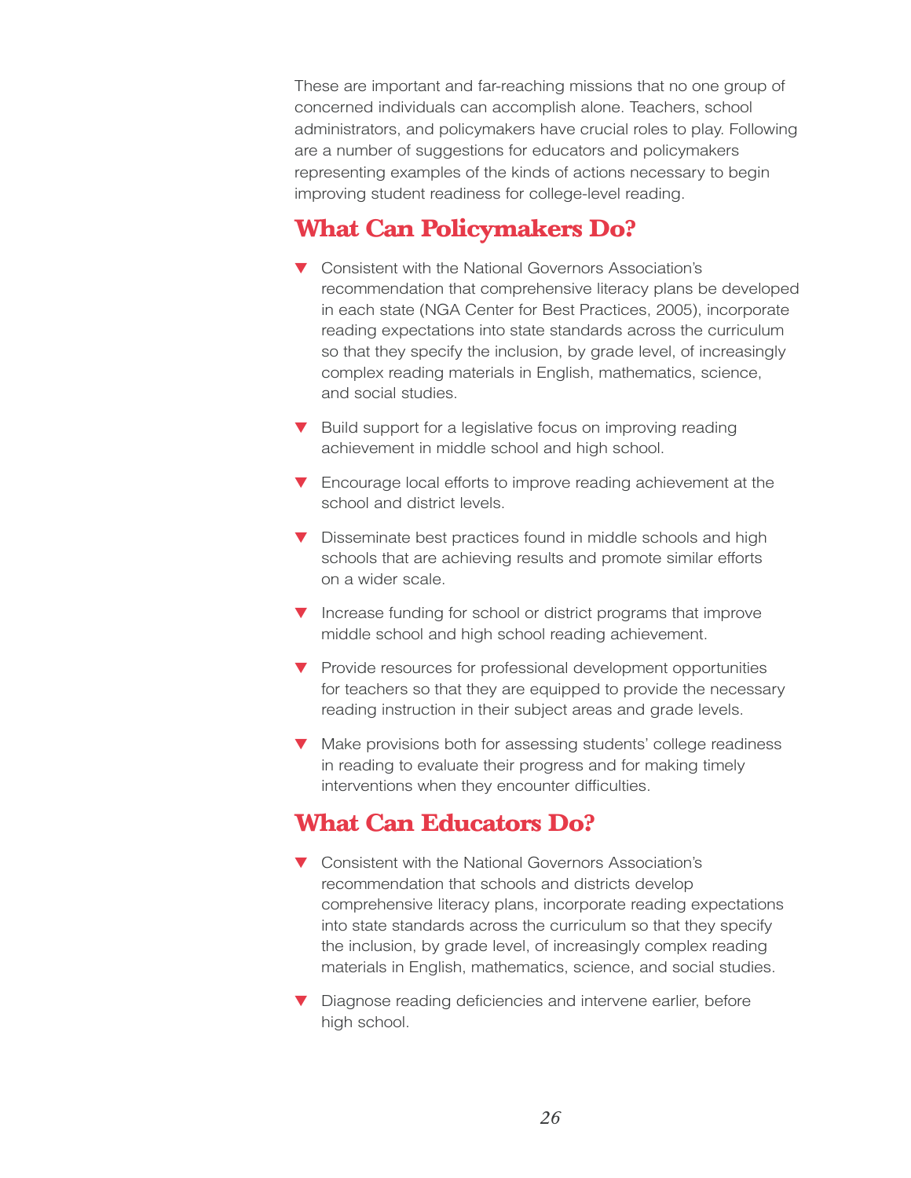These are important and far-reaching missions that no one group of concerned individuals can accomplish alone. Teachers, school administrators, and policymakers have crucial roles to play. Following are a number of suggestions for educators and policymakers representing examples of the kinds of actions necessary to begin improving student readiness for college-level reading.

## What Can Policymakers Do?

- Consistent with the National Governors Association's recommendation that comprehensive literacy plans be developed in each state (NGA Center for Best Practices, 2005), incorporate reading expectations into state standards across the curriculum so that they specify the inclusion, by grade level, of increasingly complex reading materials in English, mathematics, science, and social studies.
- Build support for a legislative focus on improving reading achievement in middle school and high school.
- Encourage local efforts to improve reading achievement at the school and district levels.
- Disseminate best practices found in middle schools and high schools that are achieving results and promote similar efforts on a wider scale.
- Increase funding for school or district programs that improve middle school and high school reading achievement.
- Provide resources for professional development opportunities for teachers so that they are equipped to provide the necessary reading instruction in their subject areas and grade levels.
- Make provisions both for assessing students' college readiness in reading to evaluate their progress and for making timely interventions when they encounter difficulties.

## What Can Educators Do?

- Consistent with the National Governors Association's recommendation that schools and districts develop comprehensive literacy plans, incorporate reading expectations into state standards across the curriculum so that they specify the inclusion, by grade level, of increasingly complex reading materials in English, mathematics, science, and social studies.
- Diagnose reading deficiencies and intervene earlier, before high school.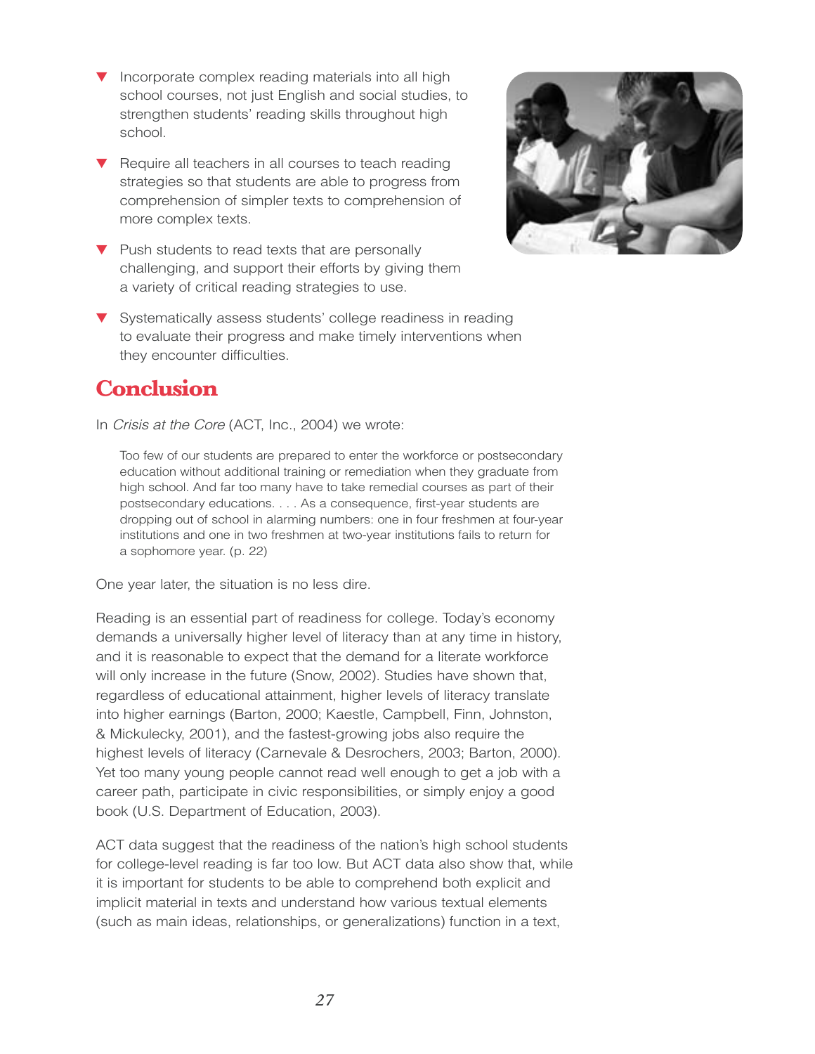- Incorporate complex reading materials into all high school courses, not just English and social studies, to strengthen students' reading skills throughout high school.
- Require all teachers in all courses to teach reading strategies so that students are able to progress from comprehension of simpler texts to comprehension of more complex texts.
- Push students to read texts that are personally challenging, and support their efforts by giving them a variety of critical reading strategies to use.
- Systematically assess students' college readiness in reading to evaluate their progress and make timely interventions when they encounter difficulties.

## Conclusion

In *Crisis at the Core* (ACT, Inc., 2004) we wrote:

> Too few of our students are prepared to enter the workforce or postsecondary education without additional training or remediation when they graduate from high school. And far too many have to take remedial courses as part of their postsecondary educations. . . . As a consequence, first-year students are dropping out of school in alarming numbers: one in four freshmen at four-year institutions and one in two freshmen at two-year institutions fails to return for a sophomore year. (p. 22)

One year later, the situation is no less dire.

Reading is an essential part of readiness for college. Today's economy demands a universally higher level of literacy than at any time in history, and it is reasonable to expect that the demand for a literate workforce will only increase in the future (Snow, 2002). Studies have shown that, regardless of educational attainment, higher levels of literacy translate into higher earnings (Barton, 2000; Kaestle, Campbell, Finn, Johnston, & Mickulecky, 2001), and the fastest-growing jobs also require the highest levels of literacy (Carnevale & Desrochers, 2003; Barton, 2000). Yet too many young people cannot read well enough to get a job with a career path, participate in civic responsibilities, or simply enjoy a good book (U.S. Department of Education, 2003).

ACT data suggest that the readiness of the nation's high school students for college-level reading is far too low. But ACT data also show that, while it is important for students to be able to comprehend both explicit and implicit material in texts and understand how various textual elements (such as main ideas, relationships, or generalizations) function in a text,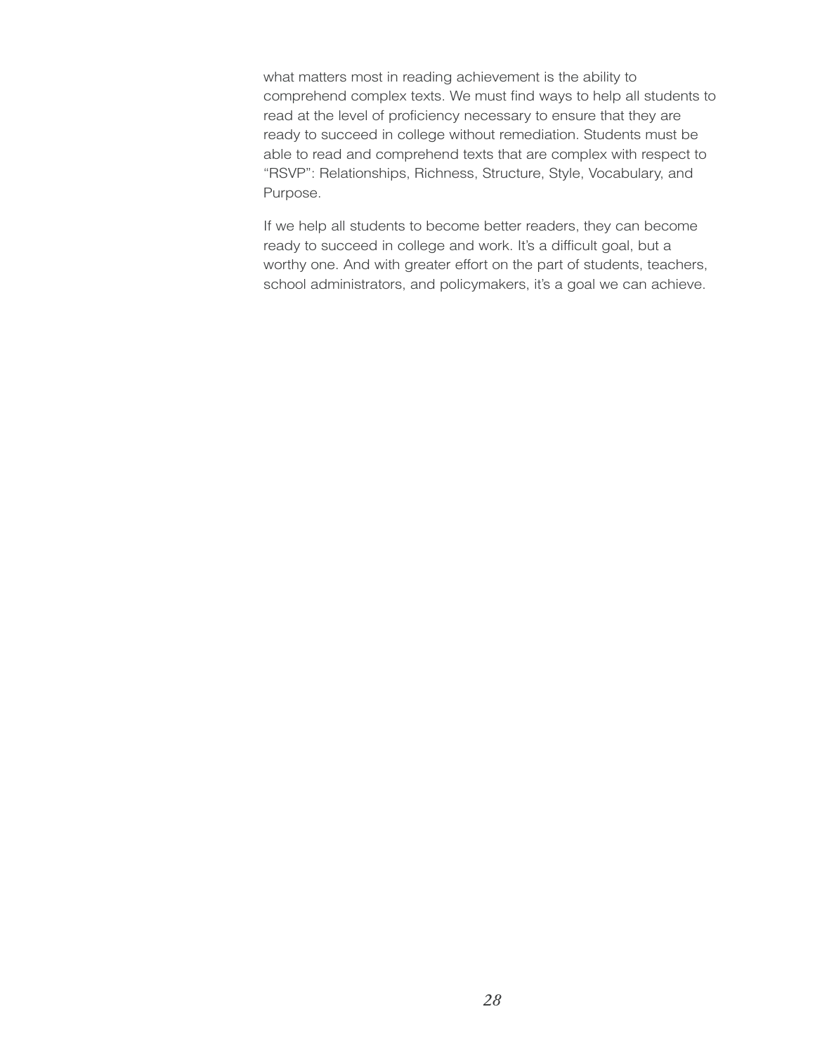what matters most in reading achievement is the ability to comprehend complex texts. We must find ways to help all students to read at the level of proficiency necessary to ensure that they are ready to succeed in college without remediation. Students must be able to read and comprehend texts that are complex with respect to "RSVP": Relationships, Richness, Structure, Style, Vocabulary, and Purpose.

If we help all students to become better readers, they can become ready to succeed in college and work. It's a difficult goal, but a worthy one. And with greater effort on the part of students, teachers, school administrators, and policymakers, it's a goal we can achieve.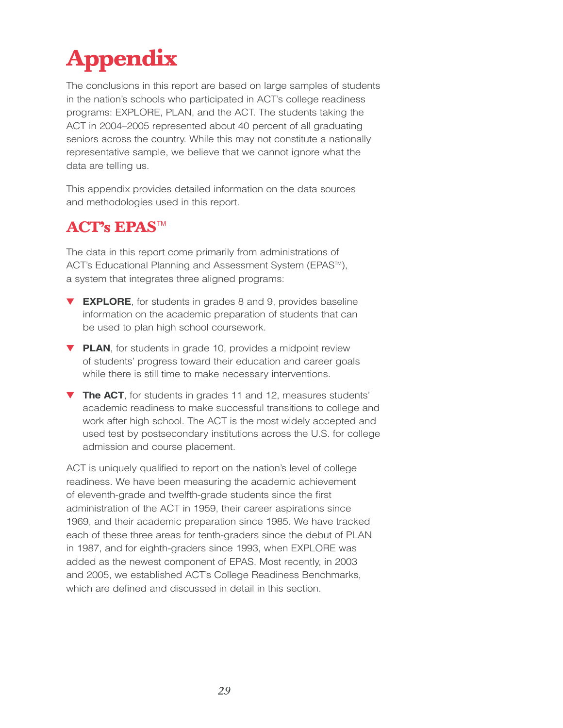# Appendix

The conclusions in this report are based on large samples of students in the nation's schools who participated in ACT's college readiness programs: EXPLORE, PLAN, and the ACT. The students taking the ACT in 2004–2005 represented about 40 percent of all graduating seniors across the country. While this may not constitute a nationally representative sample, we believe that we cannot ignore what the data are telling us.

This appendix provides detailed information on the data sources and methodologies used in this report.

## ACT's EPAS™

The data in this report come primarily from administrations of ACT's Educational Planning and Assessment System (EPAS™), a system that integrates three aligned programs:

- **EXPLORE**, for students in grades 8 and 9, provides baseline information on the academic preparation of students that can be used to plan high school coursework.
- **PLAN**, for students in grade 10, provides a midpoint review of students' progress toward their education and career goals while there is still time to make necessary interventions.
- **The ACT**, for students in grades 11 and 12, measures students' academic readiness to make successful transitions to college and work after high school. The ACT is the most widely accepted and used test by postsecondary institutions across the U.S. for college admission and course placement.

ACT is uniquely qualified to report on the nation's level of college readiness. We have been measuring the academic achievement of eleventh-grade and twelfth-grade students since the first administration of the ACT in 1959, their career aspirations since 1969, and their academic preparation since 1985. We have tracked each of these three areas for tenth-graders since the debut of PLAN in 1987, and for eighth-graders since 1993, when EXPLORE was added as the newest component of EPAS. Most recently, in 2003 and 2005, we established ACT's College Readiness Benchmarks, which are defined and discussed in detail in this section.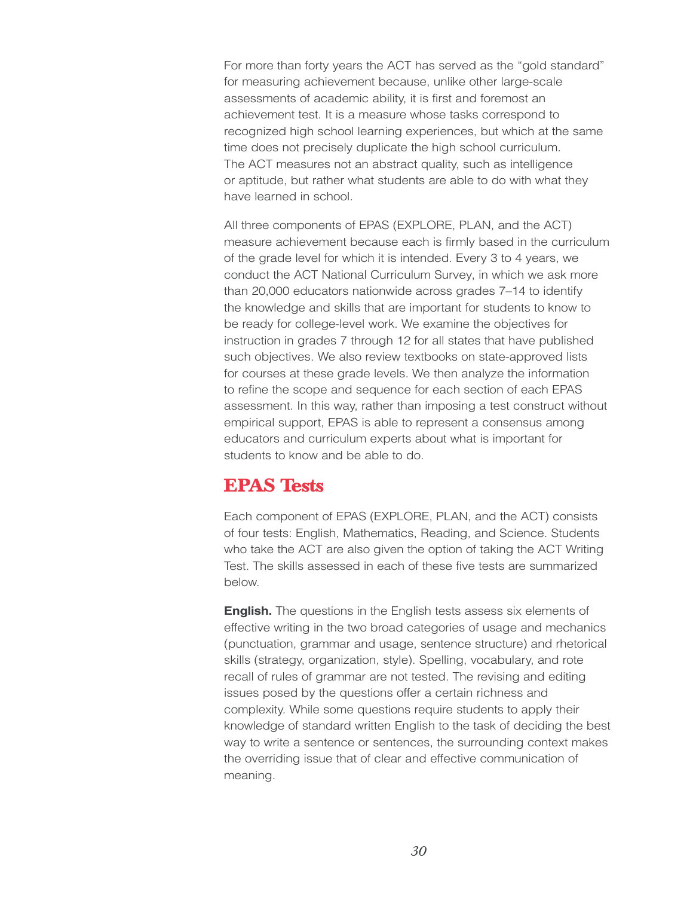For more than forty years the ACT has served as the "gold standard" for measuring achievement because, unlike other large-scale assessments of academic ability, it is first and foremost an achievement test. It is a measure whose tasks correspond to recognized high school learning experiences, but which at the same time does not precisely duplicate the high school curriculum. The ACT measures not an abstract quality, such as intelligence or aptitude, but rather what students are able to do with what they have learned in school.

All three components of EPAS (EXPLORE, PLAN, and the ACT) measure achievement because each is firmly based in the curriculum of the grade level for which it is intended. Every 3 to 4 years, we conduct the ACT National Curriculum Survey, in which we ask more than 20,000 educators nationwide across grades 7–14 to identify the knowledge and skills that are important for students to know to be ready for college-level work. We examine the objectives for instruction in grades 7 through 12 for all states that have published such objectives. We also review textbooks on state-approved lists for courses at these grade levels. We then analyze the information to refine the scope and sequence for each section of each EPAS assessment. In this way, rather than imposing a test construct without empirical support, EPAS is able to represent a consensus among educators and curriculum experts about what is important for students to know and be able to do.

## EPAS Tests

Each component of EPAS (EXPLORE, PLAN, and the ACT) consists of four tests: English, Mathematics, Reading, and Science. Students who take the ACT are also given the option of taking the ACT Writing Test. The skills assessed in each of these five tests are summarized below.

**English.** The questions in the English tests assess six elements of effective writing in the two broad categories of usage and mechanics (punctuation, grammar and usage, sentence structure) and rhetorical skills (strategy, organization, style). Spelling, vocabulary, and rote recall of rules of grammar are not tested. The revising and editing issues posed by the questions offer a certain richness and complexity. While some questions require students to apply their knowledge of standard written English to the task of deciding the best way to write a sentence or sentences, the surrounding context makes the overriding issue that of clear and effective communication of meaning.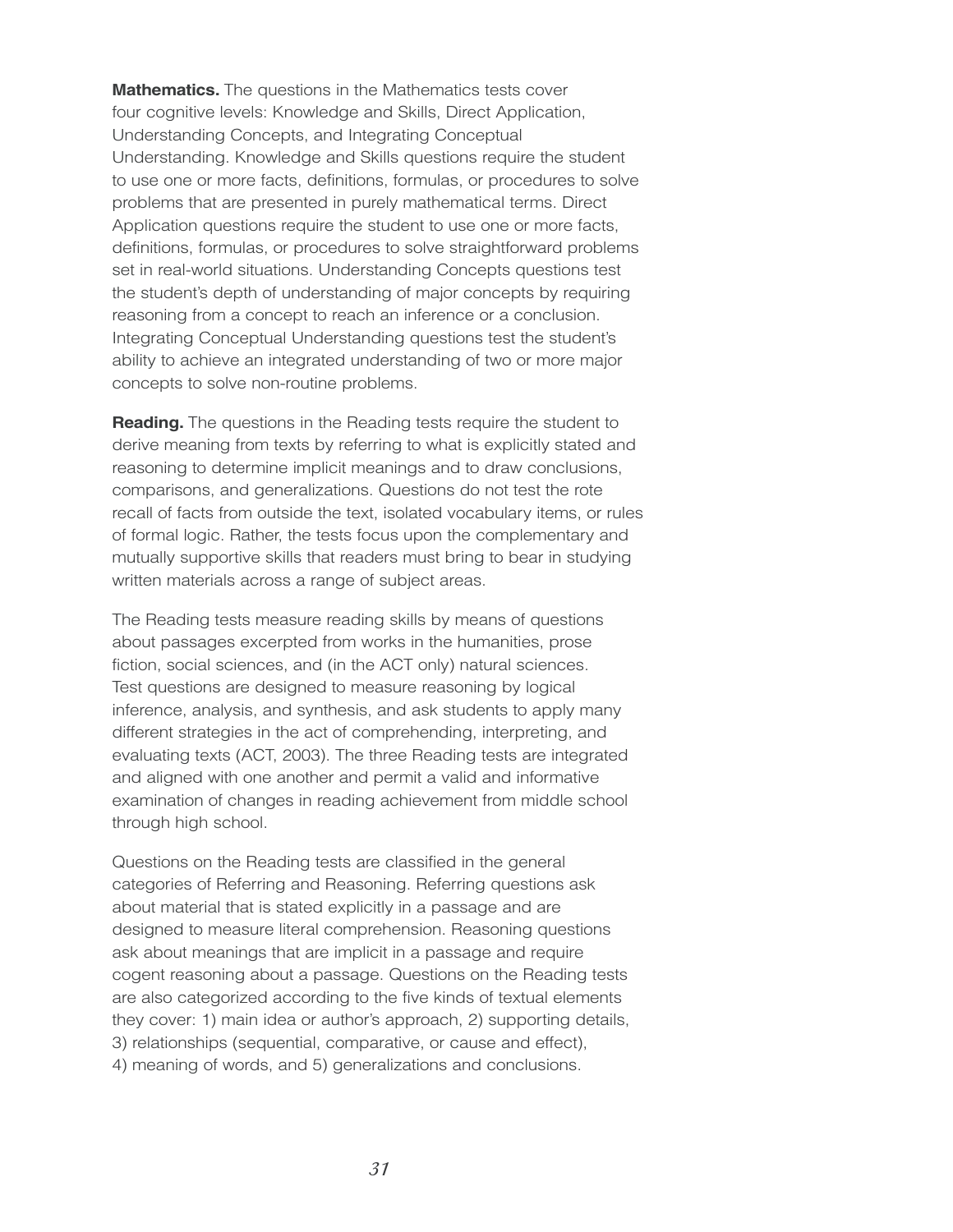**Mathematics.** The questions in the Mathematics tests cover four cognitive levels: Knowledge and Skills, Direct Application, Understanding Concepts, and Integrating Conceptual Understanding. Knowledge and Skills questions require the student to use one or more facts, definitions, formulas, or procedures to solve problems that are presented in purely mathematical terms. Direct Application questions require the student to use one or more facts, definitions, formulas, or procedures to solve straightforward problems set in real-world situations. Understanding Concepts questions test the student's depth of understanding of major concepts by requiring reasoning from a concept to reach an inference or a conclusion. Integrating Conceptual Understanding questions test the student's ability to achieve an integrated understanding of two or more major concepts to solve non-routine problems.

**Reading.** The questions in the Reading tests require the student to derive meaning from texts by referring to what is explicitly stated and reasoning to determine implicit meanings and to draw conclusions, comparisons, and generalizations. Questions do not test the rote recall of facts from outside the text, isolated vocabulary items, or rules of formal logic. Rather, the tests focus upon the complementary and mutually supportive skills that readers must bring to bear in studying written materials across a range of subject areas.

The Reading tests measure reading skills by means of questions about passages excerpted from works in the humanities, prose fiction, social sciences, and (in the ACT only) natural sciences. Test questions are designed to measure reasoning by logical inference, analysis, and synthesis, and ask students to apply many different strategies in the act of comprehending, interpreting, and evaluating texts (ACT, 2003). The three Reading tests are integrated and aligned with one another and permit a valid and informative examination of changes in reading achievement from middle school through high school.

Questions on the Reading tests are classified in the general categories of Referring and Reasoning. Referring questions ask about material that is stated explicitly in a passage and are designed to measure literal comprehension. Reasoning questions ask about meanings that are implicit in a passage and require cogent reasoning about a passage. Questions on the Reading tests are also categorized according to the five kinds of textual elements they cover: 1) main idea or author's approach, 2) supporting details, 3) relationships (sequential, comparative, or cause and effect), 4) meaning of words, and 5) generalizations and conclusions.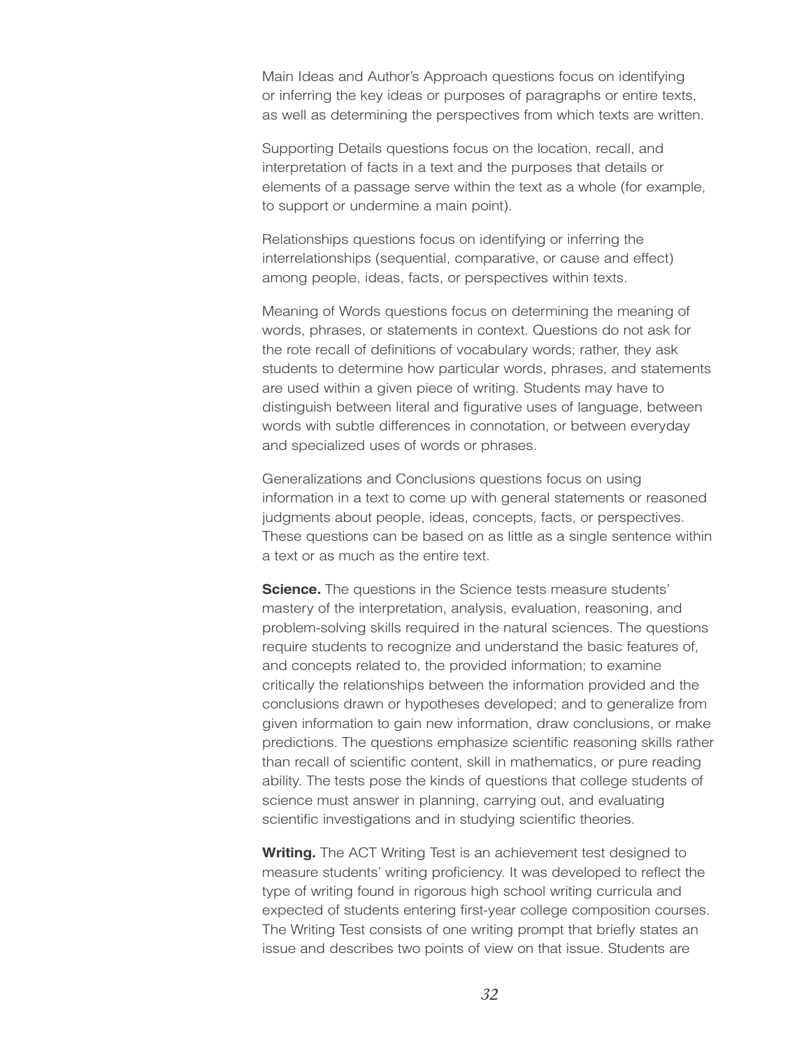Main Ideas and Author's Approach questions focus on identifying or inferring the key ideas or purposes of paragraphs or entire texts, as well as determining the perspectives from which texts are written.

Supporting Details questions focus on the location, recall, and interpretation of facts in a text and the purposes that details or elements of a passage serve within the text as a whole (for example, to support or undermine a main point).

Relationships questions focus on identifying or inferring the interrelationships (sequential, comparative, or cause and effect) among people, ideas, facts, or perspectives within texts.

Meaning of Words questions focus on determining the meaning of words, phrases, or statements in context. Questions do not ask for the rote recall of definitions of vocabulary words; rather, they ask students to determine how particular words, phrases, and statements are used within a given piece of writing. Students may have to distinguish between literal and figurative uses of language, between words with subtle differences in connotation, or between everyday and specialized uses of words or phrases.

Generalizations and Conclusions questions focus on using information in a text to come up with general statements or reasoned judgments about people, ideas, concepts, facts, or perspectives. These questions can be based on as little as a single sentence within a text or as much as the entire text.

**Science.** The questions in the Science tests measure students' mastery of the interpretation, analysis, evaluation, reasoning, and problem-solving skills required in the natural sciences. The questions require students to recognize and understand the basic features of, and concepts related to, the provided information; to examine critically the relationships between the information provided and the conclusions drawn or hypotheses developed; and to generalize from given information to gain new information, draw conclusions, or make predictions. The questions emphasize scientific reasoning skills rather than recall of scientific content, skill in mathematics, or pure reading ability. The tests pose the kinds of questions that college students of science must answer in planning, carrying out, and evaluating scientific investigations and in studying scientific theories.

**Writing.** The ACT Writing Test is an achievement test designed to measure students' writing proficiency. It was developed to reflect the type of writing found in rigorous high school writing curricula and expected of students entering first-year college composition courses. The Writing Test consists of one writing prompt that briefly states an issue and describes two points of view on that issue. Students are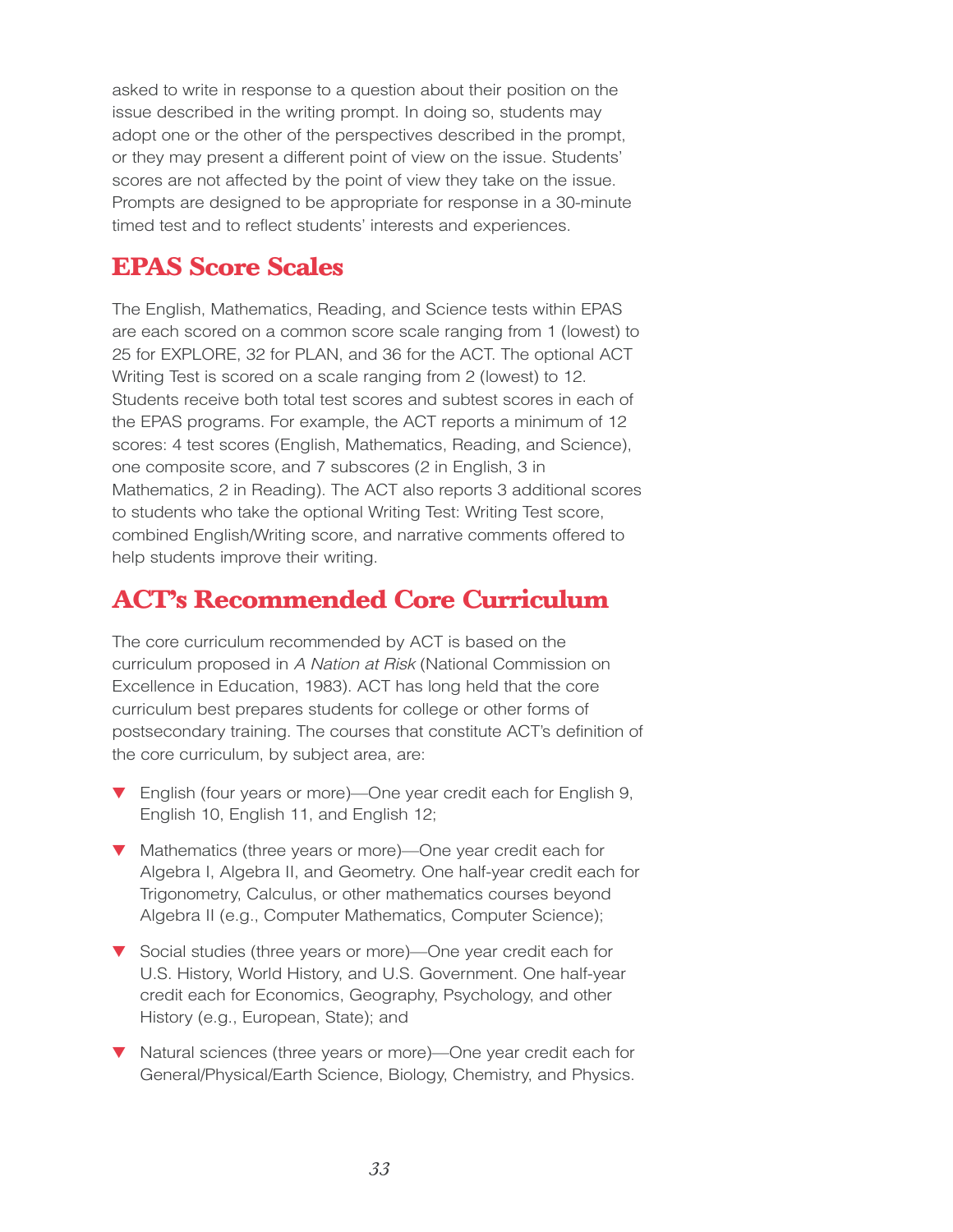asked to write in response to a question about their position on the issue described in the writing prompt. In doing so, students may adopt one or the other of the perspectives described in the prompt, or they may present a different point of view on the issue. Students' scores are not affected by the point of view they take on the issue. Prompts are designed to be appropriate for response in a 30-minute timed test and to reflect students' interests and experiences.

## EPAS Score Scales

The English, Mathematics, Reading, and Science tests within EPAS are each scored on a common score scale ranging from 1 (lowest) to 25 for EXPLORE, 32 for PLAN, and 36 for the ACT. The optional ACT Writing Test is scored on a scale ranging from 2 (lowest) to 12. Students receive both total test scores and subtest scores in each of the EPAS programs. For example, the ACT reports a minimum of 12 scores: 4 test scores (English, Mathematics, Reading, and Science), one composite score, and 7 subscores (2 in English, 3 in Mathematics, 2 in Reading). The ACT also reports 3 additional scores to students who take the optional Writing Test: Writing Test score, combined English/Writing score, and narrative comments offered to help students improve their writing.

## ACT's Recommended Core Curriculum

The core curriculum recommended by ACT is based on the curriculum proposed in *A Nation at Risk* (National Commission on Excellence in Education, 1983). ACT has long held that the core curriculum best prepares students for college or other forms of postsecondary training. The courses that constitute ACT's definition of the core curriculum, by subject area, are:

- English (four years or more)—One year credit each for English 9, English 10, English 11, and English 12;
- Mathematics (three years or more)—One year credit each for Algebra I, Algebra II, and Geometry. One half-year credit each for Trigonometry, Calculus, or other mathematics courses beyond Algebra II (e.g., Computer Mathematics, Computer Science);
- Social studies (three years or more)—One year credit each for U.S. History, World History, and U.S. Government. One half-year credit each for Economics, Geography, Psychology, and other History (e.g., European, State); and
- Natural sciences (three years or more)—One year credit each for General/Physical/Earth Science, Biology, Chemistry, and Physics.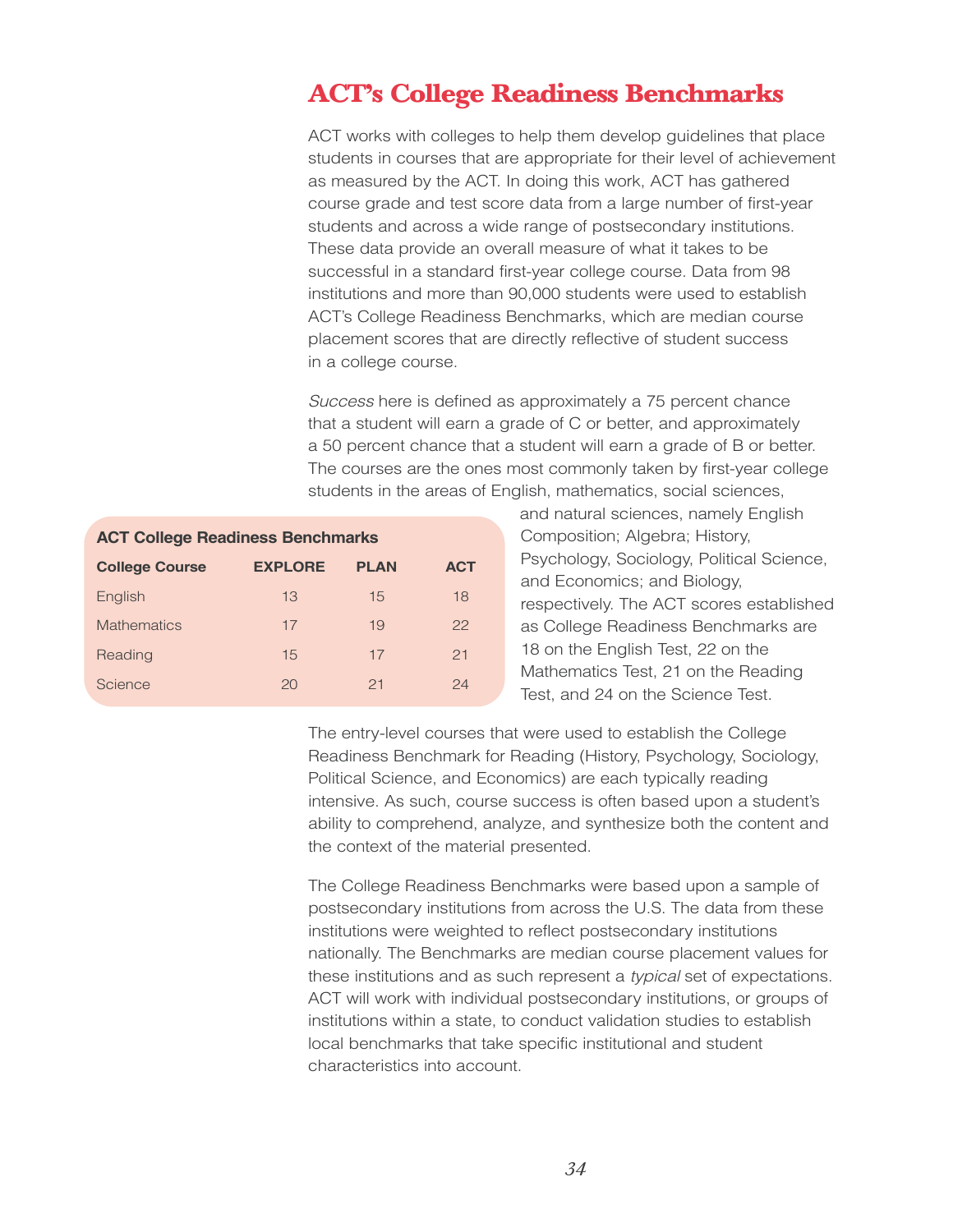## ACT's College Readiness Benchmarks

ACT works with colleges to help them develop guidelines that place students in courses that are appropriate for their level of achievement as measured by the ACT. In doing this work, ACT has gathered course grade and test score data from a large number of first-year students and across a wide range of postsecondary institutions. These data provide an overall measure of what it takes to be successful in a standard first-year college course. Data from 98 institutions and more than 90,000 students were used to establish ACT's College Readiness Benchmarks, which are median course placement scores that are directly reflective of student success in a college course.

*Success* here is defined as approximately a 75 percent chance that a student will earn a grade of C or better, and approximately a 50 percent chance that a student will earn a grade of B or better. The courses are the ones most commonly taken by first-year college students in the areas of English, mathematics, social sciences, and natural sciences, namely English Composition; Algebra; History, Psychology, Sociology, Political Science, and Economics; and Biology, respectively. The ACT scores established as College Readiness Benchmarks are 18 on the English Test, 22 on the Mathematics Test, 21 on the Reading Test, and 24 on the Science Test.

**ACT College Readiness Benchmarks**

| College Course | EXPLORE | PLAN | ACT |
|---|---|---|---|
| English | 13 | 15 | 18 |
| Mathematics | 17 | 19 | 22 |
| Reading | 15 | 17 | 21 |
| Science | 20 | 21 | 24 |

The entry-level courses that were used to establish the College Readiness Benchmark for Reading (History, Psychology, Sociology, Political Science, and Economics) are each typically reading intensive. As such, course success is often based upon a student's ability to comprehend, analyze, and synthesize both the content and the context of the material presented.

The College Readiness Benchmarks were based upon a sample of postsecondary institutions from across the U.S. The data from these institutions were weighted to reflect postsecondary institutions nationally. The Benchmarks are median course placement values for these institutions and as such represent a *typical* set of expectations. ACT will work with individual postsecondary institutions, or groups of institutions within a state, to conduct validation studies to establish local benchmarks that take specific institutional and student characteristics into account.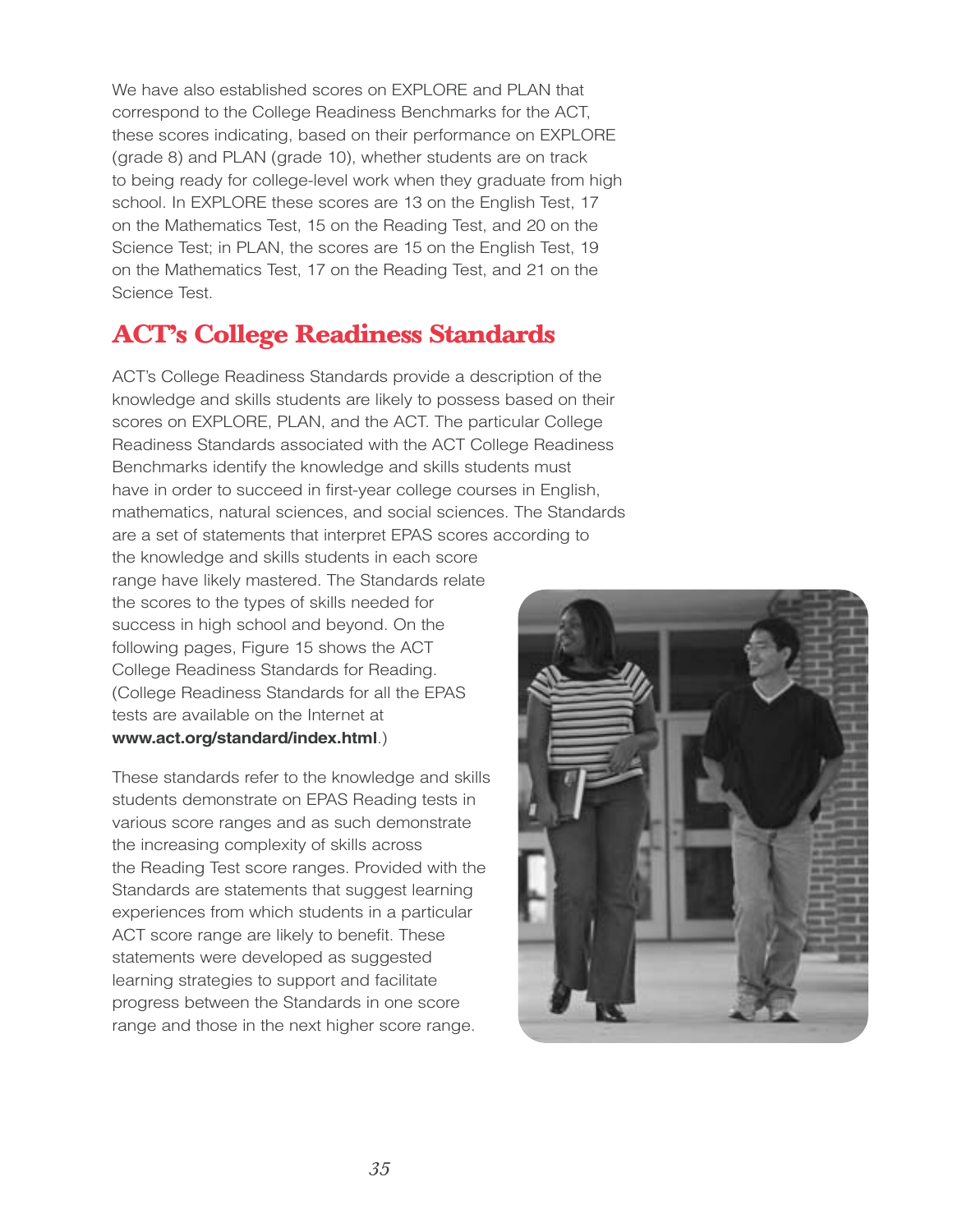We have also established scores on EXPLORE and PLAN that correspond to the College Readiness Benchmarks for the ACT, these scores indicating, based on their performance on EXPLORE (grade 8) and PLAN (grade 10), whether students are on track to being ready for college-level work when they graduate from high school. In EXPLORE these scores are 13 on the English Test, 17 on the Mathematics Test, 15 on the Reading Test, and 20 on the Science Test; in PLAN, the scores are 15 on the English Test, 19 on the Mathematics Test, 17 on the Reading Test, and 21 on the Science Test.

## ACT's College Readiness Standards

ACT's College Readiness Standards provide a description of the knowledge and skills students are likely to possess based on their scores on EXPLORE, PLAN, and the ACT. The particular College Readiness Standards associated with the ACT College Readiness Benchmarks identify the knowledge and skills students must have in order to succeed in first-year college courses in English, mathematics, natural sciences, and social sciences. The Standards are a set of statements that interpret EPAS scores according to the knowledge and skills students in each score range have likely mastered. The Standards relate the scores to the types of skills needed for success in high school and beyond. On the following pages, Figure 15 shows the ACT College Readiness Standards for Reading. (College Readiness Standards for all the EPAS tests are available on the Internet at **www.act.org/standard/index.html**.)

These standards refer to the knowledge and skills students demonstrate on EPAS Reading tests in various score ranges and as such demonstrate the increasing complexity of skills across the Reading Test score ranges. Provided with the Standards are statements that suggest learning experiences from which students in a particular ACT score range are likely to benefit. These statements were developed as suggested learning strategies to support and facilitate progress between the Standards in one score range and those in the next higher score range.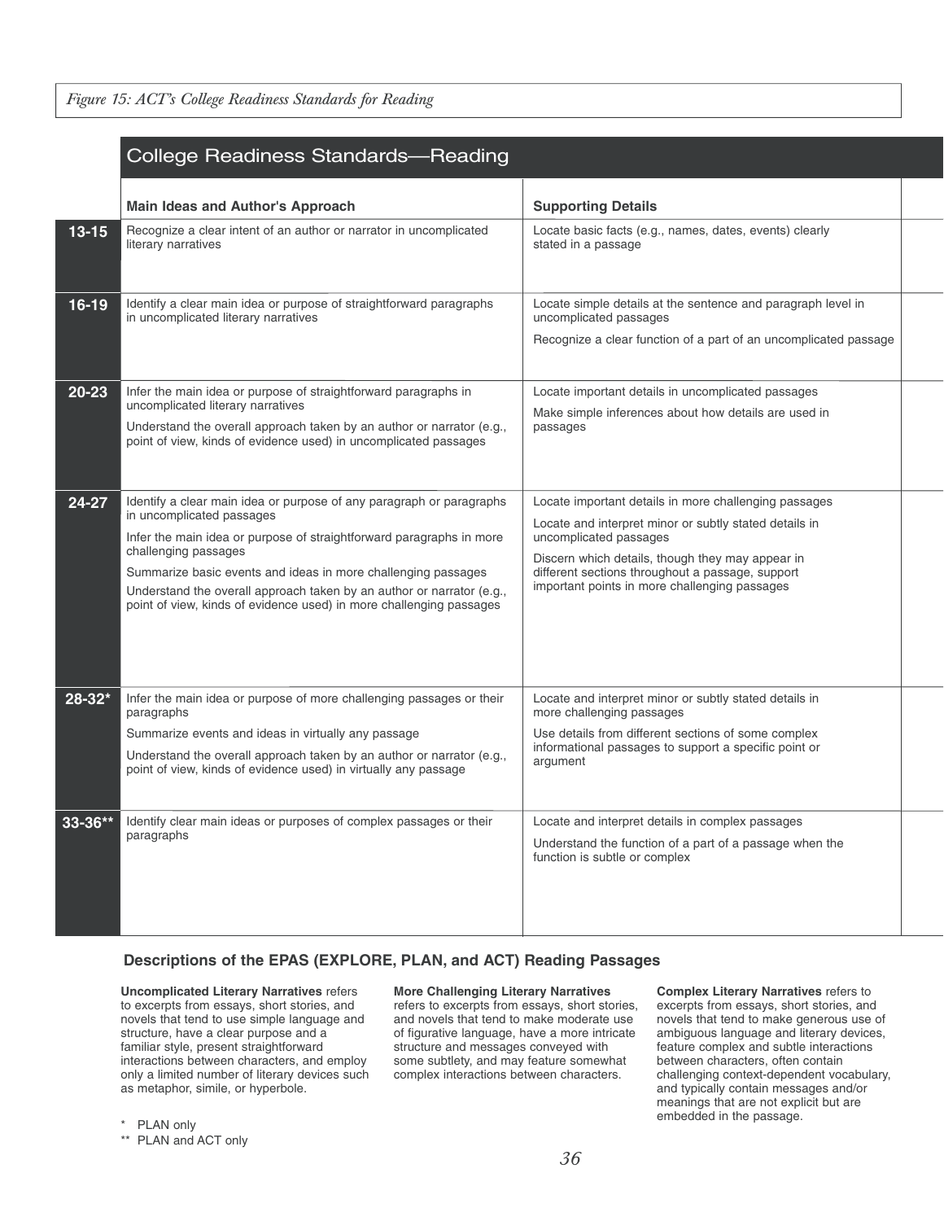*Figure 15: ACT's College Readiness Standards for Reading*

## College Readiness Standards—Reading

| | Main Ideas and Author's Approach | Supporting Details |
|---|---|---|
| **13-15** | Recognize a clear intent of an author or narrator in uncomplicated literary narratives | Locate basic facts (e.g., names, dates, events) clearly stated in a passage |
| **16-19** | Identify a clear main idea or purpose of straightforward paragraphs in uncomplicated literary narratives | Locate simple details at the sentence and paragraph level in uncomplicated passages<br><br>Recognize a clear function of a part of an uncomplicated passage |
| **20-23** | Infer the main idea or purpose of straightforward paragraphs in uncomplicated literary narratives<br><br>Understand the overall approach taken by an author or narrator (e.g., point of view, kinds of evidence used) in uncomplicated passages | Locate important details in uncomplicated passages<br><br>Make simple inferences about how details are used in passages |
| **24-27** | Identify a clear main idea or purpose of any paragraph or paragraphs in uncomplicated passages<br><br>Infer the main idea or purpose of straightforward paragraphs in more challenging passages<br><br>Summarize basic events and ideas in more challenging passages<br><br>Understand the overall approach taken by an author or narrator (e.g., point of view, kinds of evidence used) in more challenging passages | Locate important details in more challenging passages<br><br>Locate and interpret minor or subtly stated details in uncomplicated passages<br><br>Discern which details, though they may appear in different sections throughout a passage, support important points in more challenging passages |
| **28-32*** | Infer the main idea or purpose of more challenging passages or their paragraphs<br><br>Summarize events and ideas in virtually any passage<br><br>Understand the overall approach taken by an author or narrator (e.g., point of view, kinds of evidence used) in virtually any passage | Locate and interpret minor or subtly stated details in more challenging passages<br><br>Use details from different sections of some complex informational passages to support a specific point or argument |
| **33-36**** | Identify clear main ideas or purposes of complex passages or their paragraphs | Locate and interpret details in complex passages<br><br>Understand the function of a part of a passage when the function is subtle or complex |

### Descriptions of the EPAS (EXPLORE, PLAN, and ACT) Reading Passages

**Uncomplicated Literary Narratives** refers to excerpts from essays, short stories, and novels that tend to use simple language and structure, have a clear purpose and a familiar style, present straightforward interactions between characters, and employ only a limited number of literary devices such as metaphor, simile, or hyperbole.

**More Challenging Literary Narratives** refers to excerpts from essays, short stories, and novels that tend to make moderate use of figurative language, have a more intricate structure and messages conveyed with some subtlety, and may feature somewhat complex interactions between characters.

**Complex Literary Narratives** refers to excerpts from essays, short stories, and novels that tend to make generous use of ambiguous language and literary devices, feature complex and subtle interactions between characters, often contain challenging context-dependent vocabulary, and typically contain messages and/or meanings that are not explicit but are embedded in the passage.

\* PLAN only

\*\* PLAN and ACT only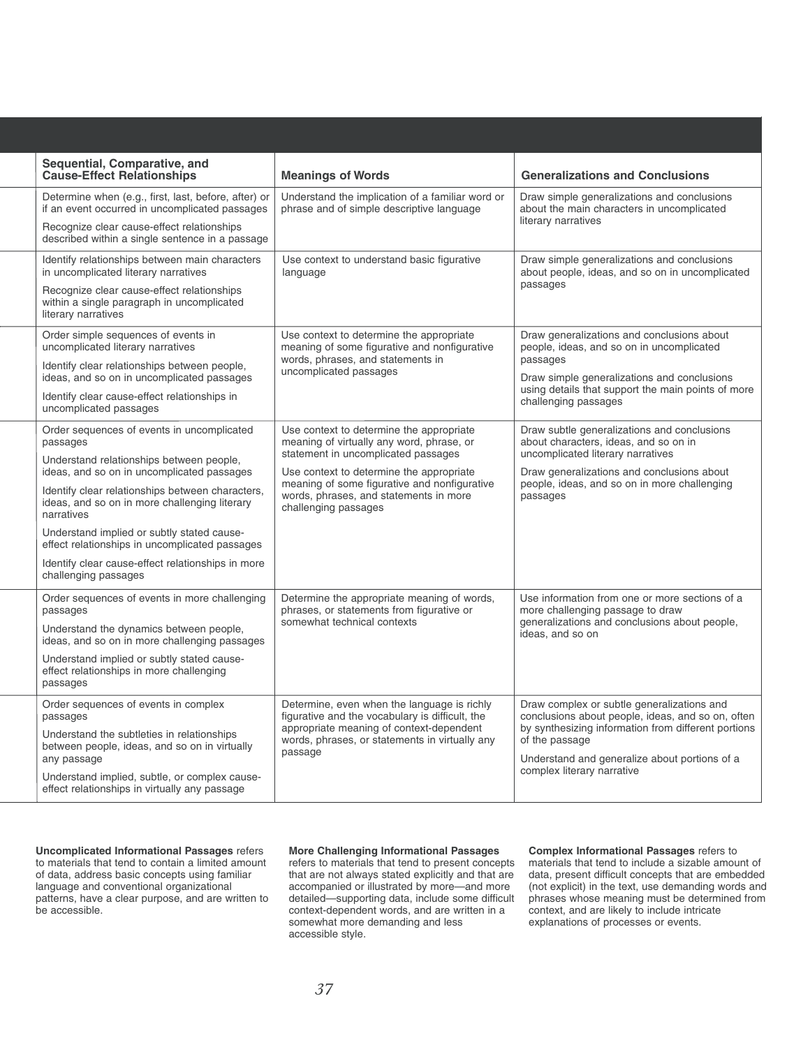| Sequential, Comparative, and Cause-Effect Relationships | Meanings of Words | Generalizations and Conclusions |
|---|---|---|
| Determine when (e.g., first, last, before, after) or if an event occurred in uncomplicated passages<br><br>Recognize clear cause-effect relationships described within a single sentence in a passage | Understand the implication of a familiar word or phrase and of simple descriptive language | Draw simple generalizations and conclusions about the main characters in uncomplicated literary narratives |
| Identify relationships between main characters in uncomplicated literary narratives<br><br>Recognize clear cause-effect relationships within a single paragraph in uncomplicated literary narratives | Use context to understand basic figurative language | Draw simple generalizations and conclusions about people, ideas, and so on in uncomplicated passages |
| Order simple sequences of events in uncomplicated literary narratives<br><br>Identify clear relationships between people, ideas, and so on in uncomplicated passages<br><br>Identify clear cause-effect relationships in uncomplicated passages | Use context to determine the appropriate meaning of some figurative and nonfigurative words, phrases, and statements in uncomplicated passages | Draw generalizations and conclusions about people, ideas, and so on in uncomplicated passages<br><br>Draw simple generalizations and conclusions using details that support the main points of more challenging passages |
| Order sequences of events in uncomplicated passages<br><br>Understand relationships between people, ideas, and so on in uncomplicated passages<br><br>Identify clear relationships between characters, ideas, and so on in more challenging literary narratives<br><br>Understand implied or subtly stated cause-effect relationships in uncomplicated passages<br><br>Identify clear cause-effect relationships in more challenging passages | Use context to determine the appropriate meaning of virtually any word, phrase, or statement in uncomplicated passages<br><br>Use context to determine the appropriate meaning of some figurative and nonfigurative words, phrases, and statements in more challenging passages | Draw subtle generalizations and conclusions about characters, ideas, and so on in uncomplicated literary narratives<br><br>Draw generalizations and conclusions about people, ideas, and so on in more challenging passages |
| Order sequences of events in more challenging passages<br><br>Understand the dynamics between people, ideas, and so on in more challenging passages<br><br>Understand implied or subtly stated cause-effect relationships in more challenging passages | Determine the appropriate meaning of words, phrases, or statements from figurative or somewhat technical contexts | Use information from one or more sections of a more challenging passage to draw generalizations and conclusions about people, ideas, and so on |
| Order sequences of events in complex passages<br><br>Understand the subtleties in relationships between people, ideas, and so on in virtually any passage<br><br>Understand implied, subtle, or complex cause-effect relationships in virtually any passage | Determine, even when the language is richly figurative and the vocabulary is difficult, the appropriate meaning of context-dependent words, phrases, or statements in virtually any passage | Draw complex or subtle generalizations and conclusions about people, ideas, and so on, often by synthesizing information from different portions of the passage<br><br>Understand and generalize about portions of a complex literary narrative |

**Uncomplicated Informational Passages** refers to materials that tend to contain a limited amount of data, address basic concepts using familiar language and conventional organizational patterns, have a clear purpose, and are written to be accessible.

**More Challenging Informational Passages** refers to materials that tend to present concepts that are not always stated explicitly and that are accompanied or illustrated by more—and more detailed—supporting data, include some difficult context-dependent words, and are written in a somewhat more demanding and less accessible style.

**Complex Informational Passages** refers to materials that tend to include a sizable amount of data, present difficult concepts that are embedded (not explicit) in the text, use demanding words and phrases whose meaning must be determined from context, and are likely to include intricate explanations of processes or events.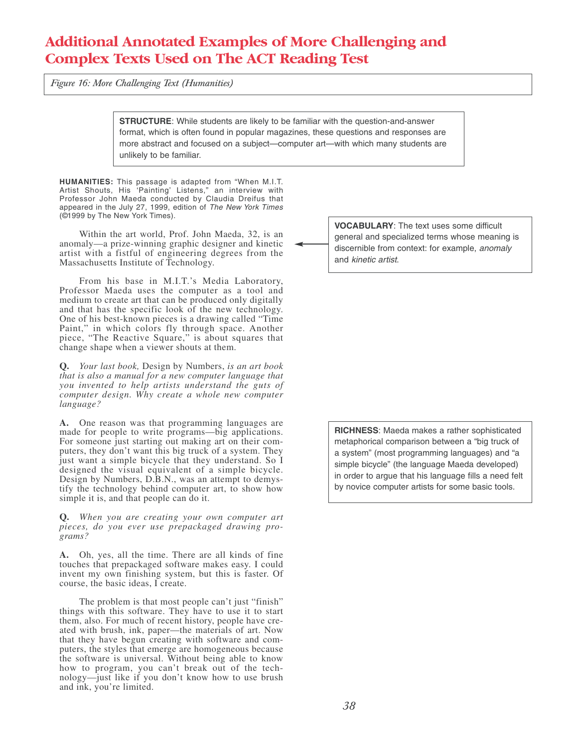# Additional Annotated Examples of More Challenging and Complex Texts Used on The ACT Reading Test

*Figure 16: More Challenging Text (Humanities)*

**STRUCTURE**: While students are likely to be familiar with the question-and-answer format, which is often found in popular magazines, these questions and responses are more abstract and focused on a subject—computer art—with which many students are unlikely to be familiar.

**HUMANITIES:** This passage is adapted from "When M.I.T. Artist Shouts, His 'Painting' Listens," an interview with Professor John Maeda conducted by Claudia Dreifus that appeared in the July 27, 1999, edition of *The New York Times* (©1999 by The New York Times).

Within the art world, Prof. John Maeda, 32, is an anomaly—a prize-winning graphic designer and kinetic artist with a fistful of engineering degrees from the Massachusetts Institute of Technology.

**VOCABULARY**: The text uses some difficult general and specialized terms whose meaning is discernible from context: for example, *anomaly* and *kinetic artist*.

From his base in M.I.T.'s Media Laboratory, Professor Maeda uses the computer as a tool and medium to create art that can be produced only digitally and that has the specific look of the new technology. One of his best-known pieces is a drawing called "Time Paint," in which colors fly through space. Another piece, "The Reactive Square," is about squares that change shape when a viewer shouts at them.

**Q.** *Your last book,* Design by Numbers, *is an art book that is also a manual for a new computer language that you invented to help artists understand the guts of computer design. Why create a whole new computer language?*

**A.** One reason was that programming languages are made for people to write programs—big applications. For someone just starting out making art on their computers, they don't want this big truck of a system. They just want a simple bicycle that they understand. So I designed the visual equivalent of a simple bicycle. Design by Numbers, D.B.N., was an attempt to demystify the technology behind computer art, to show how simple it is, and that people can do it.

**RICHNESS**: Maeda makes a rather sophisticated metaphorical comparison between a "big truck of a system" (most programming languages) and "a simple bicycle" (the language Maeda developed) in order to argue that his language fills a need felt by novice computer artists for some basic tools.

**Q.** *When you are creating your own computer art pieces, do you ever use prepackaged drawing programs?*

**A.** Oh, yes, all the time. There are all kinds of fine touches that prepackaged software makes easy. I could invent my own finishing system, but this is faster. Of course, the basic ideas, I create.

The problem is that most people can't just "finish" things with this software. They have to use it to start them, also. For much of recent history, people have created with brush, ink, paper—the materials of art. Now that they have begun creating with software and computers, the styles that emerge are homogeneous because the software is universal. Without being able to know how to program, you can't break out of the technology—just like if you don't know how to use brush and ink, you're limited.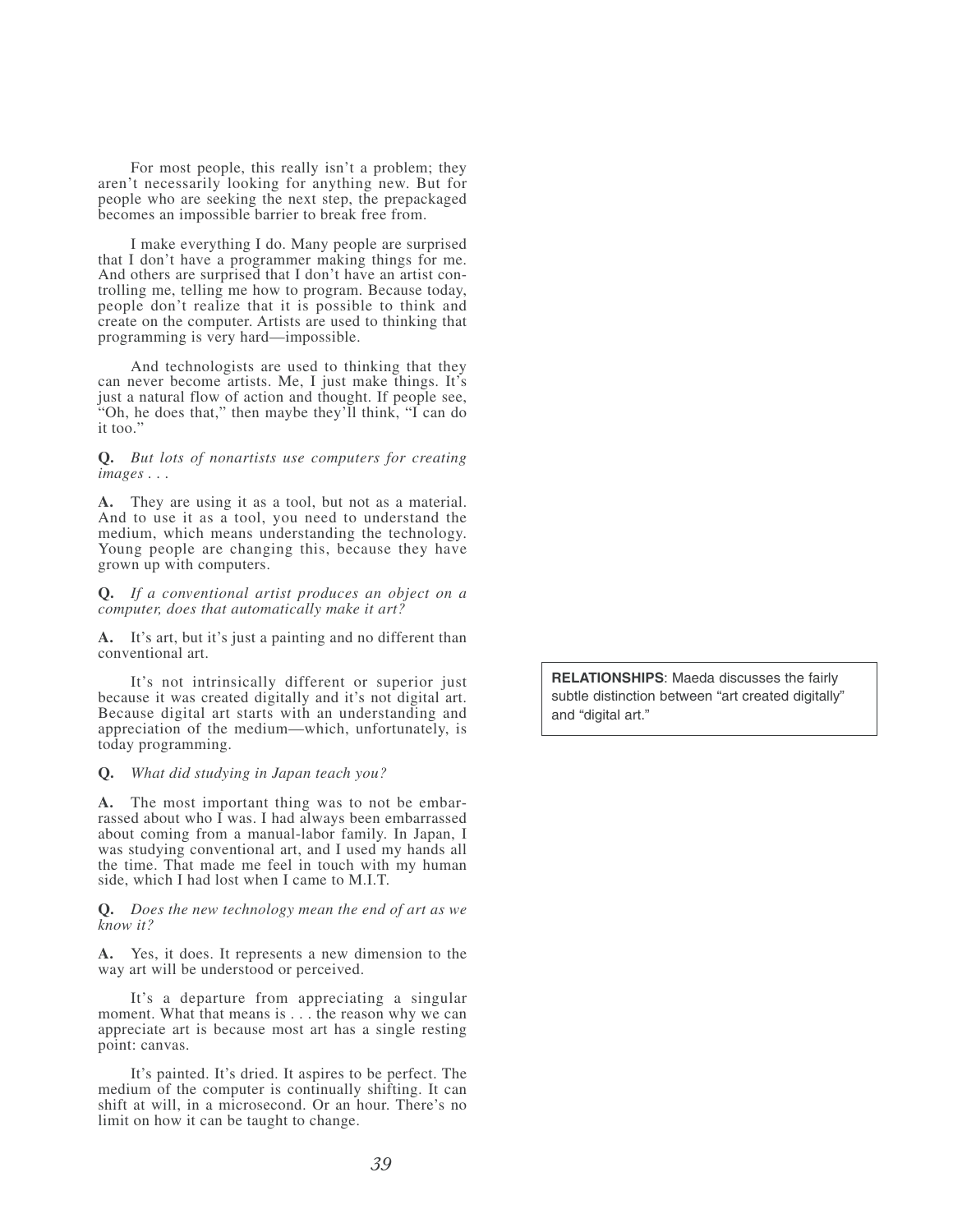For most people, this really isn't a problem; they aren't necessarily looking for anything new. But for people who are seeking the next step, the prepackaged becomes an impossible barrier to break free from.

I make everything I do. Many people are surprised that I don't have a programmer making things for me. And others are surprised that I don't have an artist controlling me, telling me how to program. Because today, people don't realize that it is possible to think and create on the computer. Artists are used to thinking that programming is very hard—impossible.

And technologists are used to thinking that they can never become artists. Me, I just make things. It's just a natural flow of action and thought. If people see, "Oh, he does that," then maybe they'll think, "I can do it too."

**Q.** *But lots of nonartists use computers for creating images . . .*

**A.** They are using it as a tool, but not as a material. And to use it as a tool, you need to understand the medium, which means understanding the technology. Young people are changing this, because they have grown up with computers.

**Q.** *If a conventional artist produces an object on a computer, does that automatically make it art?*

**A.** It's art, but it's just a painting and no different than conventional art.

It's not intrinsically different or superior just because it was created digitally and it's not digital art. Because digital art starts with an understanding and appreciation of the medium—which, unfortunately, is today programming.

> **RELATIONSHIPS**: Maeda discusses the fairly subtle distinction between "art created digitally" and "digital art."

**Q.** *What did studying in Japan teach you?*

**A.** The most important thing was to not be embarrassed about who I was. I had always been embarrassed about coming from a manual-labor family. In Japan, I was studying conventional art, and I used my hands all the time. That made me feel in touch with my human side, which I had lost when I came to M.I.T.

**Q.** *Does the new technology mean the end of art as we know it?*

**A.** Yes, it does. It represents a new dimension to the way art will be understood or perceived.

It's a departure from appreciating a singular moment. What that means is . . . the reason why we can appreciate art is because most art has a single resting point: canvas.

It's painted. It's dried. It aspires to be perfect. The medium of the computer is continually shifting. It can shift at will, in a microsecond. Or an hour. There's no limit on how it can be taught to change.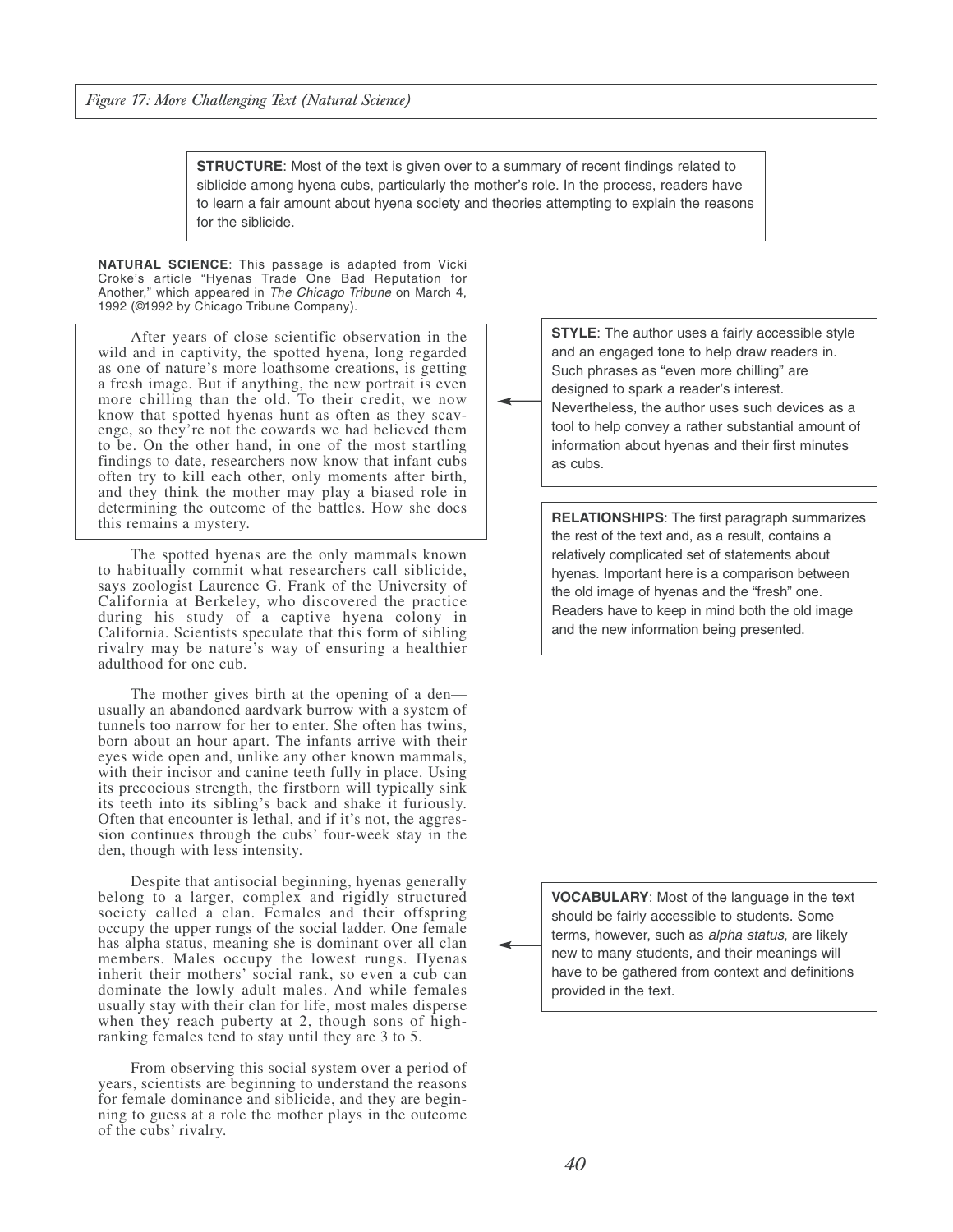*Figure 17: More Challenging Text (Natural Science)*

**STRUCTURE**: Most of the text is given over to a summary of recent findings related to siblicide among hyena cubs, particularly the mother's role. In the process, readers have to learn a fair amount about hyena society and theories attempting to explain the reasons for the siblicide.

**NATURAL SCIENCE**: This passage is adapted from Vicki Croke's article "Hyenas Trade One Bad Reputation for Another," which appeared in *The Chicago Tribune* on March 4, 1992 (©1992 by Chicago Tribune Company).

After years of close scientific observation in the wild and in captivity, the spotted hyena, long regarded as one of nature's more loathsome creations, is getting a fresh image. But if anything, the new portrait is even more chilling than the old. To their credit, we now know that spotted hyenas hunt as often as they scavenge, so they're not the cowards we had believed them to be. On the other hand, in one of the most startling findings to date, researchers now know that infant cubs often try to kill each other, only moments after birth, and they think the mother may play a biased role in determining the outcome of the battles. How she does this remains a mystery.

**STYLE**: The author uses a fairly accessible style and an engaged tone to help draw readers in. Such phrases as "even more chilling" are designed to spark a reader's interest. Nevertheless, the author uses such devices as a tool to help convey a rather substantial amount of information about hyenas and their first minutes as cubs.

**RELATIONSHIPS**: The first paragraph summarizes the rest of the text and, as a result, contains a relatively complicated set of statements about hyenas. Important here is a comparison between the old image of hyenas and the "fresh" one. Readers have to keep in mind both the old image and the new information being presented.

The spotted hyenas are the only mammals known to habitually commit what researchers call siblicide, says zoologist Laurence G. Frank of the University of California at Berkeley, who discovered the practice during his study of a captive hyena colony in California. Scientists speculate that this form of sibling rivalry may be nature's way of ensuring a healthier adulthood for one cub.

The mother gives birth at the opening of a den—usually an abandoned aardvark burrow with a system of tunnels too narrow for her to enter. She often has twins, born about an hour apart. The infants arrive with their eyes wide open and, unlike any other known mammals, with their incisor and canine teeth fully in place. Using its precocious strength, the firstborn will typically sink its teeth into its sibling's back and shake it furiously. Often that encounter is lethal, and if it's not, the aggression continues through the cubs' four-week stay in the den, though with less intensity.

Despite that antisocial beginning, hyenas generally belong to a larger, complex and rigidly structured society called a clan. Females and their offspring occupy the upper rungs of the social ladder. One female has alpha status, meaning she is dominant over all clan members. Males occupy the lowest rungs. Hyenas inherit their mothers' social rank, so even a cub can dominate the lowly adult males. And while females usually stay with their clan for life, most males disperse when they reach puberty at 2, though sons of high-ranking females tend to stay until they are 3 to 5.

**VOCABULARY**: Most of the language in the text should be fairly accessible to students. Some terms, however, such as *alpha status*, are likely new to many students, and their meanings will have to be gathered from context and definitions provided in the text.

From observing this social system over a period of years, scientists are beginning to understand the reasons for female dominance and siblicide, and they are beginning to guess at a role the mother plays in the outcome of the cubs' rivalry.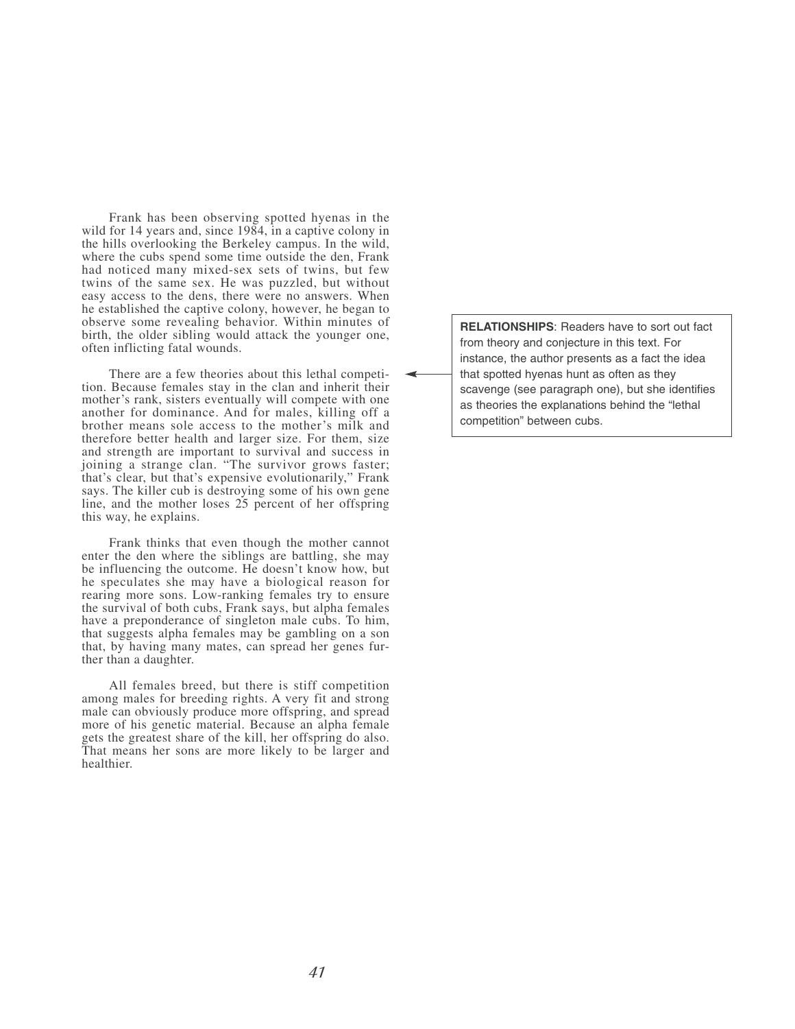Frank has been observing spotted hyenas in the wild for 14 years and, since 1984, in a captive colony in the hills overlooking the Berkeley campus. In the wild, where the cubs spend some time outside the den, Frank had noticed many mixed-sex sets of twins, but few twins of the same sex. He was puzzled, but without easy access to the dens, there were no answers. When he established the captive colony, however, he began to observe some revealing behavior. Within minutes of birth, the older sibling would attack the younger one, often inflicting fatal wounds.

There are a few theories about this lethal competition. Because females stay in the clan and inherit their mother's rank, sisters eventually will compete with one another for dominance. And for males, killing off a brother means sole access to the mother's milk and therefore better health and larger size. For them, size and strength are important to survival and success in joining a strange clan. "The survivor grows faster; that's clear, but that's expensive evolutionarily," Frank says. The killer cub is destroying some of his own gene line, and the mother loses 25 percent of her offspring this way, he explains.

> **RELATIONSHIPS**: Readers have to sort out fact from theory and conjecture in this text. For instance, the author presents as a fact the idea that spotted hyenas hunt as often as they scavenge (see paragraph one), but she identifies as theories the explanations behind the "lethal competition" between cubs.

Frank thinks that even though the mother cannot enter the den where the siblings are battling, she may be influencing the outcome. He doesn't know how, but he speculates she may have a biological reason for rearing more sons. Low-ranking females try to ensure the survival of both cubs, Frank says, but alpha females have a preponderance of singleton male cubs. To him, that suggests alpha females may be gambling on a son that, by having many mates, can spread her genes further than a daughter.

All females breed, but there is stiff competition among males for breeding rights. A very fit and strong male can obviously produce more offspring, and spread more of his genetic material. Because an alpha female gets the greatest share of the kill, her offspring do also. That means her sons are more likely to be larger and healthier.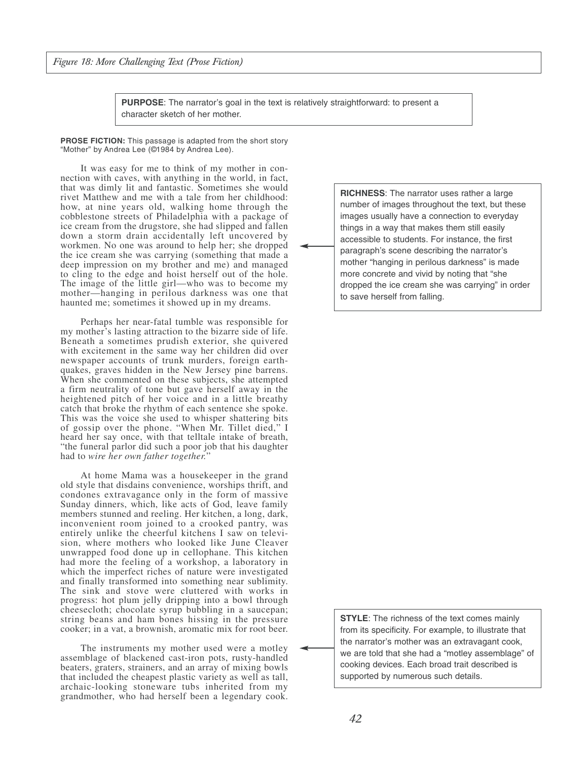*Figure 18: More Challenging Text (Prose Fiction)*

**PURPOSE**: The narrator's goal in the text is relatively straightforward: to present a character sketch of her mother.

**PROSE FICTION:** This passage is adapted from the short story "Mother" by Andrea Lee (©1984 by Andrea Lee).

It was easy for me to think of my mother in connection with caves, with anything in the world, in fact, that was dimly lit and fantastic. Sometimes she would rivet Matthew and me with a tale from her childhood: how, at nine years old, walking home through the cobblestone streets of Philadelphia with a package of ice cream from the drugstore, she had slipped and fallen down a storm drain accidentally left uncovered by workmen. No one was around to help her; she dropped the ice cream she was carrying (something that made a deep impression on my brother and me) and managed to cling to the edge and hoist herself out of the hole. The image of the little girl—who was to become my mother—hanging in perilous darkness was one that haunted me; sometimes it showed up in my dreams.

**RICHNESS**: The narrator uses rather a large number of images throughout the text, but these images usually have a connection to everyday things in a way that makes them still easily accessible to students. For instance, the first paragraph's scene describing the narrator's mother "hanging in perilous darkness" is made more concrete and vivid by noting that "she dropped the ice cream she was carrying" in order to save herself from falling.

Perhaps her near-fatal tumble was responsible for my mother's lasting attraction to the bizarre side of life. Beneath a sometimes prudish exterior, she quivered with excitement in the same way her children did over newspaper accounts of trunk murders, foreign earthquakes, graves hidden in the New Jersey pine barrens. When she commented on these subjects, she attempted a firm neutrality of tone but gave herself away in the heightened pitch of her voice and in a little breathy catch that broke the rhythm of each sentence she spoke. This was the voice she used to whisper shattering bits of gossip over the phone. "When Mr. Tillet died," I heard her say once, with that telltale intake of breath, "the funeral parlor did such a poor job that his daughter had to *wire her own father together.*"

At home Mama was a housekeeper in the grand old style that disdains convenience, worships thrift, and condones extravagance only in the form of massive Sunday dinners, which, like acts of God, leave family members stunned and reeling. Her kitchen, a long, dark, inconvenient room joined to a crooked pantry, was entirely unlike the cheerful kitchens I saw on television, where mothers who looked like June Cleaver unwrapped food done up in cellophane. This kitchen had more the feeling of a workshop, a laboratory in which the imperfect riches of nature were investigated and finally transformed into something near sublimity. The sink and stove were cluttered with works in progress: hot plum jelly dripping into a bowl through cheesecloth; chocolate syrup bubbling in a saucepan; string beans and ham bones hissing in the pressure cooker; in a vat, a brownish, aromatic mix for root beer.

The instruments my mother used were a motley assemblage of blackened cast-iron pots, rusty-handled beaters, graters, strainers, and an array of mixing bowls that included the cheapest plastic variety as well as tall, archaic-looking stoneware tubs inherited from my grandmother, who had herself been a legendary cook.

**STYLE**: The richness of the text comes mainly from its specificity. For example, to illustrate that the narrator's mother was an extravagant cook, we are told that she had a "motley assemblage" of cooking devices. Each broad trait described is supported by numerous such details.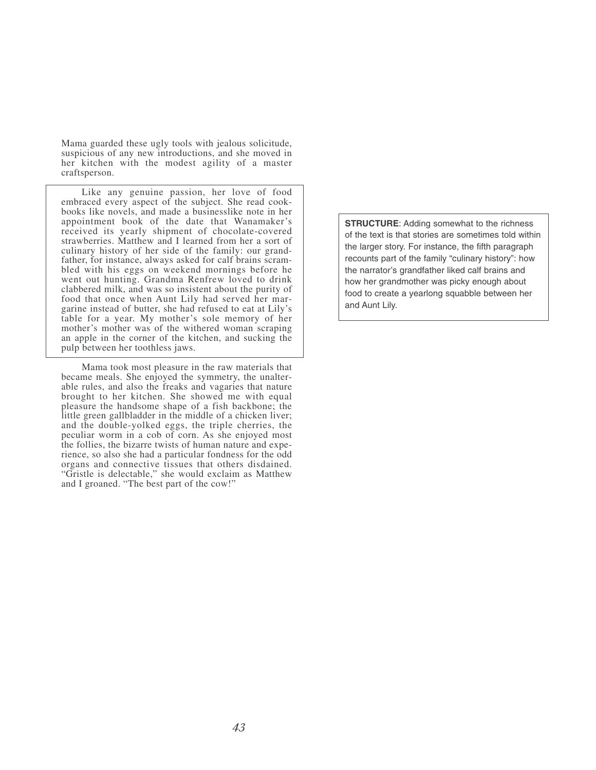Mama guarded these ugly tools with jealous solicitude, suspicious of any new introductions, and she moved in her kitchen with the modest agility of a master craftsperson.

Like any genuine passion, her love of food embraced every aspect of the subject. She read cookbooks like novels, and made a businesslike note in her appointment book of the date that Wanamaker's received its yearly shipment of chocolate-covered strawberries. Matthew and I learned from her a sort of culinary history of her side of the family: our grandfather, for instance, always asked for calf brains scrambled with his eggs on weekend mornings before he went out hunting. Grandma Renfrew loved to drink clabbered milk, and was so insistent about the purity of food that once when Aunt Lily had served her margarine instead of butter, she had refused to eat at Lily's table for a year. My mother's sole memory of her mother's mother was of the withered woman scraping an apple in the corner of the kitchen, and sucking the pulp between her toothless jaws.

> **STRUCTURE**: Adding somewhat to the richness of the text is that stories are sometimes told within the larger story. For instance, the fifth paragraph recounts part of the family "culinary history": how the narrator's grandfather liked calf brains and how her grandmother was picky enough about food to create a yearlong squabble between her and Aunt Lily.

Mama took most pleasure in the raw materials that became meals. She enjoyed the symmetry, the unalterable rules, and also the freaks and vagaries that nature brought to her kitchen. She showed me with equal pleasure the handsome shape of a fish backbone; the little green gallbladder in the middle of a chicken liver; and the double-yolked eggs, the triple cherries, the peculiar worm in a cob of corn. As she enjoyed most the follies, the bizarre twists of human nature and experience, so also she had a particular fondness for the odd organs and connective tissues that others disdained. "Gristle is delectable," she would exclaim as Matthew and I groaned. "The best part of the cow!"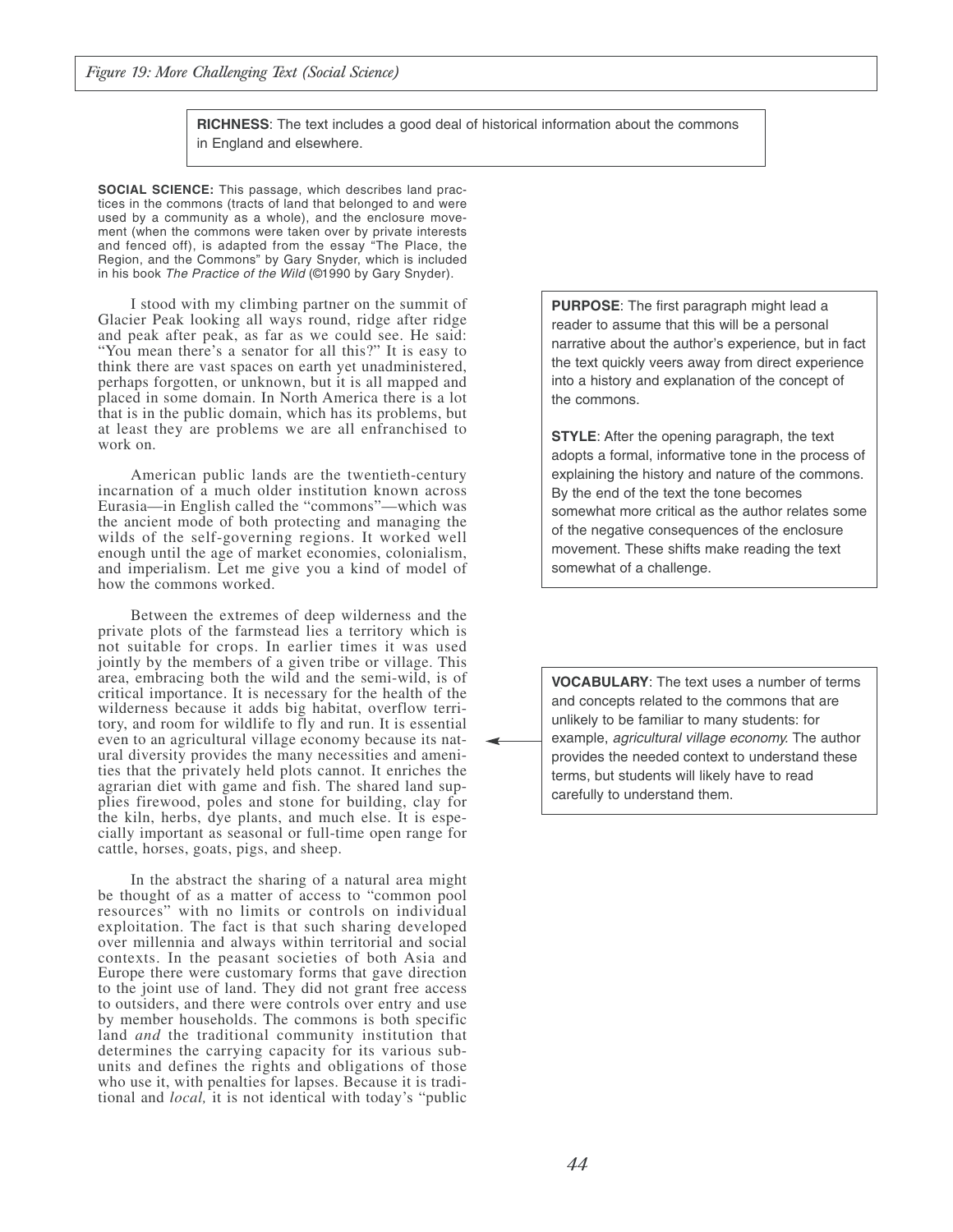*Figure 19: More Challenging Text (Social Science)*

**RICHNESS**: The text includes a good deal of historical information about the commons in England and elsewhere.

**SOCIAL SCIENCE:** This passage, which describes land practices in the commons (tracts of land that belonged to and were used by a community as a whole), and the enclosure movement (when the commons were taken over by private interests and fenced off), is adapted from the essay "The Place, the Region, and the Commons" by Gary Snyder, which is included in his book *The Practice of the Wild* (©1990 by Gary Snyder).

I stood with my climbing partner on the summit of Glacier Peak looking all ways round, ridge after ridge and peak after peak, as far as we could see. He said: "You mean there's a senator for all this?" It is easy to think there are vast spaces on earth yet unadministered, perhaps forgotten, or unknown, but it is all mapped and placed in some domain. In North America there is a lot that is in the public domain, which has its problems, but at least they are problems we are all enfranchised to work on.

**PURPOSE**: The first paragraph might lead a reader to assume that this will be a personal narrative about the author's experience, but in fact the text quickly veers away from direct experience into a history and explanation of the concept of the commons.

**STYLE**: After the opening paragraph, the text adopts a formal, informative tone in the process of explaining the history and nature of the commons. By the end of the text the tone becomes somewhat more critical as the author relates some of the negative consequences of the enclosure movement. These shifts make reading the text somewhat of a challenge.

American public lands are the twentieth-century incarnation of a much older institution known across Eurasia—in English called the "commons"—which was the ancient mode of both protecting and managing the wilds of the self-governing regions. It worked well enough until the age of market economies, colonialism, and imperialism. Let me give you a kind of model of how the commons worked.

Between the extremes of deep wilderness and the private plots of the farmstead lies a territory which is not suitable for crops. In earlier times it was used jointly by the members of a given tribe or village. This area, embracing both the wild and the semi-wild, is of critical importance. It is necessary for the health of the wilderness because it adds big habitat, overflow territory, and room for wildlife to fly and run. It is essential even to an agricultural village economy because its natural diversity provides the many necessities and amenities that the privately held plots cannot. It enriches the agrarian diet with game and fish. The shared land supplies firewood, poles and stone for building, clay for the kiln, herbs, dye plants, and much else. It is especially important as seasonal or full-time open range for cattle, horses, goats, pigs, and sheep.

**VOCABULARY**: The text uses a number of terms and concepts related to the commons that are unlikely to be familiar to many students: for example, *agricultural village economy.* The author provides the needed context to understand these terms, but students will likely have to read carefully to understand them.

In the abstract the sharing of a natural area might be thought of as a matter of access to "common pool resources" with no limits or controls on individual exploitation. The fact is that such sharing developed over millennia and always within territorial and social contexts. In the peasant societies of both Asia and Europe there were customary forms that gave direction to the joint use of land. They did not grant free access to outsiders, and there were controls over entry and use by member households. The commons is both specific land *and* the traditional community institution that determines the carrying capacity for its various subunits and defines the rights and obligations of those who use it, with penalties for lapses. Because it is traditional and *local,* it is not identical with today's "public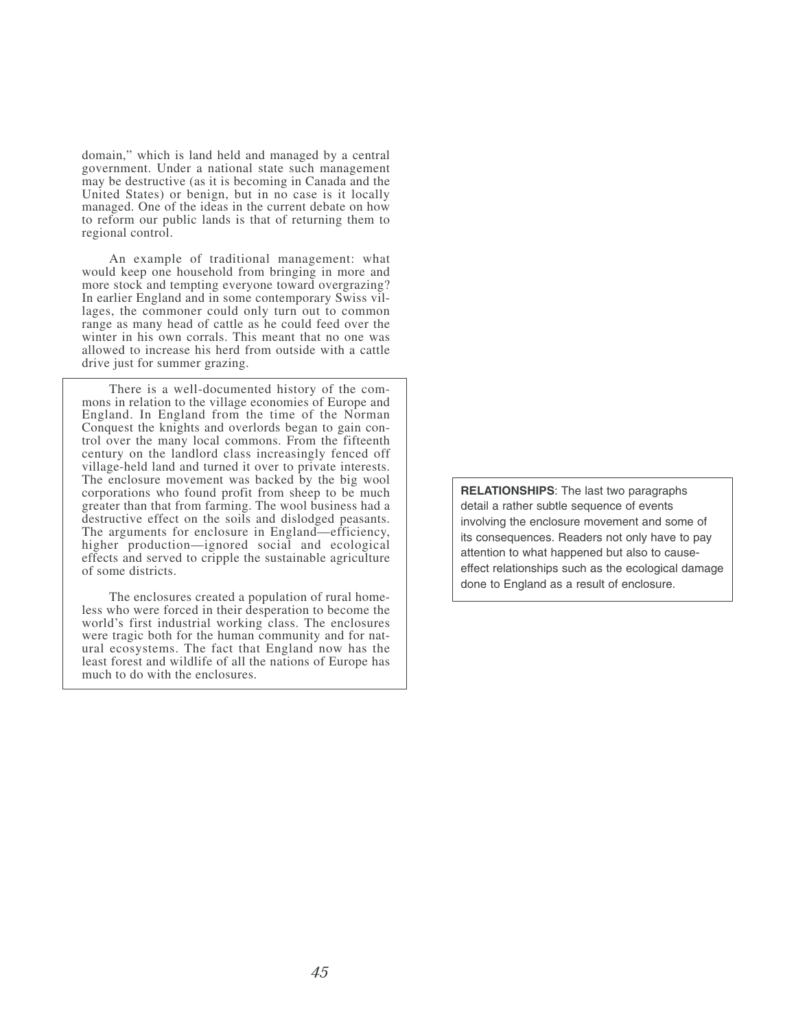domain," which is land held and managed by a central government. Under a national state such management may be destructive (as it is becoming in Canada and the United States) or benign, but in no case is it locally managed. One of the ideas in the current debate on how to reform our public lands is that of returning them to regional control.

An example of traditional management: what would keep one household from bringing in more and more stock and tempting everyone toward overgrazing? In earlier England and in some contemporary Swiss villages, the commoner could only turn out to common range as many head of cattle as he could feed over the winter in his own corrals. This meant that no one was allowed to increase his herd from outside with a cattle drive just for summer grazing.

There is a well-documented history of the commons in relation to the village economies of Europe and England. In England from the time of the Norman Conquest the knights and overlords began to gain control over the many local commons. From the fifteenth century on the landlord class increasingly fenced off village-held land and turned it over to private interests. The enclosure movement was backed by the big wool corporations who found profit from sheep to be much greater than that from farming. The wool business had a destructive effect on the soils and dislodged peasants. The arguments for enclosure in England—efficiency, higher production—ignored social and ecological effects and served to cripple the sustainable agriculture of some districts.

The enclosures created a population of rural homeless who were forced in their desperation to become the world's first industrial working class. The enclosures were tragic both for the human community and for natural ecosystems. The fact that England now has the least forest and wildlife of all the nations of Europe has much to do with the enclosures.

**RELATIONSHIPS**: The last two paragraphs detail a rather subtle sequence of events involving the enclosure movement and some of its consequences. Readers not only have to pay attention to what happened but also to cause-effect relationships such as the ecological damage done to England as a result of enclosure.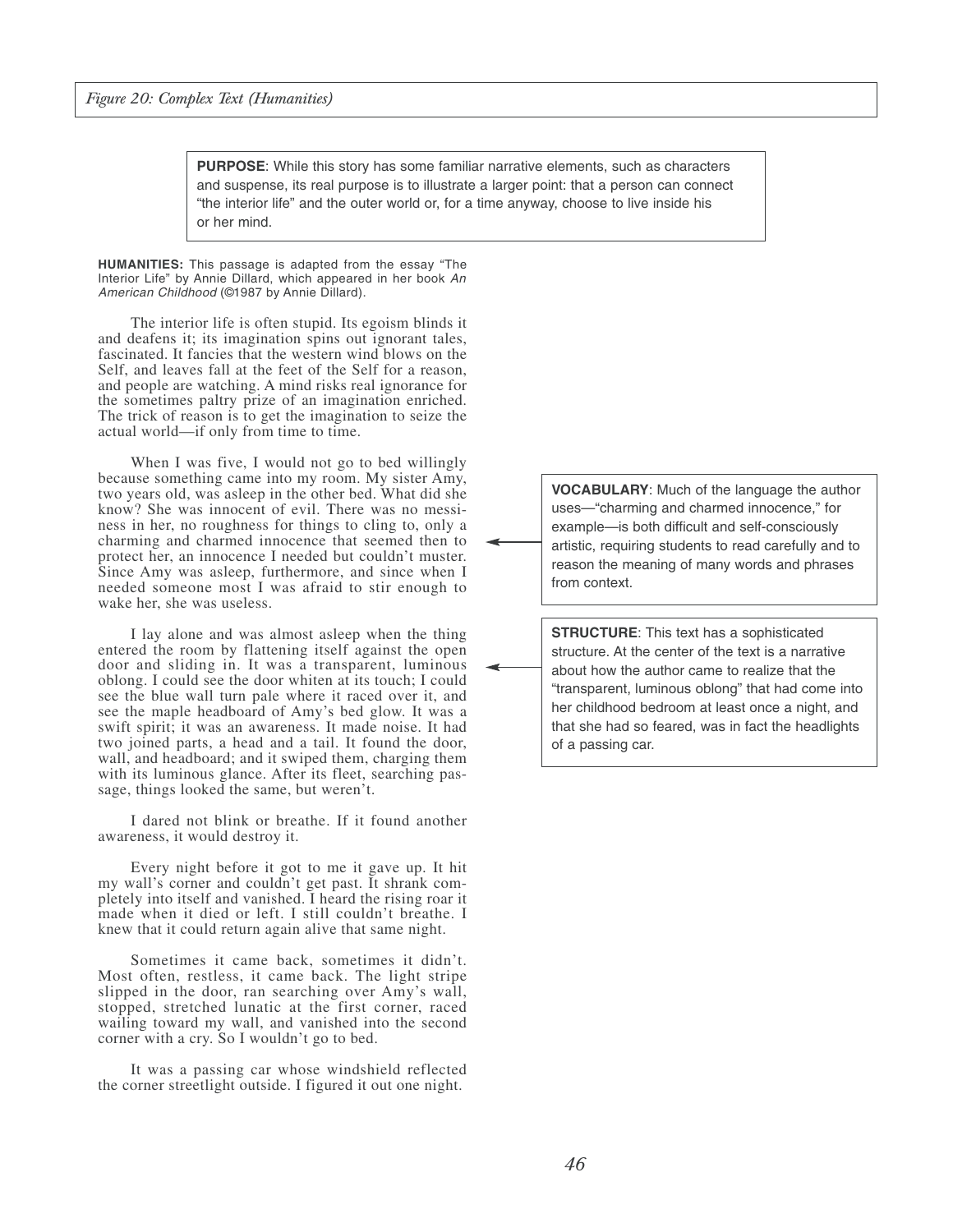*Figure 20: Complex Text (Humanities)*

**PURPOSE**: While this story has some familiar narrative elements, such as characters and suspense, its real purpose is to illustrate a larger point: that a person can connect "the interior life" and the outer world or, for a time anyway, choose to live inside his or her mind.

**HUMANITIES:** This passage is adapted from the essay "The Interior Life" by Annie Dillard, which appeared in her book *An American Childhood* (©1987 by Annie Dillard).

The interior life is often stupid. Its egoism blinds it and deafens it; its imagination spins out ignorant tales, fascinated. It fancies that the western wind blows on the Self, and leaves fall at the feet of the Self for a reason, and people are watching. A mind risks real ignorance for the sometimes paltry prize of an imagination enriched. The trick of reason is to get the imagination to seize the actual world—if only from time to time.

When I was five, I would not go to bed willingly because something came into my room. My sister Amy, two years old, was asleep in the other bed. What did she know? She was innocent of evil. There was no messiness in her, no roughness for things to cling to, only a charming and charmed innocence that seemed then to protect her, an innocence I needed but couldn't muster. Since Amy was asleep, furthermore, and since when I needed someone most I was afraid to stir enough to wake her, she was useless.

**VOCABULARY**: Much of the language the author uses—"charming and charmed innocence," for example—is both difficult and self-consciously artistic, requiring students to read carefully and to reason the meaning of many words and phrases from context.

I lay alone and was almost asleep when the thing entered the room by flattening itself against the open door and sliding in. It was a transparent, luminous oblong. I could see the door whiten at its touch; I could see the blue wall turn pale where it raced over it, and see the maple headboard of Amy's bed glow. It was a swift spirit; it was an awareness. It made noise. It had two joined parts, a head and a tail. It found the door, wall, and headboard; and it swiped them, charging them with its luminous glance. After its fleet, searching passage, things looked the same, but weren't.

**STRUCTURE**: This text has a sophisticated structure. At the center of the text is a narrative about how the author came to realize that the "transparent, luminous oblong" that had come into her childhood bedroom at least once a night, and that she had so feared, was in fact the headlights of a passing car.

I dared not blink or breathe. If it found another awareness, it would destroy it.

Every night before it got to me it gave up. It hit my wall's corner and couldn't get past. It shrank completely into itself and vanished. I heard the rising roar it made when it died or left. I still couldn't breathe. I knew that it could return again alive that same night.

Sometimes it came back, sometimes it didn't. Most often, restless, it came back. The light stripe slipped in the door, ran searching over Amy's wall, stopped, stretched lunatic at the first corner, raced wailing toward my wall, and vanished into the second corner with a cry. So I wouldn't go to bed.

It was a passing car whose windshield reflected the corner streetlight outside. I figured it out one night.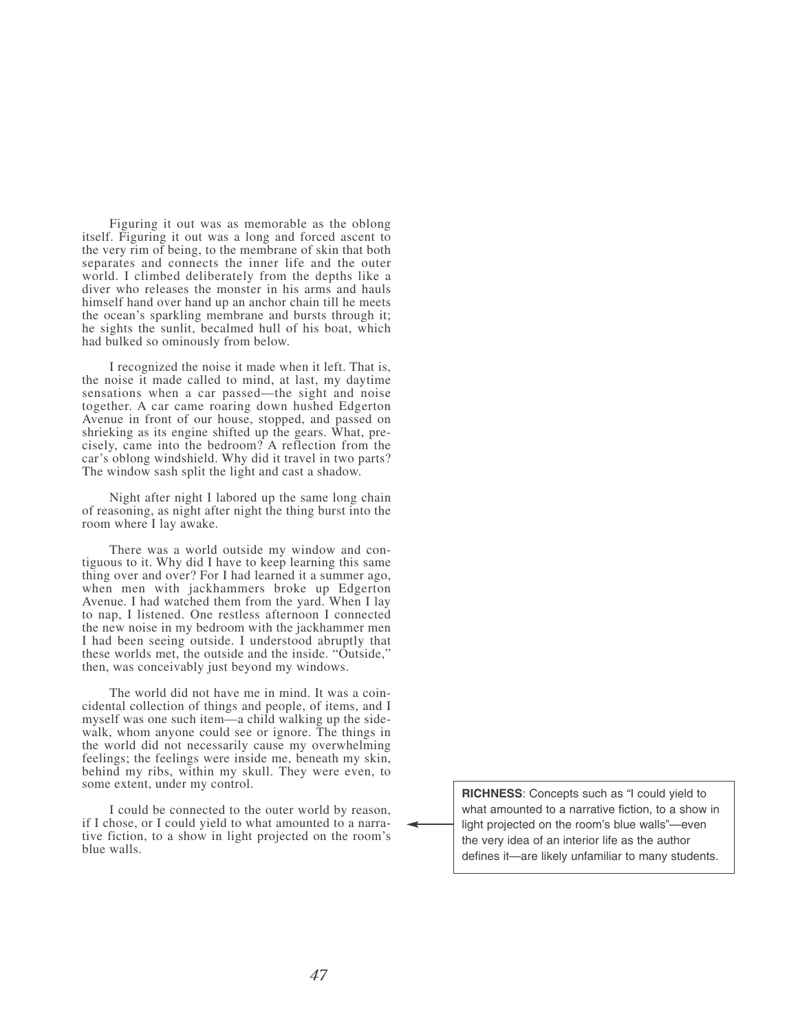Figuring it out was as memorable as the oblong itself. Figuring it out was a long and forced ascent to the very rim of being, to the membrane of skin that both separates and connects the inner life and the outer world. I climbed deliberately from the depths like a diver who releases the monster in his arms and hauls himself hand over hand up an anchor chain till he meets the ocean's sparkling membrane and bursts through it; he sights the sunlit, becalmed hull of his boat, which had bulked so ominously from below.

I recognized the noise it made when it left. That is, the noise it made called to mind, at last, my daytime sensations when a car passed—the sight and noise together. A car came roaring down hushed Edgerton Avenue in front of our house, stopped, and passed on shrieking as its engine shifted up the gears. What, precisely, came into the bedroom? A reflection from the car's oblong windshield. Why did it travel in two parts? The window sash split the light and cast a shadow.

Night after night I labored up the same long chain of reasoning, as night after night the thing burst into the room where I lay awake.

There was a world outside my window and contiguous to it. Why did I have to keep learning this same thing over and over? For I had learned it a summer ago, when men with jackhammers broke up Edgerton Avenue. I had watched them from the yard. When I lay to nap, I listened. One restless afternoon I connected the new noise in my bedroom with the jackhammer men I had been seeing outside. I understood abruptly that these worlds met, the outside and the inside. "Outside," then, was conceivably just beyond my windows.

The world did not have me in mind. It was a coincidental collection of things and people, of items, and I myself was one such item—a child walking up the sidewalk, whom anyone could see or ignore. The things in the world did not necessarily cause my overwhelming feelings; the feelings were inside me, beneath my skin, behind my ribs, within my skull. They were even, to some extent, under my control.

I could be connected to the outer world by reason, if I chose, or I could yield to what amounted to a narrative fiction, to a show in light projected on the room's blue walls.

**RICHNESS**: Concepts such as "I could yield to what amounted to a narrative fiction, to a show in light projected on the room's blue walls"—even the very idea of an interior life as the author defines it—are likely unfamiliar to many students.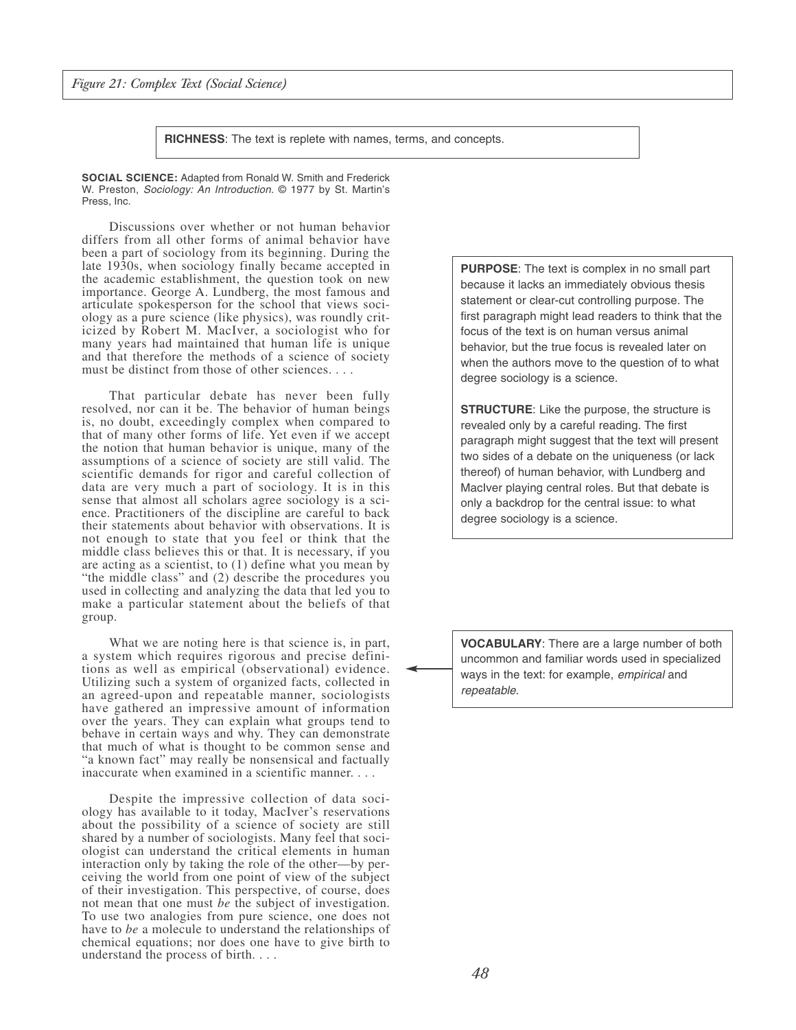*Figure 21: Complex Text (Social Science)*

**RICHNESS**: The text is replete with names, terms, and concepts.

**SOCIAL SCIENCE:** Adapted from Ronald W. Smith and Frederick W. Preston, *Sociology: An Introduction.* © 1977 by St. Martin's Press, Inc.

Discussions over whether or not human behavior differs from all other forms of animal behavior have been a part of sociology from its beginning. During the late 1930s, when sociology finally became accepted in the academic establishment, the question took on new importance. George A. Lundberg, the most famous and articulate spokesperson for the school that views sociology as a pure science (like physics), was roundly criticized by Robert M. MacIver, a sociologist who for many years had maintained that human life is unique and that therefore the methods of a science of society must be distinct from those of other sciences. . . .

That particular debate has never been fully resolved, nor can it be. The behavior of human beings is, no doubt, exceedingly complex when compared to that of many other forms of life. Yet even if we accept the notion that human behavior is unique, many of the assumptions of a science of society are still valid. The scientific demands for rigor and careful collection of data are very much a part of sociology. It is in this sense that almost all scholars agree sociology is a science. Practitioners of the discipline are careful to back their statements about behavior with observations. It is not enough to state that you feel or think that the middle class believes this or that. It is necessary, if you are acting as a scientist, to (1) define what you mean by "the middle class" and (2) describe the procedures you used in collecting and analyzing the data that led you to make a particular statement about the beliefs of that group.

What we are noting here is that science is, in part, a system which requires rigorous and precise definitions as well as empirical (observational) evidence. Utilizing such a system of organized facts, collected in an agreed-upon and repeatable manner, sociologists have gathered an impressive amount of information over the years. They can explain what groups tend to behave in certain ways and why. They can demonstrate that much of what is thought to be common sense and "a known fact" may really be nonsensical and factually inaccurate when examined in a scientific manner. . . .

Despite the impressive collection of data sociology has available to it today, MacIver's reservations about the possibility of a science of society are still shared by a number of sociologists. Many feel that sociologist can understand the critical elements in human interaction only by taking the role of the other—by perceiving the world from one point of view of the subject of their investigation. This perspective, of course, does not mean that one must *be* the subject of investigation. To use two analogies from pure science, one does not have to *be* a molecule to understand the relationships of chemical equations; nor does one have to give birth to understand the process of birth. . . .

**PURPOSE**: The text is complex in no small part because it lacks an immediately obvious thesis statement or clear-cut controlling purpose. The first paragraph might lead readers to think that the focus of the text is on human versus animal behavior, but the true focus is revealed later on when the authors move to the question of to what degree sociology is a science.

**STRUCTURE**: Like the purpose, the structure is revealed only by a careful reading. The first paragraph might suggest that the text will present two sides of a debate on the uniqueness (or lack thereof) of human behavior, with Lundberg and MacIver playing central roles. But that debate is only a backdrop for the central issue: to what degree sociology is a science.

**VOCABULARY**: There are a large number of both uncommon and familiar words used in specialized ways in the text: for example, *empirical* and *repeatable.*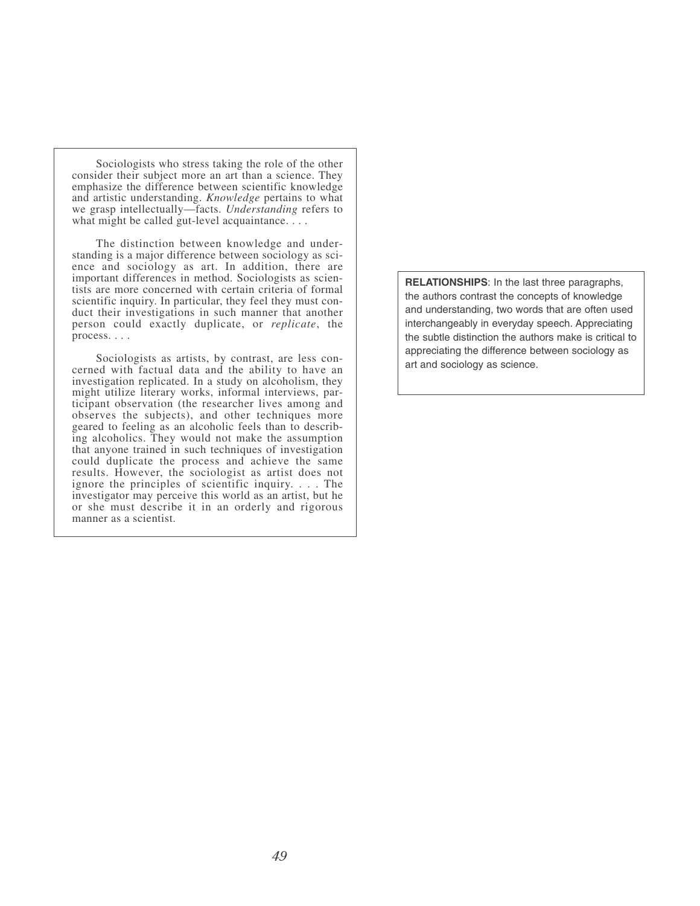Sociologists who stress taking the role of the other consider their subject more an art than a science. They emphasize the difference between scientific knowledge and artistic understanding. *Knowledge* pertains to what we grasp intellectually—facts. *Understanding* refers to what might be called gut-level acquaintance. . . .

The distinction between knowledge and understanding is a major difference between sociology as science and sociology as art. In addition, there are important differences in method. Sociologists as scientists are more concerned with certain criteria of formal scientific inquiry. In particular, they feel they must conduct their investigations in such manner that another person could exactly duplicate, or *replicate*, the process. . . .

Sociologists as artists, by contrast, are less concerned with factual data and the ability to have an investigation replicated. In a study on alcoholism, they might utilize literary works, informal interviews, participant observation (the researcher lives among and observes the subjects), and other techniques more geared to feeling as an alcoholic feels than to describing alcoholics. They would not make the assumption that anyone trained in such techniques of investigation could duplicate the process and achieve the same results. However, the sociologist as artist does not ignore the principles of scientific inquiry. . . . The investigator may perceive this world as an artist, but he or she must describe it in an orderly and rigorous manner as a scientist.

**RELATIONSHIPS**: In the last three paragraphs, the authors contrast the concepts of knowledge and understanding, two words that are often used interchangeably in everyday speech. Appreciating the subtle distinction the authors make is critical to appreciating the difference between sociology as art and sociology as science.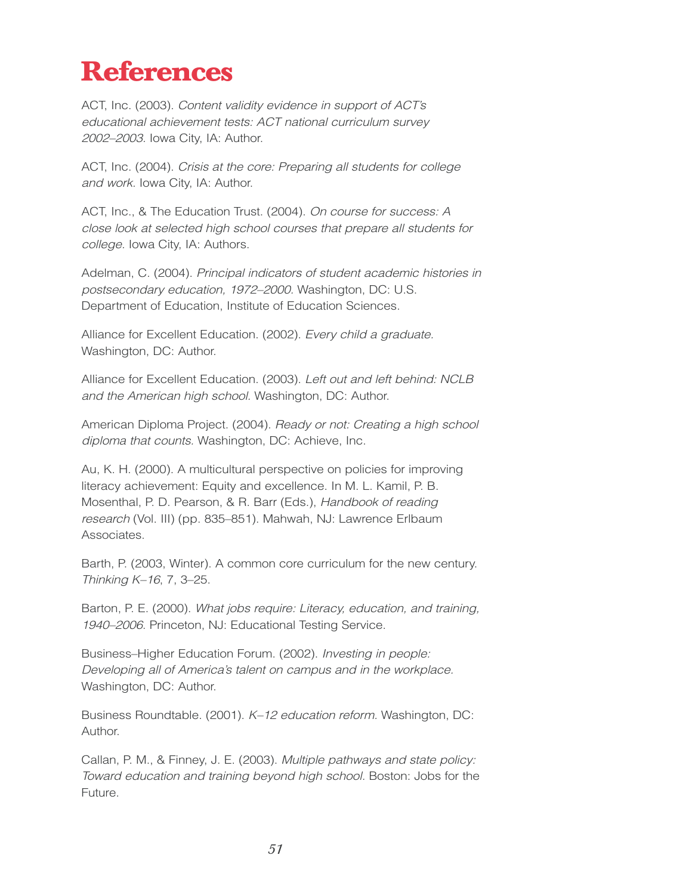# References

ACT, Inc. (2003). *Content validity evidence in support of ACT's educational achievement tests: ACT national curriculum survey 2002–2003.* Iowa City, IA: Author.

ACT, Inc. (2004). *Crisis at the core: Preparing all students for college and work.* Iowa City, IA: Author.

ACT, Inc., & The Education Trust. (2004). *On course for success: A close look at selected high school courses that prepare all students for college.* Iowa City, IA: Authors.

Adelman, C. (2004). *Principal indicators of student academic histories in postsecondary education, 1972–2000.* Washington, DC: U.S. Department of Education, Institute of Education Sciences.

Alliance for Excellent Education. (2002). *Every child a graduate.* Washington, DC: Author.

Alliance for Excellent Education. (2003). *Left out and left behind: NCLB and the American high school.* Washington, DC: Author.

American Diploma Project. (2004). *Ready or not: Creating a high school diploma that counts.* Washington, DC: Achieve, Inc.

Au, K. H. (2000). A multicultural perspective on policies for improving literacy achievement: Equity and excellence. In M. L. Kamil, P. B. Mosenthal, P. D. Pearson, & R. Barr (Eds.), *Handbook of reading research* (Vol. III) (pp. 835–851). Mahwah, NJ: Lawrence Erlbaum Associates.

Barth, P. (2003, Winter). A common core curriculum for the new century. *Thinking K–16*, 7, 3–25.

Barton, P. E. (2000). *What jobs require: Literacy, education, and training, 1940–2006.* Princeton, NJ: Educational Testing Service.

Business–Higher Education Forum. (2002). *Investing in people: Developing all of America's talent on campus and in the workplace.* Washington, DC: Author.

Business Roundtable. (2001). *K–12 education reform.* Washington, DC: Author.

Callan, P. M., & Finney, J. E. (2003). *Multiple pathways and state policy: Toward education and training beyond high school.* Boston: Jobs for the Future.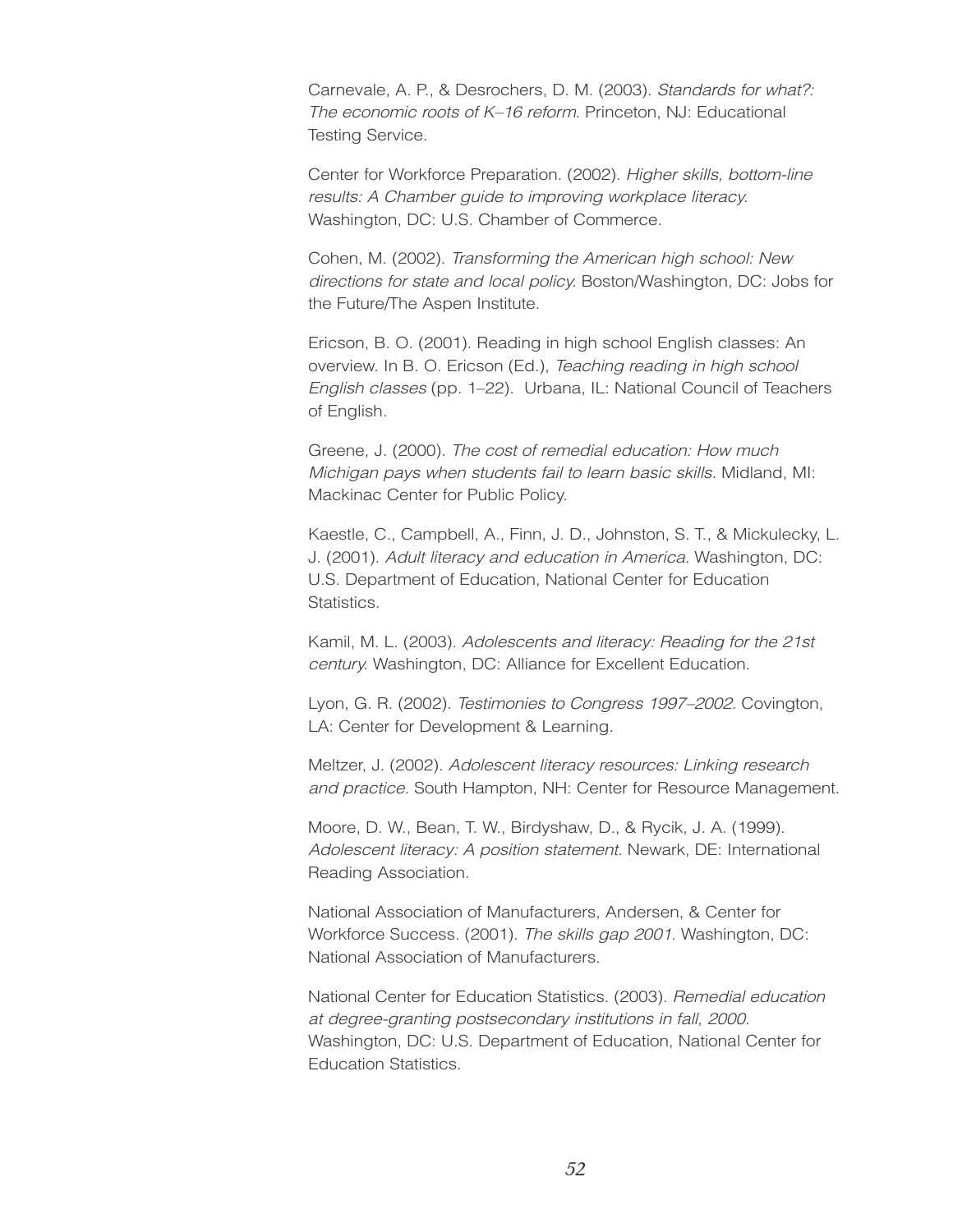Carnevale, A. P., & Desrochers, D. M. (2003). *Standards for what?: The economic roots of K–16 reform.* Princeton, NJ: Educational Testing Service.

Center for Workforce Preparation. (2002). *Higher skills, bottom-line results: A Chamber guide to improving workplace literacy.* Washington, DC: U.S. Chamber of Commerce.

Cohen, M. (2002). *Transforming the American high school: New directions for state and local policy.* Boston/Washington, DC: Jobs for the Future/The Aspen Institute.

Ericson, B. O. (2001). Reading in high school English classes: An overview. In B. O. Ericson (Ed.), *Teaching reading in high school English classes* (pp. 1–22). Urbana, IL: National Council of Teachers of English.

Greene, J. (2000). *The cost of remedial education: How much Michigan pays when students fail to learn basic skills.* Midland, MI: Mackinac Center for Public Policy.

Kaestle, C., Campbell, A., Finn, J. D., Johnston, S. T., & Mickulecky, L. J. (2001). *Adult literacy and education in America.* Washington, DC: U.S. Department of Education, National Center for Education Statistics.

Kamil, M. L. (2003). *Adolescents and literacy: Reading for the 21st century.* Washington, DC: Alliance for Excellent Education.

Lyon, G. R. (2002). *Testimonies to Congress 1997–2002.* Covington, LA: Center for Development & Learning.

Meltzer, J. (2002). *Adolescent literacy resources: Linking research and practice.* South Hampton, NH: Center for Resource Management.

Moore, D. W., Bean, T. W., Birdyshaw, D., & Rycik, J. A. (1999). *Adolescent literacy: A position statement.* Newark, DE: International Reading Association.

National Association of Manufacturers, Andersen, & Center for Workforce Success. (2001). *The skills gap 2001.* Washington, DC: National Association of Manufacturers.

National Center for Education Statistics. (2003). *Remedial education at degree-granting postsecondary institutions in fall, 2000.* Washington, DC: U.S. Department of Education, National Center for Education Statistics.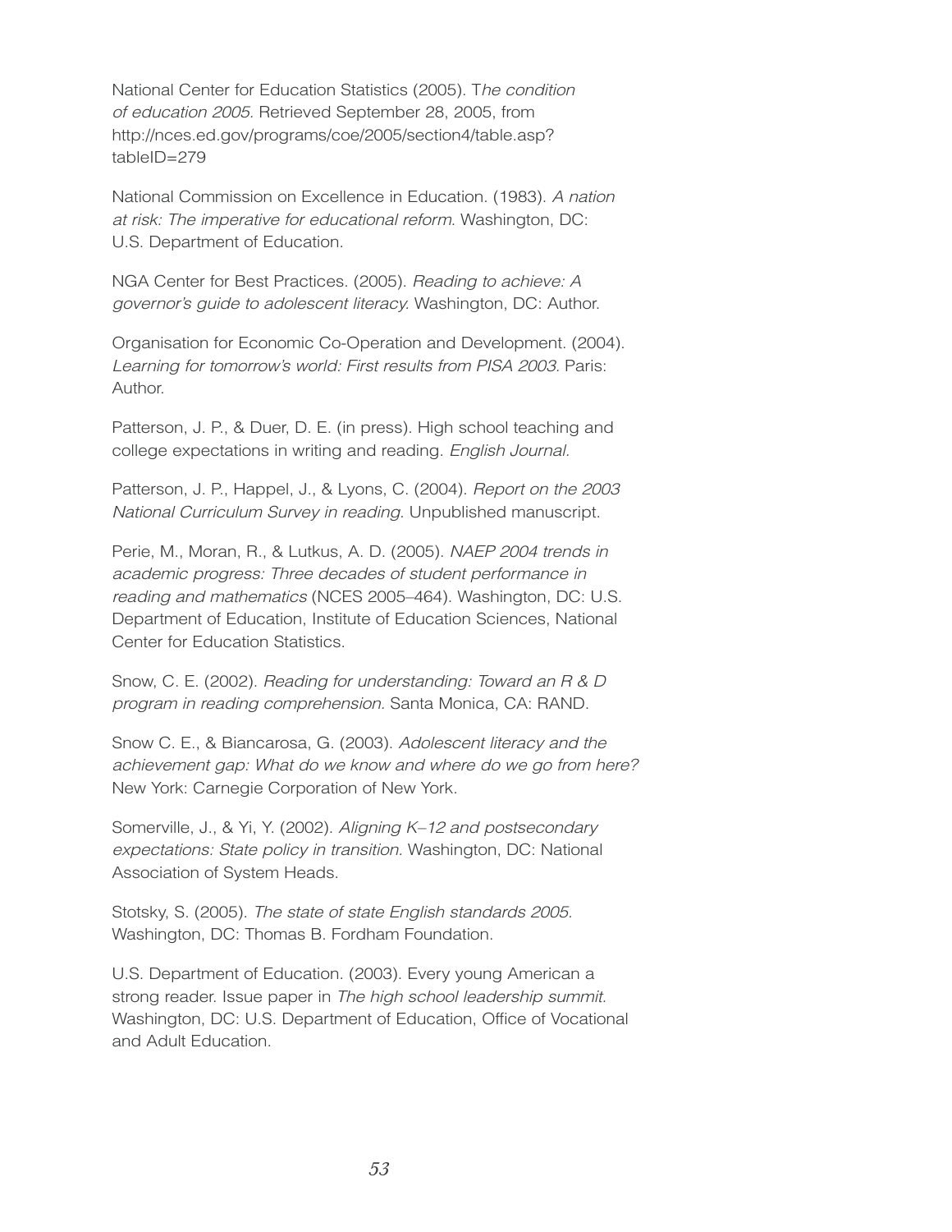National Center for Education Statistics (2005). T*he condition of education 2005*. Retrieved September 28, 2005, from http://nces.ed.gov/programs/coe/2005/section4/table.asp?tableID=279

National Commission on Excellence in Education. (1983). *A nation at risk: The imperative for educational reform*. Washington, DC: U.S. Department of Education.

NGA Center for Best Practices. (2005). *Reading to achieve: A governor's guide to adolescent literacy.* Washington, DC: Author.

Organisation for Economic Co-Operation and Development. (2004). *Learning for tomorrow's world: First results from PISA 2003*. Paris: Author.

Patterson, J. P., & Duer, D. E. (in press). High school teaching and college expectations in writing and reading. *English Journal*.

Patterson, J. P., Happel, J., & Lyons, C. (2004). *Report on the 2003 National Curriculum Survey in reading.* Unpublished manuscript.

Perie, M., Moran, R., & Lutkus, A. D. (2005). *NAEP 2004 trends in academic progress: Three decades of student performance in reading and mathematics* (NCES 2005–464). Washington, DC: U.S. Department of Education, Institute of Education Sciences, National Center for Education Statistics.

Snow, C. E. (2002). *Reading for understanding: Toward an R & D program in reading comprehension*. Santa Monica, CA: RAND.

Snow C. E., & Biancarosa, G. (2003). *Adolescent literacy and the achievement gap: What do we know and where do we go from here?* New York: Carnegie Corporation of New York.

Somerville, J., & Yi, Y. (2002). *Aligning K–12 and postsecondary expectations: State policy in transition.* Washington, DC: National Association of System Heads.

Stotsky, S. (2005). *The state of state English standards 2005.* Washington, DC: Thomas B. Fordham Foundation.

U.S. Department of Education. (2003). Every young American a strong reader. Issue paper in *The high school leadership summit.* Washington, DC: U.S. Department of Education, Office of Vocational and Adult Education.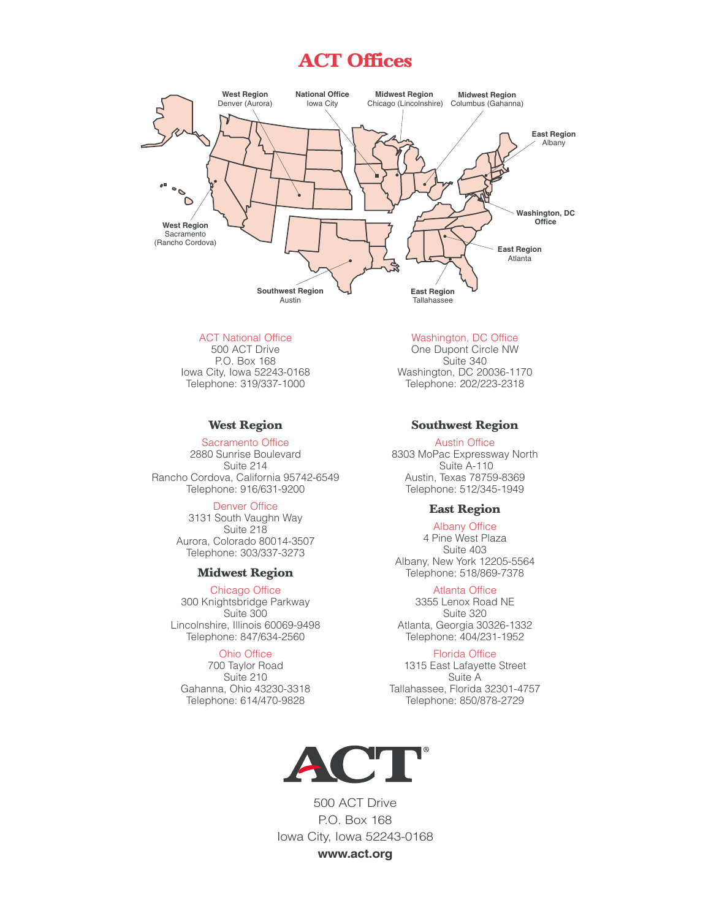# ACT Offices

West Region
Denver (Aurora)

National Office
Iowa City

Midwest Region
Chicago (Lincolnshire)

Midwest Region
Columbus (Gahanna)

East Region
Albany

Washington, DC Office

East Region
Atlanta

East Region
Tallahassee

Southwest Region
Austin

West Region
Sacramento
(Rancho Cordova)

ACT National Office
500 ACT Drive
P.O. Box 168
Iowa City, Iowa 52243-0168
Telephone: 319/337-1000

Washington, DC Office
One Dupont Circle NW
Suite 340
Washington, DC 20036-1170
Telephone: 202/223-2318

## West Region

Sacramento Office
2880 Sunrise Boulevard
Suite 214
Rancho Cordova, California 95742-6549
Telephone: 916/631-9200

Denver Office
3131 South Vaughn Way
Suite 218
Aurora, Colorado 80014-3507
Telephone: 303/337-3273

## Midwest Region

Chicago Office
300 Knightsbridge Parkway
Suite 300
Lincolnshire, Illinois 60069-9498
Telephone: 847/634-2560

Ohio Office
700 Taylor Road
Suite 210
Gahanna, Ohio 43230-3318
Telephone: 614/470-9828

## Southwest Region

Austin Office
8303 MoPac Expressway North
Suite A-110
Austin, Texas 78759-8369
Telephone: 512/345-1949

## East Region

Albany Office
4 Pine West Plaza
Suite 403
Albany, New York 12205-5564
Telephone: 518/869-7378

Atlanta Office
3355 Lenox Road NE
Suite 320
Atlanta, Georgia 30326-1332
Telephone: 404/231-1952

Florida Office
1315 East Lafayette Street
Suite A
Tallahassee, Florida 32301-4757
Telephone: 850/878-2729

ACT®

500 ACT Drive
P.O. Box 168
Iowa City, Iowa 52243-0168
**www.act.org**